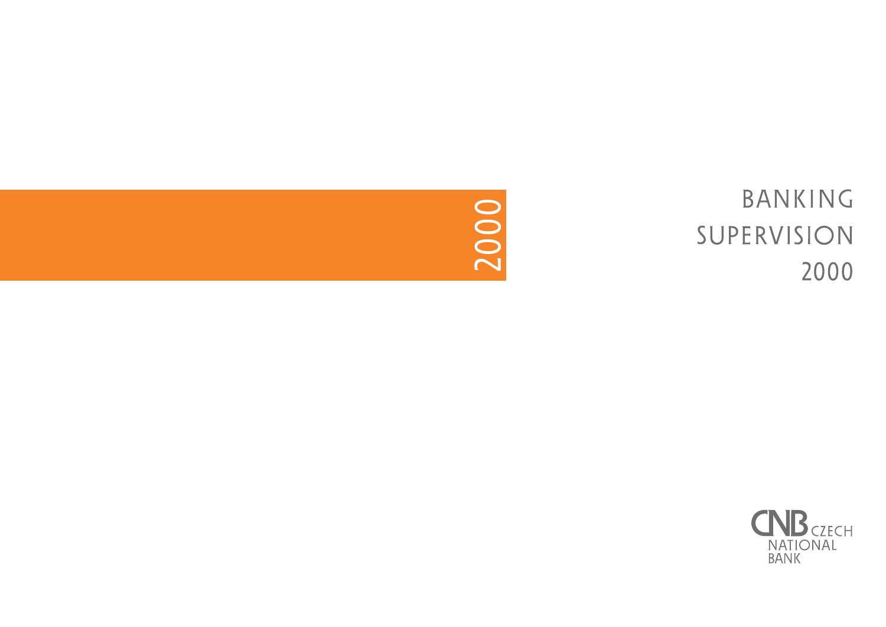2000

# BANKING SUPERVISION 2000

CNB CZECH NATIONAL BANK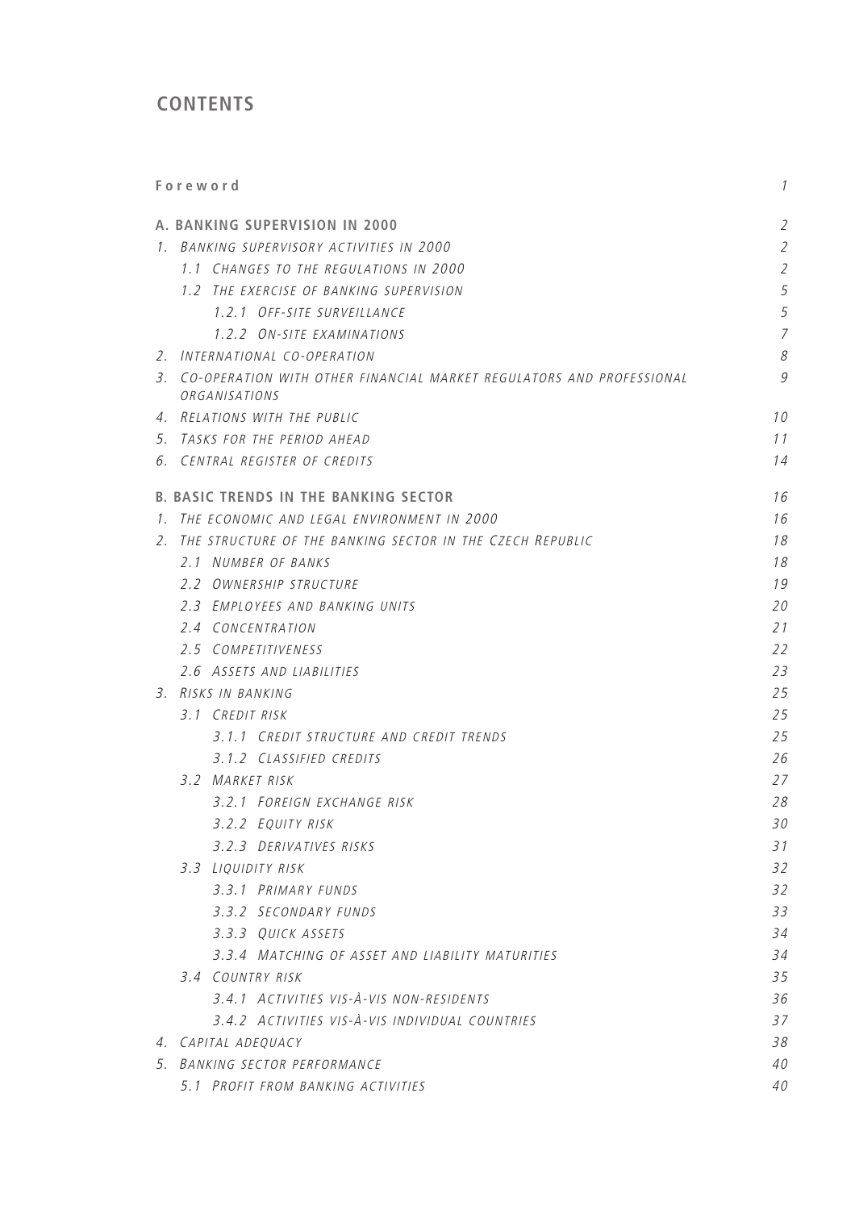# CONTENTS

| | |
|---|---|
| **Foreword** | 1 |
| **A. BANKING SUPERVISION IN 2000** | 2 |
| 1. Banking supervisory activities in 2000 | 2 |
| 1.1 Changes to the regulations in 2000 | 2 |
| 1.2 The exercise of banking supervision | 5 |
| 1.2.1 Off-site surveillance | 5 |
| 1.2.2 On-site examinations | 7 |
| 2. International co-operation | 8 |
| 3. Co-operation with other financial market regulators and professional organisations | 9 |
| 4. Relations with the public | 10 |
| 5. Tasks for the period ahead | 11 |
| 6. Central register of credits | 14 |
| **B. BASIC TRENDS IN THE BANKING SECTOR** | 16 |
| 1. The economic and legal environment in 2000 | 16 |
| 2. The structure of the banking sector in the Czech Republic | 18 |
| 2.1 Number of banks | 18 |
| 2.2 Ownership structure | 19 |
| 2.3 Employees and banking units | 20 |
| 2.4 Concentration | 21 |
| 2.5 Competitiveness | 22 |
| 2.6 Assets and liabilities | 23 |
| 3. Risks in banking | 25 |
| 3.1 Credit risk | 25 |
| 3.1.1 Credit structure and credit trends | 25 |
| 3.1.2 Classified credits | 26 |
| 3.2 Market risk | 27 |
| 3.2.1 Foreign exchange risk | 28 |
| 3.2.2 Equity risk | 30 |
| 3.2.3 Derivatives risks | 31 |
| 3.3 Liquidity risk | 32 |
| 3.3.1 Primary funds | 32 |
| 3.3.2 Secondary funds | 33 |
| 3.3.3 Quick assets | 34 |
| 3.3.4 Matching of asset and liability maturities | 34 |
| 3.4 Country risk | 35 |
| 3.4.1 Activities vis-à-vis non-residents | 36 |
| 3.4.2 Activities vis-à-vis individual countries | 37 |
| 4. Capital adequacy | 38 |
| 5. Banking sector performance | 40 |
| 5.1 Profit from banking activities | 40 |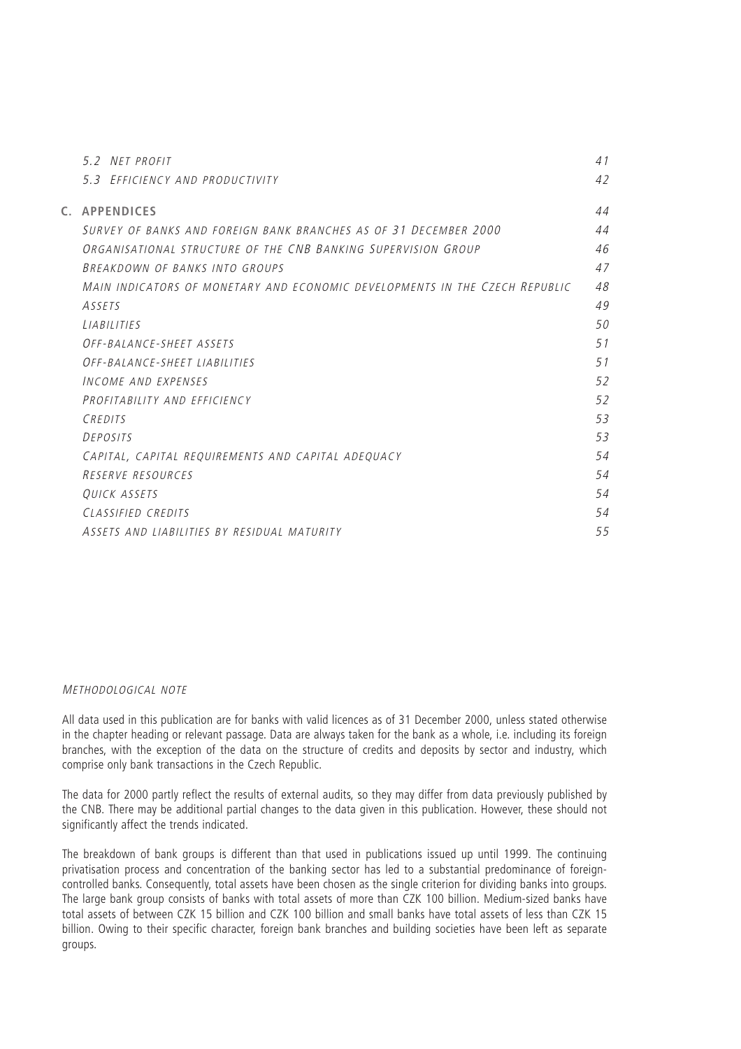| | |
|---|---|
| *5.2 Net profit* | 41 |
| *5.3 Efficiency and productivity* | 42 |
| **C. APPENDICES** | 44 |
| *Survey of banks and foreign bank branches as of 31 December 2000* | 44 |
| *Organisational structure of the CNB Banking Supervision Group* | 46 |
| *Breakdown of banks into groups* | 47 |
| *Main indicators of monetary and economic developments in the Czech Republic* | 48 |
| *Assets* | 49 |
| *Liabilities* | 50 |
| *Off-balance-sheet assets* | 51 |
| *Off-balance-sheet liabilities* | 51 |
| *Income and expenses* | 52 |
| *Profitability and efficiency* | 52 |
| *Credits* | 53 |
| *Deposits* | 53 |
| *Capital, capital requirements and capital adequacy* | 54 |
| *Reserve resources* | 54 |
| *Quick assets* | 54 |
| *Classified credits* | 54 |
| *Assets and liabilities by residual maturity* | 55 |

*Methodological note*

All data used in this publication are for banks with valid licences as of 31 December 2000, unless stated otherwise in the chapter heading or relevant passage. Data are always taken for the bank as a whole, i.e. including its foreign branches, with the exception of the data on the structure of credits and deposits by sector and industry, which comprise only bank transactions in the Czech Republic.

The data for 2000 partly reflect the results of external audits, so they may differ from data previously published by the CNB. There may be additional partial changes to the data given in this publication. However, these should not significantly affect the trends indicated.

The breakdown of bank groups is different than that used in publications issued up until 1999. The continuing privatisation process and concentration of the banking sector has led to a substantial predominance of foreign-controlled banks. Consequently, total assets have been chosen as the single criterion for dividing banks into groups. The large bank group consists of banks with total assets of more than CZK 100 billion. Medium-sized banks have total assets of between CZK 15 billion and CZK 100 billion and small banks have total assets of less than CZK 15 billion. Owing to their specific character, foreign bank branches and building societies have been left as separate groups.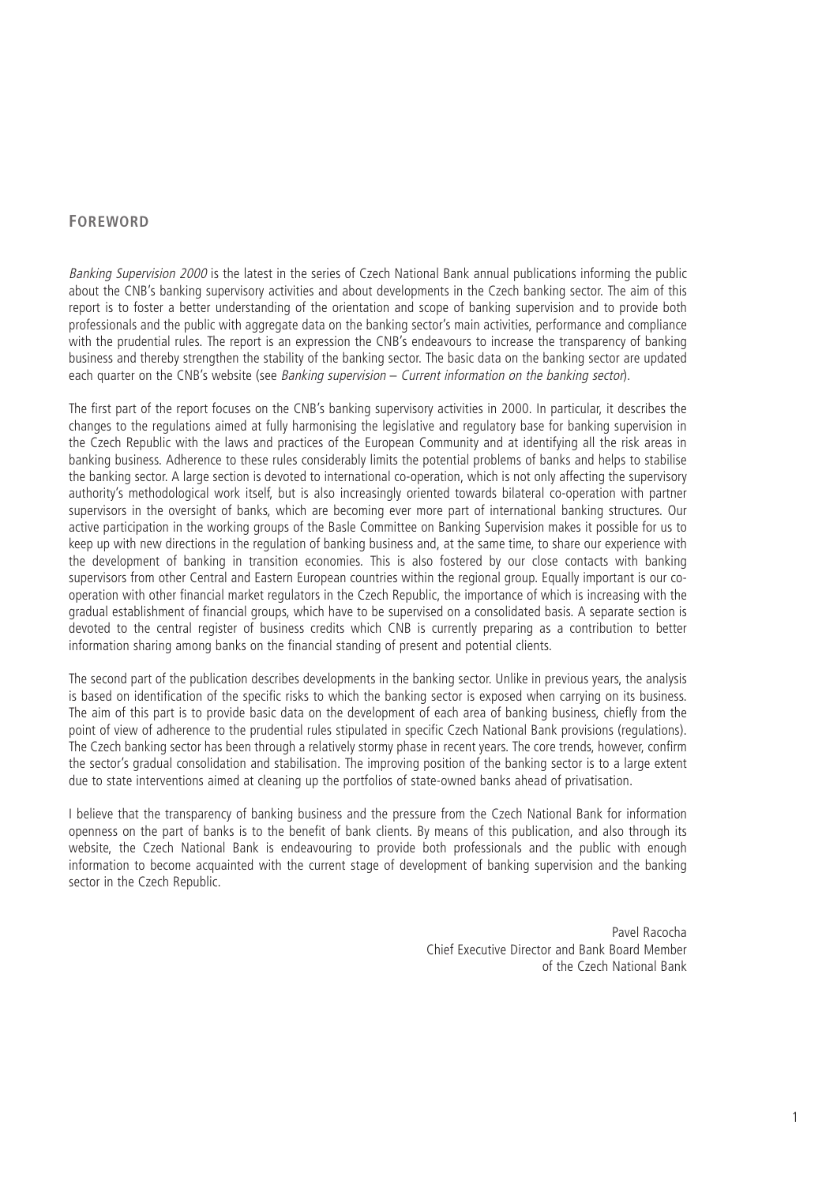## FOREWORD

*Banking Supervision 2000* is the latest in the series of Czech National Bank annual publications informing the public about the CNB's banking supervisory activities and about developments in the Czech banking sector. The aim of this report is to foster a better understanding of the orientation and scope of banking supervision and to provide both professionals and the public with aggregate data on the banking sector's main activities, performance and compliance with the prudential rules. The report is an expression the CNB's endeavours to increase the transparency of banking business and thereby strengthen the stability of the banking sector. The basic data on the banking sector are updated each quarter on the CNB's website (see *Banking supervision – Current information on the banking sector*).

The first part of the report focuses on the CNB's banking supervisory activities in 2000. In particular, it describes the changes to the regulations aimed at fully harmonising the legislative and regulatory base for banking supervision in the Czech Republic with the laws and practices of the European Community and at identifying all the risk areas in banking business. Adherence to these rules considerably limits the potential problems of banks and helps to stabilise the banking sector. A large section is devoted to international co-operation, which is not only affecting the supervisory authority's methodological work itself, but is also increasingly oriented towards bilateral co-operation with partner supervisors in the oversight of banks, which are becoming ever more part of international banking structures. Our active participation in the working groups of the Basle Committee on Banking Supervision makes it possible for us to keep up with new directions in the regulation of banking business and, at the same time, to share our experience with the development of banking in transition economies. This is also fostered by our close contacts with banking supervisors from other Central and Eastern European countries within the regional group. Equally important is our co-operation with other financial market regulators in the Czech Republic, the importance of which is increasing with the gradual establishment of financial groups, which have to be supervised on a consolidated basis. A separate section is devoted to the central register of business credits which CNB is currently preparing as a contribution to better information sharing among banks on the financial standing of present and potential clients.

The second part of the publication describes developments in the banking sector. Unlike in previous years, the analysis is based on identification of the specific risks to which the banking sector is exposed when carrying on its business. The aim of this part is to provide basic data on the development of each area of banking business, chiefly from the point of view of adherence to the prudential rules stipulated in specific Czech National Bank provisions (regulations). The Czech banking sector has been through a relatively stormy phase in recent years. The core trends, however, confirm the sector's gradual consolidation and stabilisation. The improving position of the banking sector is to a large extent due to state interventions aimed at cleaning up the portfolios of state-owned banks ahead of privatisation.

I believe that the transparency of banking business and the pressure from the Czech National Bank for information openness on the part of banks is to the benefit of bank clients. By means of this publication, and also through its website, the Czech National Bank is endeavouring to provide both professionals and the public with enough information to become acquainted with the current stage of development of banking supervision and the banking sector in the Czech Republic.

Pavel Racocha  
Chief Executive Director and Bank Board Member  
of the Czech National Bank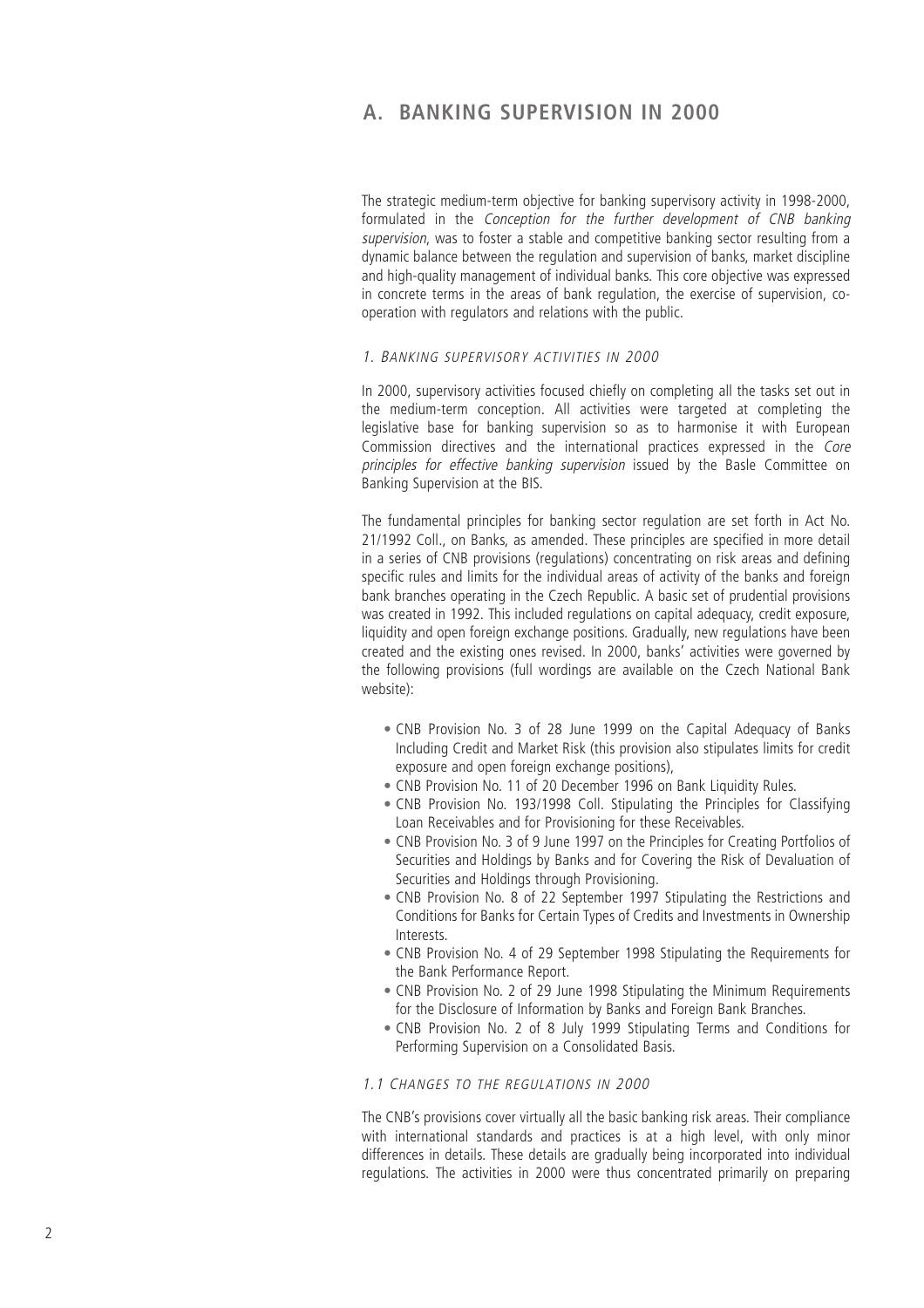# A. BANKING SUPERVISION IN 2000

The strategic medium-term objective for banking supervisory activity in 1998-2000, formulated in the *Conception for the further development of CNB banking supervision*, was to foster a stable and competitive banking sector resulting from a dynamic balance between the regulation and supervision of banks, market discipline and high-quality management of individual banks. This core objective was expressed in concrete terms in the areas of bank regulation, the exercise of supervision, co-operation with regulators and relations with the public.

### 1. Banking supervisory activities in 2000

In 2000, supervisory activities focused chiefly on completing all the tasks set out in the medium-term conception. All activities were targeted at completing the legislative base for banking supervision so as to harmonise it with European Commission directives and the international practices expressed in the *Core principles for effective banking supervision* issued by the Basle Committee on Banking Supervision at the BIS.

The fundamental principles for banking sector regulation are set forth in Act No. 21/1992 Coll., on Banks, as amended. These principles are specified in more detail in a series of CNB provisions (regulations) concentrating on risk areas and defining specific rules and limits for the individual areas of activity of the banks and foreign bank branches operating in the Czech Republic. A basic set of prudential provisions was created in 1992. This included regulations on capital adequacy, credit exposure, liquidity and open foreign exchange positions. Gradually, new regulations have been created and the existing ones revised. In 2000, banks' activities were governed by the following provisions (full wordings are available on the Czech National Bank website):

- CNB Provision No. 3 of 28 June 1999 on the Capital Adequacy of Banks Including Credit and Market Risk (this provision also stipulates limits for credit exposure and open foreign exchange positions),
- CNB Provision No. 11 of 20 December 1996 on Bank Liquidity Rules.
- CNB Provision No. 193/1998 Coll. Stipulating the Principles for Classifying Loan Receivables and for Provisioning for these Receivables.
- CNB Provision No. 3 of 9 June 1997 on the Principles for Creating Portfolios of Securities and Holdings by Banks and for Covering the Risk of Devaluation of Securities and Holdings through Provisioning.
- CNB Provision No. 8 of 22 September 1997 Stipulating the Restrictions and Conditions for Banks for Certain Types of Credits and Investments in Ownership Interests.
- CNB Provision No. 4 of 29 September 1998 Stipulating the Requirements for the Bank Performance Report.
- CNB Provision No. 2 of 29 June 1998 Stipulating the Minimum Requirements for the Disclosure of Information by Banks and Foreign Bank Branches.
- CNB Provision No. 2 of 8 July 1999 Stipulating Terms and Conditions for Performing Supervision on a Consolidated Basis.

### 1.1 Changes to the regulations in 2000

The CNB's provisions cover virtually all the basic banking risk areas. Their compliance with international standards and practices is at a high level, with only minor differences in details. These details are gradually being incorporated into individual regulations. The activities in 2000 were thus concentrated primarily on preparing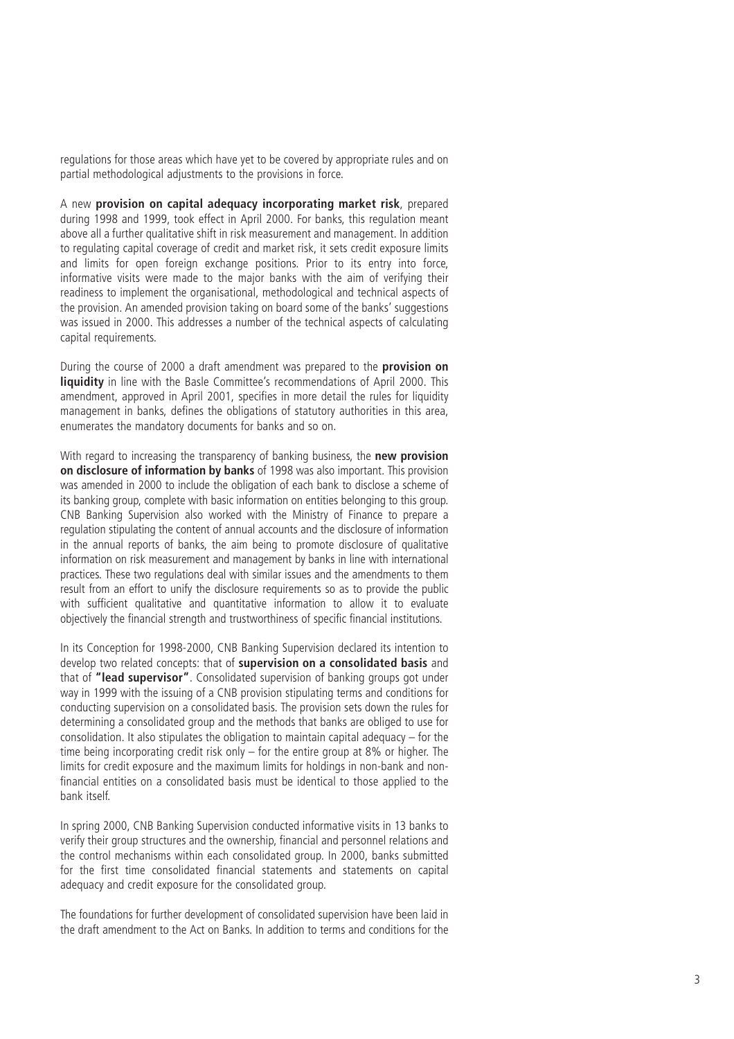regulations for those areas which have yet to be covered by appropriate rules and on partial methodological adjustments to the provisions in force.

A new **provision on capital adequacy incorporating market risk**, prepared during 1998 and 1999, took effect in April 2000. For banks, this regulation meant above all a further qualitative shift in risk measurement and management. In addition to regulating capital coverage of credit and market risk, it sets credit exposure limits and limits for open foreign exchange positions. Prior to its entry into force, informative visits were made to the major banks with the aim of verifying their readiness to implement the organisational, methodological and technical aspects of the provision. An amended provision taking on board some of the banks' suggestions was issued in 2000. This addresses a number of the technical aspects of calculating capital requirements.

During the course of 2000 a draft amendment was prepared to the **provision on liquidity** in line with the Basle Committee's recommendations of April 2000. This amendment, approved in April 2001, specifies in more detail the rules for liquidity management in banks, defines the obligations of statutory authorities in this area, enumerates the mandatory documents for banks and so on.

With regard to increasing the transparency of banking business, the **new provision on disclosure of information by banks** of 1998 was also important. This provision was amended in 2000 to include the obligation of each bank to disclose a scheme of its banking group, complete with basic information on entities belonging to this group. CNB Banking Supervision also worked with the Ministry of Finance to prepare a regulation stipulating the content of annual accounts and the disclosure of information in the annual reports of banks, the aim being to promote disclosure of qualitative information on risk measurement and management by banks in line with international practices. These two regulations deal with similar issues and the amendments to them result from an effort to unify the disclosure requirements so as to provide the public with sufficient qualitative and quantitative information to allow it to evaluate objectively the financial strength and trustworthiness of specific financial institutions.

In its Conception for 1998-2000, CNB Banking Supervision declared its intention to develop two related concepts: that of **supervision on a consolidated basis** and that of **"lead supervisor"**. Consolidated supervision of banking groups got under way in 1999 with the issuing of a CNB provision stipulating terms and conditions for conducting supervision on a consolidated basis. The provision sets down the rules for determining a consolidated group and the methods that banks are obliged to use for consolidation. It also stipulates the obligation to maintain capital adequacy – for the time being incorporating credit risk only – for the entire group at 8% or higher. The limits for credit exposure and the maximum limits for holdings in non-bank and non-financial entities on a consolidated basis must be identical to those applied to the bank itself.

In spring 2000, CNB Banking Supervision conducted informative visits in 13 banks to verify their group structures and the ownership, financial and personnel relations and the control mechanisms within each consolidated group. In 2000, banks submitted for the first time consolidated financial statements and statements on capital adequacy and credit exposure for the consolidated group.

The foundations for further development of consolidated supervision have been laid in the draft amendment to the Act on Banks. In addition to terms and conditions for the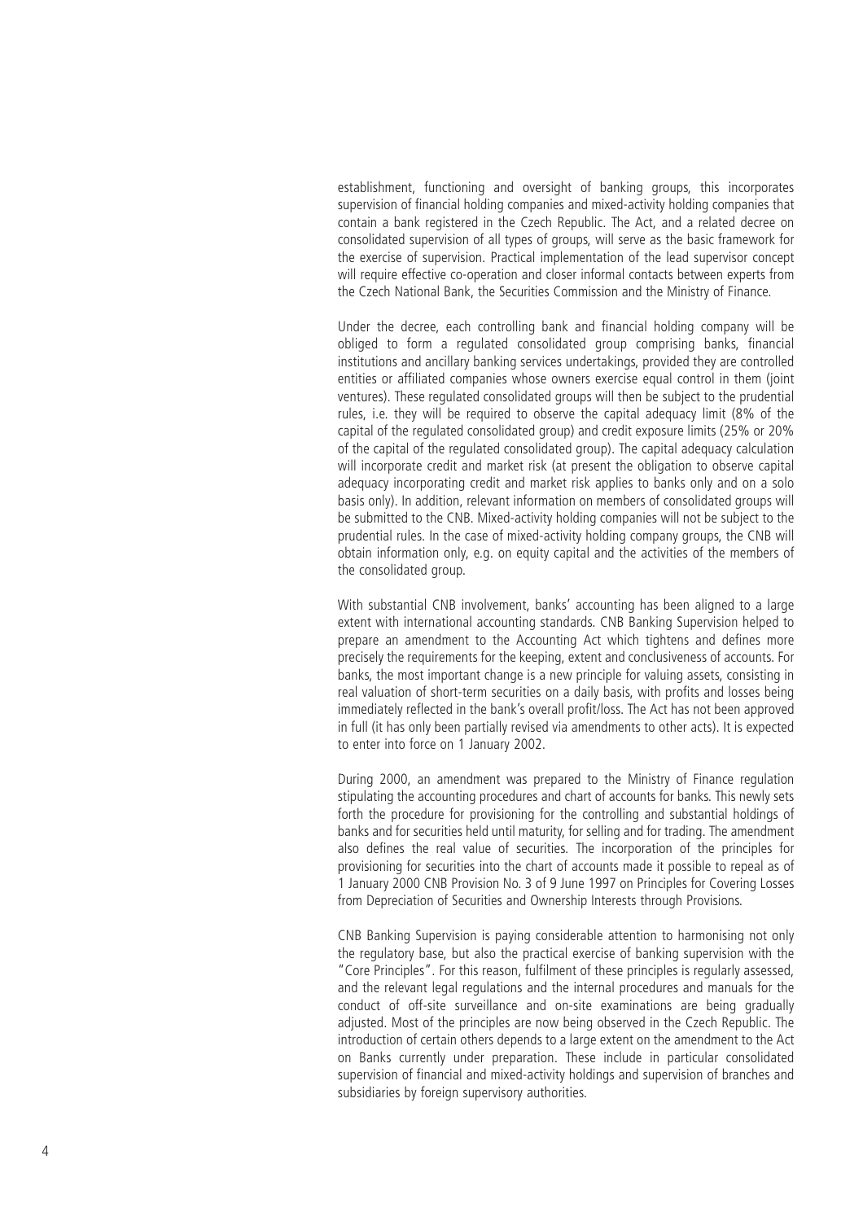establishment, functioning and oversight of banking groups, this incorporates supervision of financial holding companies and mixed-activity holding companies that contain a bank registered in the Czech Republic. The Act, and a related decree on consolidated supervision of all types of groups, will serve as the basic framework for the exercise of supervision. Practical implementation of the lead supervisor concept will require effective co-operation and closer informal contacts between experts from the Czech National Bank, the Securities Commission and the Ministry of Finance.

Under the decree, each controlling bank and financial holding company will be obliged to form a regulated consolidated group comprising banks, financial institutions and ancillary banking services undertakings, provided they are controlled entities or affiliated companies whose owners exercise equal control in them (joint ventures). These regulated consolidated groups will then be subject to the prudential rules, i.e. they will be required to observe the capital adequacy limit (8% of the capital of the regulated consolidated group) and credit exposure limits (25% or 20% of the capital of the regulated consolidated group). The capital adequacy calculation will incorporate credit and market risk (at present the obligation to observe capital adequacy incorporating credit and market risk applies to banks only and on a solo basis only). In addition, relevant information on members of consolidated groups will be submitted to the CNB. Mixed-activity holding companies will not be subject to the prudential rules. In the case of mixed-activity holding company groups, the CNB will obtain information only, e.g. on equity capital and the activities of the members of the consolidated group.

With substantial CNB involvement, banks' accounting has been aligned to a large extent with international accounting standards. CNB Banking Supervision helped to prepare an amendment to the Accounting Act which tightens and defines more precisely the requirements for the keeping, extent and conclusiveness of accounts. For banks, the most important change is a new principle for valuing assets, consisting in real valuation of short-term securities on a daily basis, with profits and losses being immediately reflected in the bank's overall profit/loss. The Act has not been approved in full (it has only been partially revised via amendments to other acts). It is expected to enter into force on 1 January 2002.

During 2000, an amendment was prepared to the Ministry of Finance regulation stipulating the accounting procedures and chart of accounts for banks. This newly sets forth the procedure for provisioning for the controlling and substantial holdings of banks and for securities held until maturity, for selling and for trading. The amendment also defines the real value of securities. The incorporation of the principles for provisioning for securities into the chart of accounts made it possible to repeal as of 1 January 2000 CNB Provision No. 3 of 9 June 1997 on Principles for Covering Losses from Depreciation of Securities and Ownership Interests through Provisions.

CNB Banking Supervision is paying considerable attention to harmonising not only the regulatory base, but also the practical exercise of banking supervision with the "Core Principles". For this reason, fulfilment of these principles is regularly assessed, and the relevant legal regulations and the internal procedures and manuals for the conduct of off-site surveillance and on-site examinations are being gradually adjusted. Most of the principles are now being observed in the Czech Republic. The introduction of certain others depends to a large extent on the amendment to the Act on Banks currently under preparation. These include in particular consolidated supervision of financial and mixed-activity holdings and supervision of branches and subsidiaries by foreign supervisory authorities.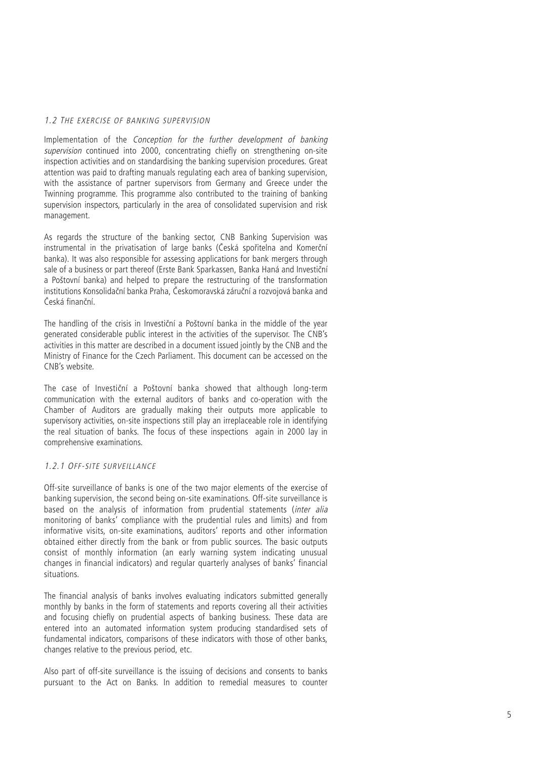### 1.2 The exercise of banking supervision

Implementation of the *Conception for the further development of banking supervision* continued into 2000, concentrating chiefly on strengthening on-site inspection activities and on standardising the banking supervision procedures. Great attention was paid to drafting manuals regulating each area of banking supervision, with the assistance of partner supervisors from Germany and Greece under the Twinning programme. This programme also contributed to the training of banking supervision inspectors, particularly in the area of consolidated supervision and risk management.

As regards the structure of the banking sector, CNB Banking Supervision was instrumental in the privatisation of large banks (Česká spořitelna and Komerční banka). It was also responsible for assessing applications for bank mergers through sale of a business or part thereof (Erste Bank Sparkassen, Banka Haná and Investiční a Poštovní banka) and helped to prepare the restructuring of the transformation institutions Konsolidační banka Praha, Českomoravská záruční a rozvojová banka and Česká finanční.

The handling of the crisis in Investiční a Poštovní banka in the middle of the year generated considerable public interest in the activities of the supervisor. The CNB's activities in this matter are described in a document issued jointly by the CNB and the Ministry of Finance for the Czech Parliament. This document can be accessed on the CNB's website.

The case of Investiční a Poštovní banka showed that although long-term communication with the external auditors of banks and co-operation with the Chamber of Auditors are gradually making their outputs more applicable to supervisory activities, on-site inspections still play an irreplaceable role in identifying the real situation of banks. The focus of these inspections again in 2000 lay in comprehensive examinations.

#### 1.2.1 Off-site surveillance

Off-site surveillance of banks is one of the two major elements of the exercise of banking supervision, the second being on-site examinations. Off-site surveillance is based on the analysis of information from prudential statements (*inter alia* monitoring of banks' compliance with the prudential rules and limits) and from informative visits, on-site examinations, auditors' reports and other information obtained either directly from the bank or from public sources. The basic outputs consist of monthly information (an early warning system indicating unusual changes in financial indicators) and regular quarterly analyses of banks' financial situations.

The financial analysis of banks involves evaluating indicators submitted generally monthly by banks in the form of statements and reports covering all their activities and focusing chiefly on prudential aspects of banking business. These data are entered into an automated information system producing standardised sets of fundamental indicators, comparisons of these indicators with those of other banks, changes relative to the previous period, etc.

Also part of off-site surveillance is the issuing of decisions and consents to banks pursuant to the Act on Banks. In addition to remedial measures to counter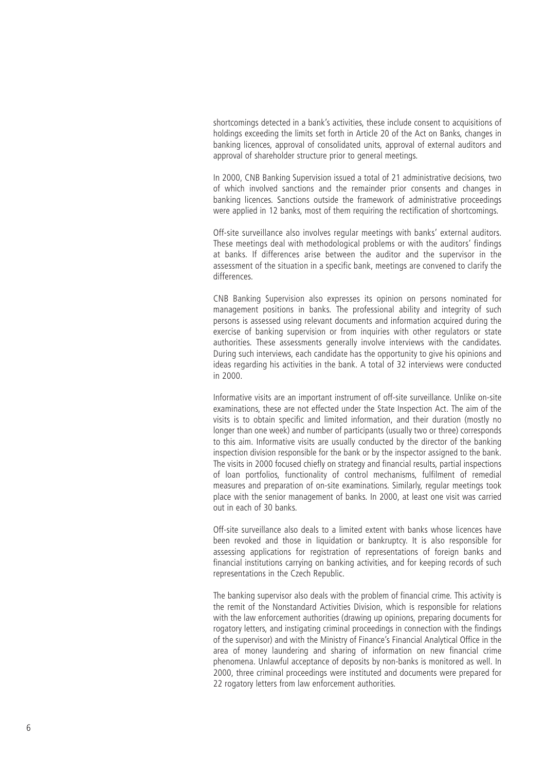shortcomings detected in a bank's activities, these include consent to acquisitions of holdings exceeding the limits set forth in Article 20 of the Act on Banks, changes in banking licences, approval of consolidated units, approval of external auditors and approval of shareholder structure prior to general meetings.

In 2000, CNB Banking Supervision issued a total of 21 administrative decisions, two of which involved sanctions and the remainder prior consents and changes in banking licences. Sanctions outside the framework of administrative proceedings were applied in 12 banks, most of them requiring the rectification of shortcomings.

Off-site surveillance also involves regular meetings with banks' external auditors. These meetings deal with methodological problems or with the auditors' findings at banks. If differences arise between the auditor and the supervisor in the assessment of the situation in a specific bank, meetings are convened to clarify the differences.

CNB Banking Supervision also expresses its opinion on persons nominated for management positions in banks. The professional ability and integrity of such persons is assessed using relevant documents and information acquired during the exercise of banking supervision or from inquiries with other regulators or state authorities. These assessments generally involve interviews with the candidates. During such interviews, each candidate has the opportunity to give his opinions and ideas regarding his activities in the bank. A total of 32 interviews were conducted in 2000.

Informative visits are an important instrument of off-site surveillance. Unlike on-site examinations, these are not effected under the State Inspection Act. The aim of the visits is to obtain specific and limited information, and their duration (mostly no longer than one week) and number of participants (usually two or three) corresponds to this aim. Informative visits are usually conducted by the director of the banking inspection division responsible for the bank or by the inspector assigned to the bank. The visits in 2000 focused chiefly on strategy and financial results, partial inspections of loan portfolios, functionality of control mechanisms, fulfilment of remedial measures and preparation of on-site examinations. Similarly, regular meetings took place with the senior management of banks. In 2000, at least one visit was carried out in each of 30 banks.

Off-site surveillance also deals to a limited extent with banks whose licences have been revoked and those in liquidation or bankruptcy. It is also responsible for assessing applications for registration of representations of foreign banks and financial institutions carrying on banking activities, and for keeping records of such representations in the Czech Republic.

The banking supervisor also deals with the problem of financial crime. This activity is the remit of the Nonstandard Activities Division, which is responsible for relations with the law enforcement authorities (drawing up opinions, preparing documents for rogatory letters, and instigating criminal proceedings in connection with the findings of the supervisor) and with the Ministry of Finance's Financial Analytical Office in the area of money laundering and sharing of information on new financial crime phenomena. Unlawful acceptance of deposits by non-banks is monitored as well. In 2000, three criminal proceedings were instituted and documents were prepared for 22 rogatory letters from law enforcement authorities.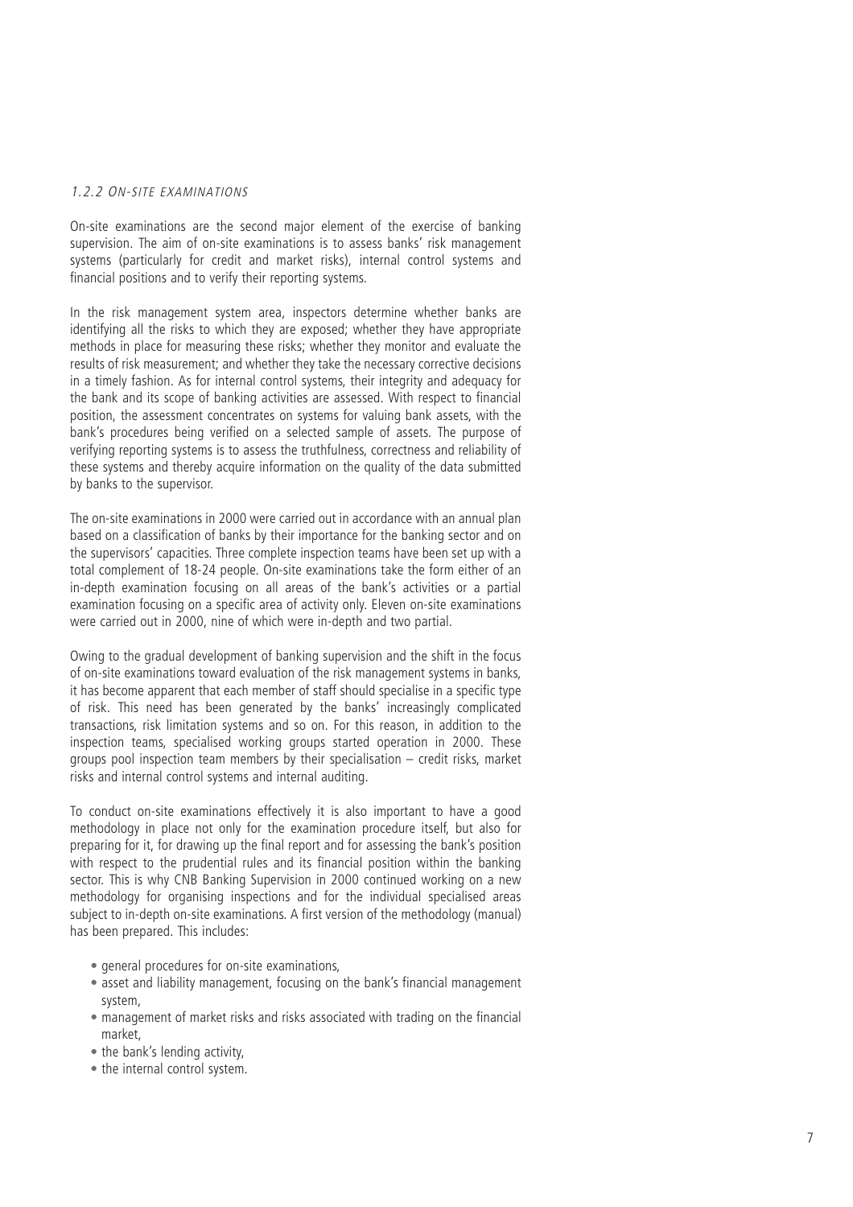### *1.2.2 On-site examinations*

On-site examinations are the second major element of the exercise of banking supervision. The aim of on-site examinations is to assess banks' risk management systems (particularly for credit and market risks), internal control systems and financial positions and to verify their reporting systems.

In the risk management system area, inspectors determine whether banks are identifying all the risks to which they are exposed; whether they have appropriate methods in place for measuring these risks; whether they monitor and evaluate the results of risk measurement; and whether they take the necessary corrective decisions in a timely fashion. As for internal control systems, their integrity and adequacy for the bank and its scope of banking activities are assessed. With respect to financial position, the assessment concentrates on systems for valuing bank assets, with the bank's procedures being verified on a selected sample of assets. The purpose of verifying reporting systems is to assess the truthfulness, correctness and reliability of these systems and thereby acquire information on the quality of the data submitted by banks to the supervisor.

The on-site examinations in 2000 were carried out in accordance with an annual plan based on a classification of banks by their importance for the banking sector and on the supervisors' capacities. Three complete inspection teams have been set up with a total complement of 18-24 people. On-site examinations take the form either of an in-depth examination focusing on all areas of the bank's activities or a partial examination focusing on a specific area of activity only. Eleven on-site examinations were carried out in 2000, nine of which were in-depth and two partial.

Owing to the gradual development of banking supervision and the shift in the focus of on-site examinations toward evaluation of the risk management systems in banks, it has become apparent that each member of staff should specialise in a specific type of risk. This need has been generated by the banks' increasingly complicated transactions, risk limitation systems and so on. For this reason, in addition to the inspection teams, specialised working groups started operation in 2000. These groups pool inspection team members by their specialisation – credit risks, market risks and internal control systems and internal auditing.

To conduct on-site examinations effectively it is also important to have a good methodology in place not only for the examination procedure itself, but also for preparing for it, for drawing up the final report and for assessing the bank's position with respect to the prudential rules and its financial position within the banking sector. This is why CNB Banking Supervision in 2000 continued working on a new methodology for organising inspections and for the individual specialised areas subject to in-depth on-site examinations. A first version of the methodology (manual) has been prepared. This includes:

- general procedures for on-site examinations,
- asset and liability management, focusing on the bank's financial management system,
- management of market risks and risks associated with trading on the financial market,
- the bank's lending activity,
- the internal control system.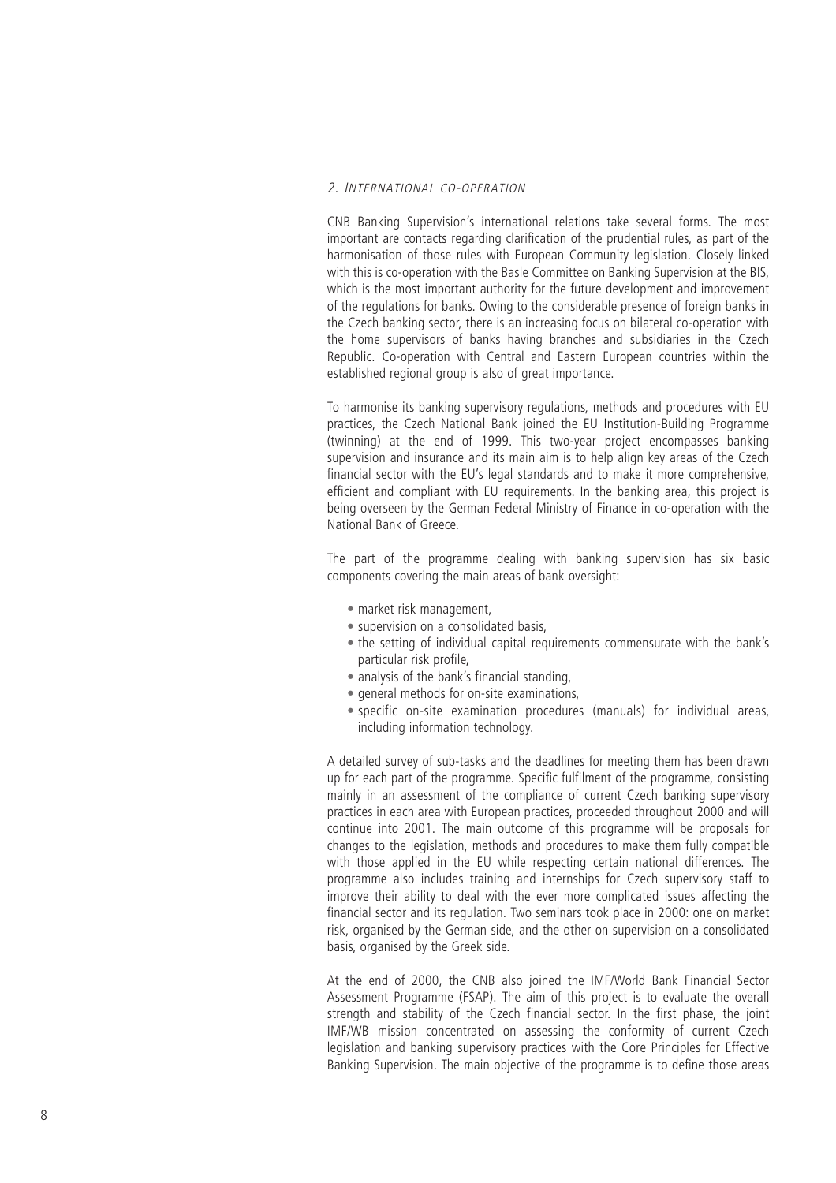## 2. International co-operation

CNB Banking Supervision's international relations take several forms. The most important are contacts regarding clarification of the prudential rules, as part of the harmonisation of those rules with European Community legislation. Closely linked with this is co-operation with the Basle Committee on Banking Supervision at the BIS, which is the most important authority for the future development and improvement of the regulations for banks. Owing to the considerable presence of foreign banks in the Czech banking sector, there is an increasing focus on bilateral co-operation with the home supervisors of banks having branches and subsidiaries in the Czech Republic. Co-operation with Central and Eastern European countries within the established regional group is also of great importance.

To harmonise its banking supervisory regulations, methods and procedures with EU practices, the Czech National Bank joined the EU Institution-Building Programme (twinning) at the end of 1999. This two-year project encompasses banking supervision and insurance and its main aim is to help align key areas of the Czech financial sector with the EU's legal standards and to make it more comprehensive, efficient and compliant with EU requirements. In the banking area, this project is being overseen by the German Federal Ministry of Finance in co-operation with the National Bank of Greece.

The part of the programme dealing with banking supervision has six basic components covering the main areas of bank oversight:

- market risk management,
- supervision on a consolidated basis,
- the setting of individual capital requirements commensurate with the bank's particular risk profile,
- analysis of the bank's financial standing,
- general methods for on-site examinations,
- specific on-site examination procedures (manuals) for individual areas, including information technology.

A detailed survey of sub-tasks and the deadlines for meeting them has been drawn up for each part of the programme. Specific fulfilment of the programme, consisting mainly in an assessment of the compliance of current Czech banking supervisory practices in each area with European practices, proceeded throughout 2000 and will continue into 2001. The main outcome of this programme will be proposals for changes to the legislation, methods and procedures to make them fully compatible with those applied in the EU while respecting certain national differences. The programme also includes training and internships for Czech supervisory staff to improve their ability to deal with the ever more complicated issues affecting the financial sector and its regulation. Two seminars took place in 2000: one on market risk, organised by the German side, and the other on supervision on a consolidated basis, organised by the Greek side.

At the end of 2000, the CNB also joined the IMF/World Bank Financial Sector Assessment Programme (FSAP). The aim of this project is to evaluate the overall strength and stability of the Czech financial sector. In the first phase, the joint IMF/WB mission concentrated on assessing the conformity of current Czech legislation and banking supervisory practices with the Core Principles for Effective Banking Supervision. The main objective of the programme is to define those areas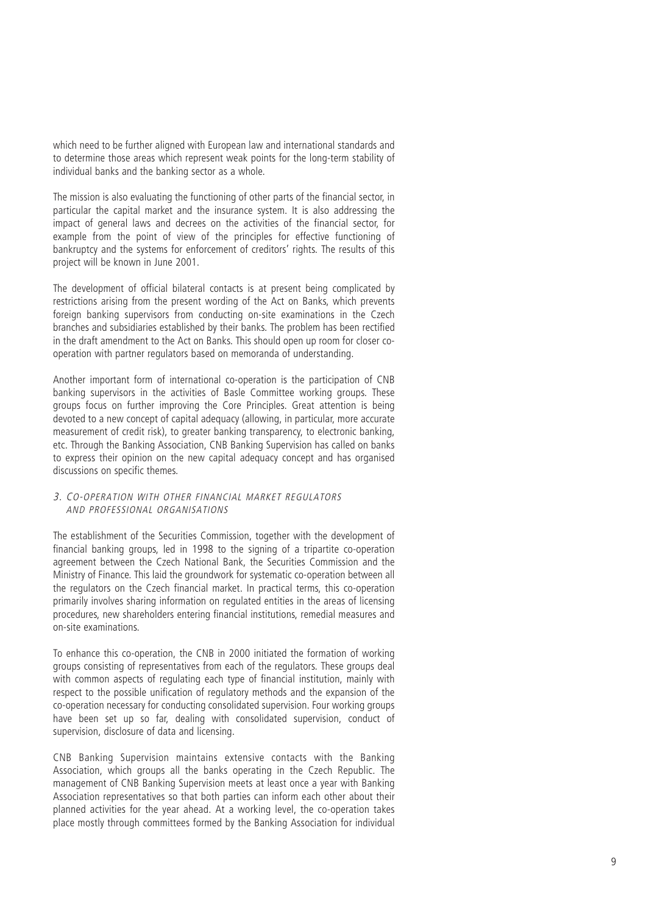which need to be further aligned with European law and international standards and to determine those areas which represent weak points for the long-term stability of individual banks and the banking sector as a whole.

The mission is also evaluating the functioning of other parts of the financial sector, in particular the capital market and the insurance system. It is also addressing the impact of general laws and decrees on the activities of the financial sector, for example from the point of view of the principles for effective functioning of bankruptcy and the systems for enforcement of creditors' rights. The results of this project will be known in June 2001.

The development of official bilateral contacts is at present being complicated by restrictions arising from the present wording of the Act on Banks, which prevents foreign banking supervisors from conducting on-site examinations in the Czech branches and subsidiaries established by their banks. The problem has been rectified in the draft amendment to the Act on Banks. This should open up room for closer co-operation with partner regulators based on memoranda of understanding.

Another important form of international co-operation is the participation of CNB banking supervisors in the activities of Basle Committee working groups. These groups focus on further improving the Core Principles. Great attention is being devoted to a new concept of capital adequacy (allowing, in particular, more accurate measurement of credit risk), to greater banking transparency, to electronic banking, etc. Through the Banking Association, CNB Banking Supervision has called on banks to express their opinion on the new capital adequacy concept and has organised discussions on specific themes.

### *3. Co-operation with other financial market regulators and professional organisations*

The establishment of the Securities Commission, together with the development of financial banking groups, led in 1998 to the signing of a tripartite co-operation agreement between the Czech National Bank, the Securities Commission and the Ministry of Finance. This laid the groundwork for systematic co-operation between all the regulators on the Czech financial market. In practical terms, this co-operation primarily involves sharing information on regulated entities in the areas of licensing procedures, new shareholders entering financial institutions, remedial measures and on-site examinations.

To enhance this co-operation, the CNB in 2000 initiated the formation of working groups consisting of representatives from each of the regulators. These groups deal with common aspects of regulating each type of financial institution, mainly with respect to the possible unification of regulatory methods and the expansion of the co-operation necessary for conducting consolidated supervision. Four working groups have been set up so far, dealing with consolidated supervision, conduct of supervision, disclosure of data and licensing.

CNB Banking Supervision maintains extensive contacts with the Banking Association, which groups all the banks operating in the Czech Republic. The management of CNB Banking Supervision meets at least once a year with Banking Association representatives so that both parties can inform each other about their planned activities for the year ahead. At a working level, the co-operation takes place mostly through committees formed by the Banking Association for individual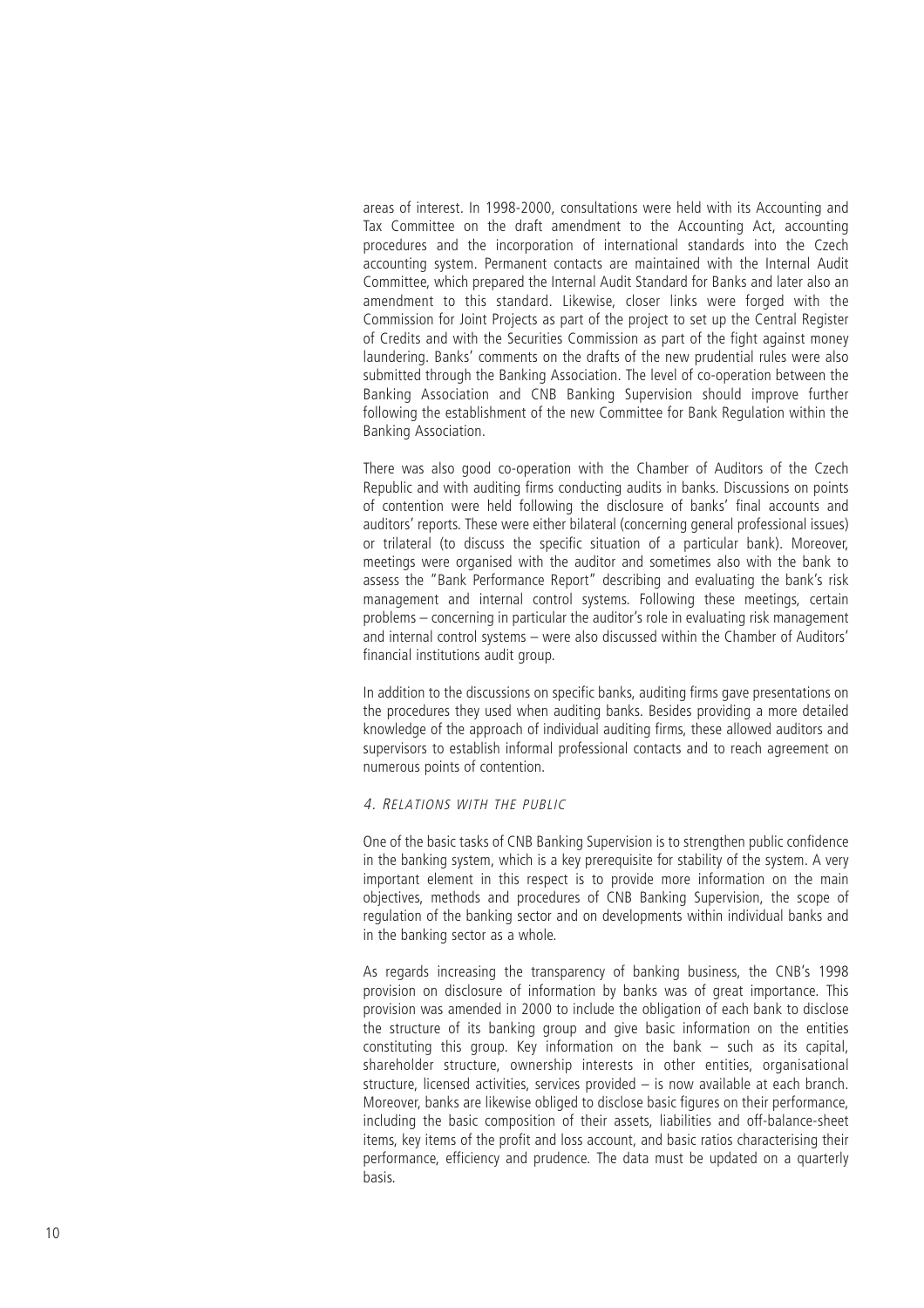areas of interest. In 1998-2000, consultations were held with its Accounting and Tax Committee on the draft amendment to the Accounting Act, accounting procedures and the incorporation of international standards into the Czech accounting system. Permanent contacts are maintained with the Internal Audit Committee, which prepared the Internal Audit Standard for Banks and later also an amendment to this standard. Likewise, closer links were forged with the Commission for Joint Projects as part of the project to set up the Central Register of Credits and with the Securities Commission as part of the fight against money laundering. Banks' comments on the drafts of the new prudential rules were also submitted through the Banking Association. The level of co-operation between the Banking Association and CNB Banking Supervision should improve further following the establishment of the new Committee for Bank Regulation within the Banking Association.

There was also good co-operation with the Chamber of Auditors of the Czech Republic and with auditing firms conducting audits in banks. Discussions on points of contention were held following the disclosure of banks' final accounts and auditors' reports. These were either bilateral (concerning general professional issues) or trilateral (to discuss the specific situation of a particular bank). Moreover, meetings were organised with the auditor and sometimes also with the bank to assess the "Bank Performance Report" describing and evaluating the bank's risk management and internal control systems. Following these meetings, certain problems – concerning in particular the auditor's role in evaluating risk management and internal control systems – were also discussed within the Chamber of Auditors' financial institutions audit group.

In addition to the discussions on specific banks, auditing firms gave presentations on the procedures they used when auditing banks. Besides providing a more detailed knowledge of the approach of individual auditing firms, these allowed auditors and supervisors to establish informal professional contacts and to reach agreement on numerous points of contention.

### *4. Relations with the public*

One of the basic tasks of CNB Banking Supervision is to strengthen public confidence in the banking system, which is a key prerequisite for stability of the system. A very important element in this respect is to provide more information on the main objectives, methods and procedures of CNB Banking Supervision, the scope of regulation of the banking sector and on developments within individual banks and in the banking sector as a whole.

As regards increasing the transparency of banking business, the CNB's 1998 provision on disclosure of information by banks was of great importance. This provision was amended in 2000 to include the obligation of each bank to disclose the structure of its banking group and give basic information on the entities constituting this group. Key information on the bank – such as its capital, shareholder structure, ownership interests in other entities, organisational structure, licensed activities, services provided – is now available at each branch. Moreover, banks are likewise obliged to disclose basic figures on their performance, including the basic composition of their assets, liabilities and off-balance-sheet items, key items of the profit and loss account, and basic ratios characterising their performance, efficiency and prudence. The data must be updated on a quarterly basis.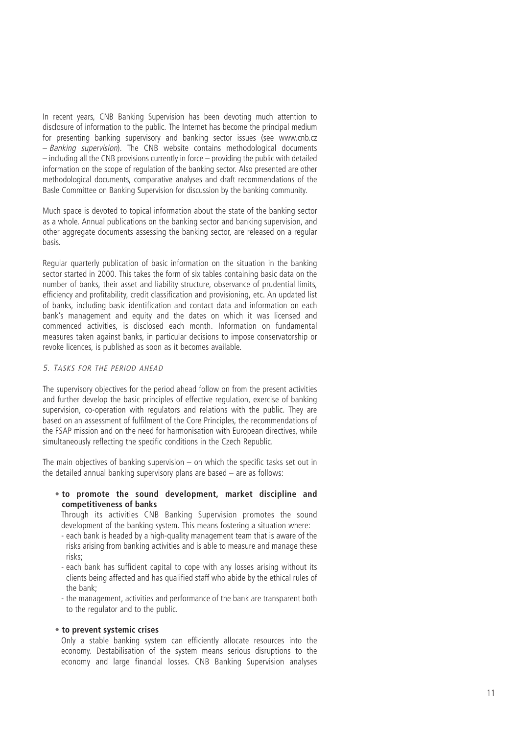In recent years, CNB Banking Supervision has been devoting much attention to disclosure of information to the public. The Internet has become the principal medium for presenting banking supervisory and banking sector issues (see www.cnb.cz – *Banking supervision*). The CNB website contains methodological documents – including all the CNB provisions currently in force – providing the public with detailed information on the scope of regulation of the banking sector. Also presented are other methodological documents, comparative analyses and draft recommendations of the Basle Committee on Banking Supervision for discussion by the banking community.

Much space is devoted to topical information about the state of the banking sector as a whole. Annual publications on the banking sector and banking supervision, and other aggregate documents assessing the banking sector, are released on a regular basis.

Regular quarterly publication of basic information on the situation in the banking sector started in 2000. This takes the form of six tables containing basic data on the number of banks, their asset and liability structure, observance of prudential limits, efficiency and profitability, credit classification and provisioning, etc. An updated list of banks, including basic identification and contact data and information on each bank's management and equity and the dates on which it was licensed and commenced activities, is disclosed each month. Information on fundamental measures taken against banks, in particular decisions to impose conservatorship or revoke licences, is published as soon as it becomes available.

## *5. Tasks for the period ahead*

The supervisory objectives for the period ahead follow on from the present activities and further develop the basic principles of effective regulation, exercise of banking supervision, co-operation with regulators and relations with the public. They are based on an assessment of fulfilment of the Core Principles, the recommendations of the FSAP mission and on the need for harmonisation with European directives, while simultaneously reflecting the specific conditions in the Czech Republic.

The main objectives of banking supervision – on which the specific tasks set out in the detailed annual banking supervisory plans are based – are as follows:

- **to promote the sound development, market discipline and competitiveness of banks**

  Through its activities CNB Banking Supervision promotes the sound development of the banking system. This means fostering a situation where:
  - each bank is headed by a high-quality management team that is aware of the risks arising from banking activities and is able to measure and manage these risks;
  - each bank has sufficient capital to cope with any losses arising without its clients being affected and has qualified staff who abide by the ethical rules of the bank;
  - the management, activities and performance of the bank are transparent both to the regulator and to the public.

- **to prevent systemic crises**

  Only a stable banking system can efficiently allocate resources into the economy. Destabilisation of the system means serious disruptions to the economy and large financial losses. CNB Banking Supervision analyses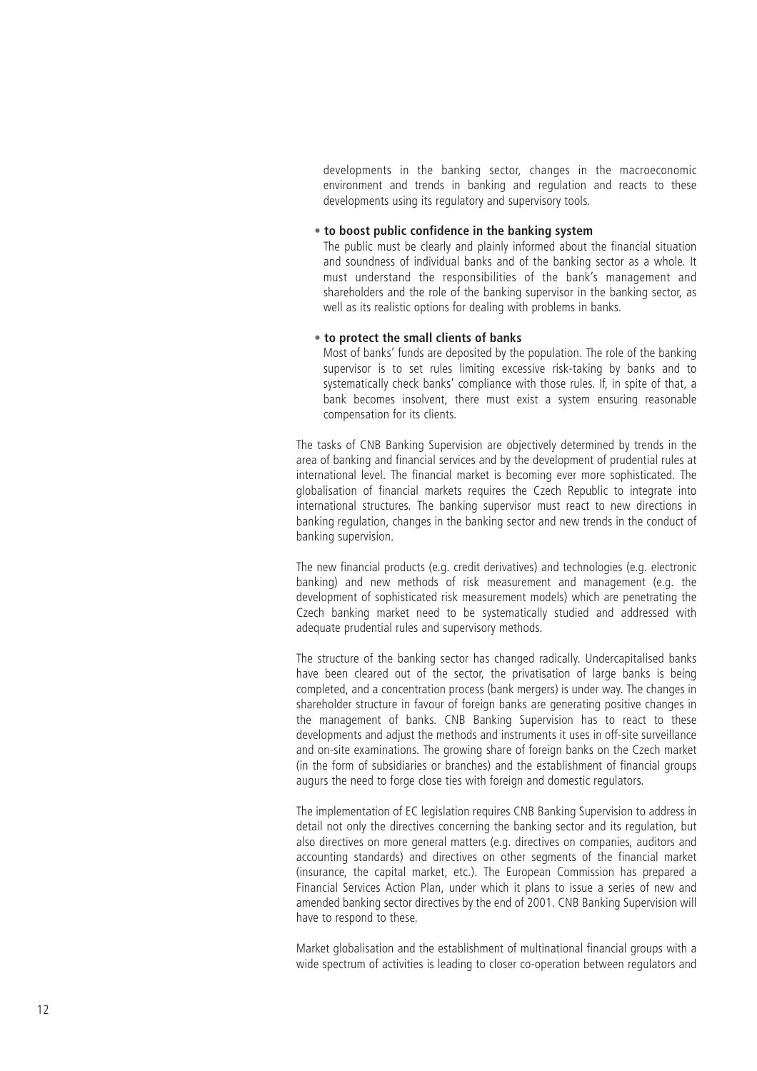developments in the banking sector, changes in the macroeconomic environment and trends in banking and regulation and reacts to these developments using its regulatory and supervisory tools.

- **to boost public confidence in the banking system**
  The public must be clearly and plainly informed about the financial situation and soundness of individual banks and of the banking sector as a whole. It must understand the responsibilities of the bank's management and shareholders and the role of the banking supervisor in the banking sector, as well as its realistic options for dealing with problems in banks.

- **to protect the small clients of banks**
  Most of banks' funds are deposited by the population. The role of the banking supervisor is to set rules limiting excessive risk-taking by banks and to systematically check banks' compliance with those rules. If, in spite of that, a bank becomes insolvent, there must exist a system ensuring reasonable compensation for its clients.

The tasks of CNB Banking Supervision are objectively determined by trends in the area of banking and financial services and by the development of prudential rules at international level. The financial market is becoming ever more sophisticated. The globalisation of financial markets requires the Czech Republic to integrate into international structures. The banking supervisor must react to new directions in banking regulation, changes in the banking sector and new trends in the conduct of banking supervision.

The new financial products (e.g. credit derivatives) and technologies (e.g. electronic banking) and new methods of risk measurement and management (e.g. the development of sophisticated risk measurement models) which are penetrating the Czech banking market need to be systematically studied and addressed with adequate prudential rules and supervisory methods.

The structure of the banking sector has changed radically. Undercapitalised banks have been cleared out of the sector, the privatisation of large banks is being completed, and a concentration process (bank mergers) is under way. The changes in shareholder structure in favour of foreign banks are generating positive changes in the management of banks. CNB Banking Supervision has to react to these developments and adjust the methods and instruments it uses in off-site surveillance and on-site examinations. The growing share of foreign banks on the Czech market (in the form of subsidiaries or branches) and the establishment of financial groups augurs the need to forge close ties with foreign and domestic regulators.

The implementation of EC legislation requires CNB Banking Supervision to address in detail not only the directives concerning the banking sector and its regulation, but also directives on more general matters (e.g. directives on companies, auditors and accounting standards) and directives on other segments of the financial market (insurance, the capital market, etc.). The European Commission has prepared a Financial Services Action Plan, under which it plans to issue a series of new and amended banking sector directives by the end of 2001. CNB Banking Supervision will have to respond to these.

Market globalisation and the establishment of multinational financial groups with a wide spectrum of activities is leading to closer co-operation between regulators and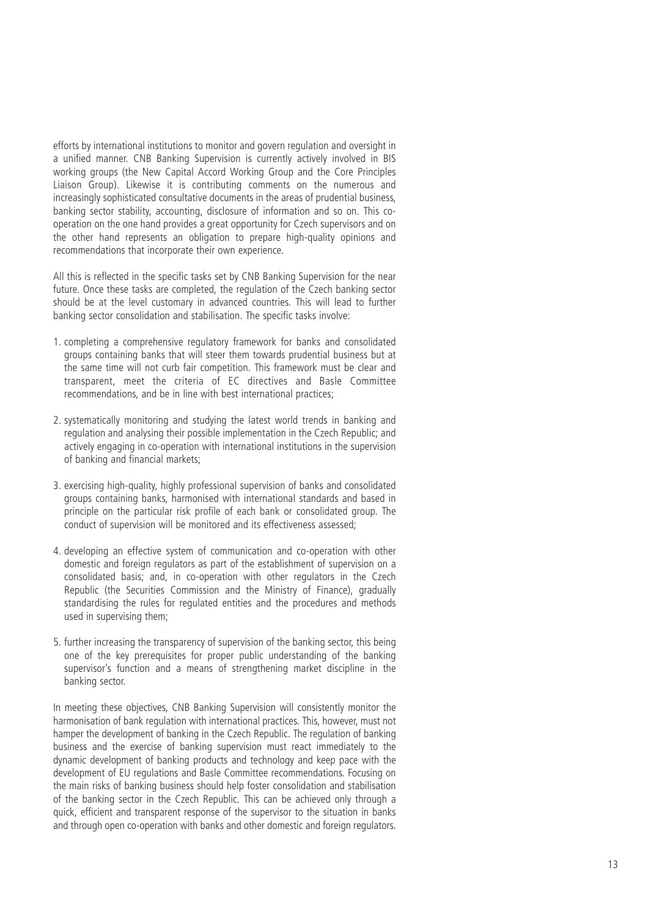efforts by international institutions to monitor and govern regulation and oversight in a unified manner. CNB Banking Supervision is currently actively involved in BIS working groups (the New Capital Accord Working Group and the Core Principles Liaison Group). Likewise it is contributing comments on the numerous and increasingly sophisticated consultative documents in the areas of prudential business, banking sector stability, accounting, disclosure of information and so on. This co-operation on the one hand provides a great opportunity for Czech supervisors and on the other hand represents an obligation to prepare high-quality opinions and recommendations that incorporate their own experience.

All this is reflected in the specific tasks set by CNB Banking Supervision for the near future. Once these tasks are completed, the regulation of the Czech banking sector should be at the level customary in advanced countries. This will lead to further banking sector consolidation and stabilisation. The specific tasks involve:

1. completing a comprehensive regulatory framework for banks and consolidated groups containing banks that will steer them towards prudential business but at the same time will not curb fair competition. This framework must be clear and transparent, meet the criteria of EC directives and Basle Committee recommendations, and be in line with best international practices;

2. systematically monitoring and studying the latest world trends in banking and regulation and analysing their possible implementation in the Czech Republic; and actively engaging in co-operation with international institutions in the supervision of banking and financial markets;

3. exercising high-quality, highly professional supervision of banks and consolidated groups containing banks, harmonised with international standards and based in principle on the particular risk profile of each bank or consolidated group. The conduct of supervision will be monitored and its effectiveness assessed;

4. developing an effective system of communication and co-operation with other domestic and foreign regulators as part of the establishment of supervision on a consolidated basis; and, in co-operation with other regulators in the Czech Republic (the Securities Commission and the Ministry of Finance), gradually standardising the rules for regulated entities and the procedures and methods used in supervising them;

5. further increasing the transparency of supervision of the banking sector, this being one of the key prerequisites for proper public understanding of the banking supervisor's function and a means of strengthening market discipline in the banking sector.

In meeting these objectives, CNB Banking Supervision will consistently monitor the harmonisation of bank regulation with international practices. This, however, must not hamper the development of banking in the Czech Republic. The regulation of banking business and the exercise of banking supervision must react immediately to the dynamic development of banking products and technology and keep pace with the development of EU regulations and Basle Committee recommendations. Focusing on the main risks of banking business should help foster consolidation and stabilisation of the banking sector in the Czech Republic. This can be achieved only through a quick, efficient and transparent response of the supervisor to the situation in banks and through open co-operation with banks and other domestic and foreign regulators.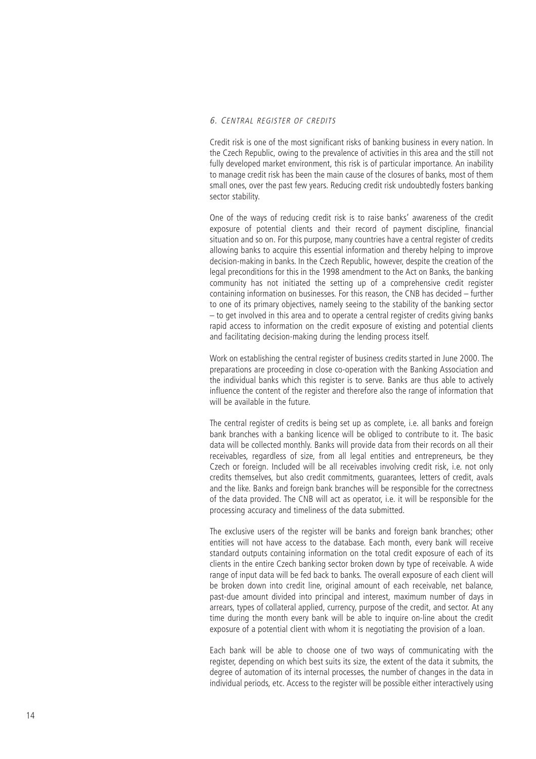### 6. Central register of credits

Credit risk is one of the most significant risks of banking business in every nation. In the Czech Republic, owing to the prevalence of activities in this area and the still not fully developed market environment, this risk is of particular importance. An inability to manage credit risk has been the main cause of the closures of banks, most of them small ones, over the past few years. Reducing credit risk undoubtedly fosters banking sector stability.

One of the ways of reducing credit risk is to raise banks' awareness of the credit exposure of potential clients and their record of payment discipline, financial situation and so on. For this purpose, many countries have a central register of credits allowing banks to acquire this essential information and thereby helping to improve decision-making in banks. In the Czech Republic, however, despite the creation of the legal preconditions for this in the 1998 amendment to the Act on Banks, the banking community has not initiated the setting up of a comprehensive credit register containing information on businesses. For this reason, the CNB has decided – further to one of its primary objectives, namely seeing to the stability of the banking sector – to get involved in this area and to operate a central register of credits giving banks rapid access to information on the credit exposure of existing and potential clients and facilitating decision-making during the lending process itself.

Work on establishing the central register of business credits started in June 2000. The preparations are proceeding in close co-operation with the Banking Association and the individual banks which this register is to serve. Banks are thus able to actively influence the content of the register and therefore also the range of information that will be available in the future.

The central register of credits is being set up as complete, i.e. all banks and foreign bank branches with a banking licence will be obliged to contribute to it. The basic data will be collected monthly. Banks will provide data from their records on all their receivables, regardless of size, from all legal entities and entrepreneurs, be they Czech or foreign. Included will be all receivables involving credit risk, i.e. not only credits themselves, but also credit commitments, guarantees, letters of credit, avals and the like. Banks and foreign bank branches will be responsible for the correctness of the data provided. The CNB will act as operator, i.e. it will be responsible for the processing accuracy and timeliness of the data submitted.

The exclusive users of the register will be banks and foreign bank branches; other entities will not have access to the database. Each month, every bank will receive standard outputs containing information on the total credit exposure of each of its clients in the entire Czech banking sector broken down by type of receivable. A wide range of input data will be fed back to banks. The overall exposure of each client will be broken down into credit line, original amount of each receivable, net balance, past-due amount divided into principal and interest, maximum number of days in arrears, types of collateral applied, currency, purpose of the credit, and sector. At any time during the month every bank will be able to inquire on-line about the credit exposure of a potential client with whom it is negotiating the provision of a loan.

Each bank will be able to choose one of two ways of communicating with the register, depending on which best suits its size, the extent of the data it submits, the degree of automation of its internal processes, the number of changes in the data in individual periods, etc. Access to the register will be possible either interactively using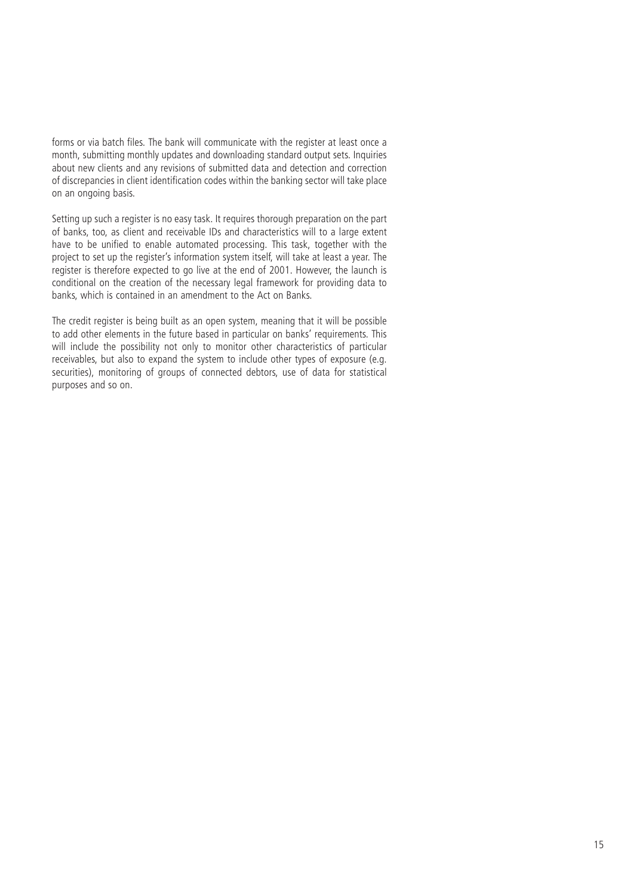forms or via batch files. The bank will communicate with the register at least once a month, submitting monthly updates and downloading standard output sets. Inquiries about new clients and any revisions of submitted data and detection and correction of discrepancies in client identification codes within the banking sector will take place on an ongoing basis.

Setting up such a register is no easy task. It requires thorough preparation on the part of banks, too, as client and receivable IDs and characteristics will to a large extent have to be unified to enable automated processing. This task, together with the project to set up the register's information system itself, will take at least a year. The register is therefore expected to go live at the end of 2001. However, the launch is conditional on the creation of the necessary legal framework for providing data to banks, which is contained in an amendment to the Act on Banks.

The credit register is being built as an open system, meaning that it will be possible to add other elements in the future based in particular on banks' requirements. This will include the possibility not only to monitor other characteristics of particular receivables, but also to expand the system to include other types of exposure (e.g. securities), monitoring of groups of connected debtors, use of data for statistical purposes and so on.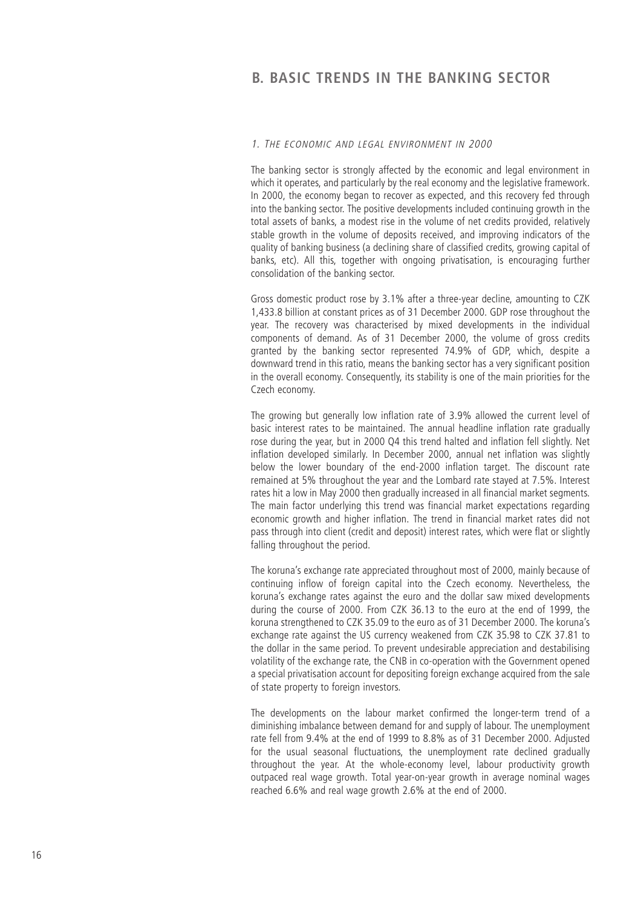# B. BASIC TRENDS IN THE BANKING SECTOR

### *1. The economic and legal environment in 2000*

The banking sector is strongly affected by the economic and legal environment in which it operates, and particularly by the real economy and the legislative framework. In 2000, the economy began to recover as expected, and this recovery fed through into the banking sector. The positive developments included continuing growth in the total assets of banks, a modest rise in the volume of net credits provided, relatively stable growth in the volume of deposits received, and improving indicators of the quality of banking business (a declining share of classified credits, growing capital of banks, etc). All this, together with ongoing privatisation, is encouraging further consolidation of the banking sector.

Gross domestic product rose by 3.1% after a three-year decline, amounting to CZK 1,433.8 billion at constant prices as of 31 December 2000. GDP rose throughout the year. The recovery was characterised by mixed developments in the individual components of demand. As of 31 December 2000, the volume of gross credits granted by the banking sector represented 74.9% of GDP, which, despite a downward trend in this ratio, means the banking sector has a very significant position in the overall economy. Consequently, its stability is one of the main priorities for the Czech economy.

The growing but generally low inflation rate of 3.9% allowed the current level of basic interest rates to be maintained. The annual headline inflation rate gradually rose during the year, but in 2000 Q4 this trend halted and inflation fell slightly. Net inflation developed similarly. In December 2000, annual net inflation was slightly below the lower boundary of the end-2000 inflation target. The discount rate remained at 5% throughout the year and the Lombard rate stayed at 7.5%. Interest rates hit a low in May 2000 then gradually increased in all financial market segments. The main factor underlying this trend was financial market expectations regarding economic growth and higher inflation. The trend in financial market rates did not pass through into client (credit and deposit) interest rates, which were flat or slightly falling throughout the period.

The koruna's exchange rate appreciated throughout most of 2000, mainly because of continuing inflow of foreign capital into the Czech economy. Nevertheless, the koruna's exchange rates against the euro and the dollar saw mixed developments during the course of 2000. From CZK 36.13 to the euro at the end of 1999, the koruna strengthened to CZK 35.09 to the euro as of 31 December 2000. The koruna's exchange rate against the US currency weakened from CZK 35.98 to CZK 37.81 to the dollar in the same period. To prevent undesirable appreciation and destabilising volatility of the exchange rate, the CNB in co-operation with the Government opened a special privatisation account for depositing foreign exchange acquired from the sale of state property to foreign investors.

The developments on the labour market confirmed the longer-term trend of a diminishing imbalance between demand for and supply of labour. The unemployment rate fell from 9.4% at the end of 1999 to 8.8% as of 31 December 2000. Adjusted for the usual seasonal fluctuations, the unemployment rate declined gradually throughout the year. At the whole-economy level, labour productivity growth outpaced real wage growth. Total year-on-year growth in average nominal wages reached 6.6% and real wage growth 2.6% at the end of 2000.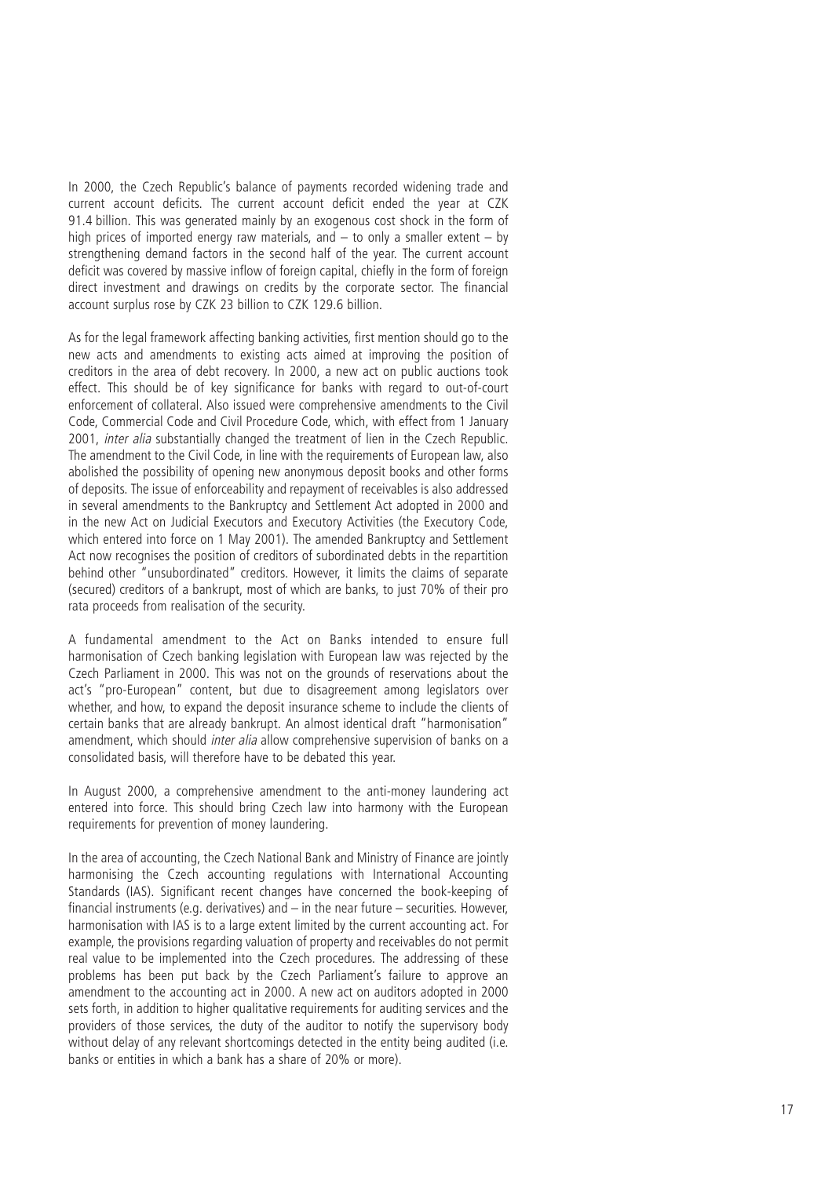In 2000, the Czech Republic's balance of payments recorded widening trade and current account deficits. The current account deficit ended the year at CZK 91.4 billion. This was generated mainly by an exogenous cost shock in the form of high prices of imported energy raw materials, and – to only a smaller extent – by strengthening demand factors in the second half of the year. The current account deficit was covered by massive inflow of foreign capital, chiefly in the form of foreign direct investment and drawings on credits by the corporate sector. The financial account surplus rose by CZK 23 billion to CZK 129.6 billion.

As for the legal framework affecting banking activities, first mention should go to the new acts and amendments to existing acts aimed at improving the position of creditors in the area of debt recovery. In 2000, a new act on public auctions took effect. This should be of key significance for banks with regard to out-of-court enforcement of collateral. Also issued were comprehensive amendments to the Civil Code, Commercial Code and Civil Procedure Code, which, with effect from 1 January 2001, *inter alia* substantially changed the treatment of lien in the Czech Republic. The amendment to the Civil Code, in line with the requirements of European law, also abolished the possibility of opening new anonymous deposit books and other forms of deposits. The issue of enforceability and repayment of receivables is also addressed in several amendments to the Bankruptcy and Settlement Act adopted in 2000 and in the new Act on Judicial Executors and Executory Activities (the Executory Code, which entered into force on 1 May 2001). The amended Bankruptcy and Settlement Act now recognises the position of creditors of subordinated debts in the repartition behind other "unsubordinated" creditors. However, it limits the claims of separate (secured) creditors of a bankrupt, most of which are banks, to just 70% of their pro rata proceeds from realisation of the security.

A fundamental amendment to the Act on Banks intended to ensure full harmonisation of Czech banking legislation with European law was rejected by the Czech Parliament in 2000. This was not on the grounds of reservations about the act's "pro-European" content, but due to disagreement among legislators over whether, and how, to expand the deposit insurance scheme to include the clients of certain banks that are already bankrupt. An almost identical draft "harmonisation" amendment, which should *inter alia* allow comprehensive supervision of banks on a consolidated basis, will therefore have to be debated this year.

In August 2000, a comprehensive amendment to the anti-money laundering act entered into force. This should bring Czech law into harmony with the European requirements for prevention of money laundering.

In the area of accounting, the Czech National Bank and Ministry of Finance are jointly harmonising the Czech accounting regulations with International Accounting Standards (IAS). Significant recent changes have concerned the book-keeping of financial instruments (e.g. derivatives) and – in the near future – securities. However, harmonisation with IAS is to a large extent limited by the current accounting act. For example, the provisions regarding valuation of property and receivables do not permit real value to be implemented into the Czech procedures. The addressing of these problems has been put back by the Czech Parliament's failure to approve an amendment to the accounting act in 2000. A new act on auditors adopted in 2000 sets forth, in addition to higher qualitative requirements for auditing services and the providers of those services, the duty of the auditor to notify the supervisory body without delay of any relevant shortcomings detected in the entity being audited (i.e. banks or entities in which a bank has a share of 20% or more).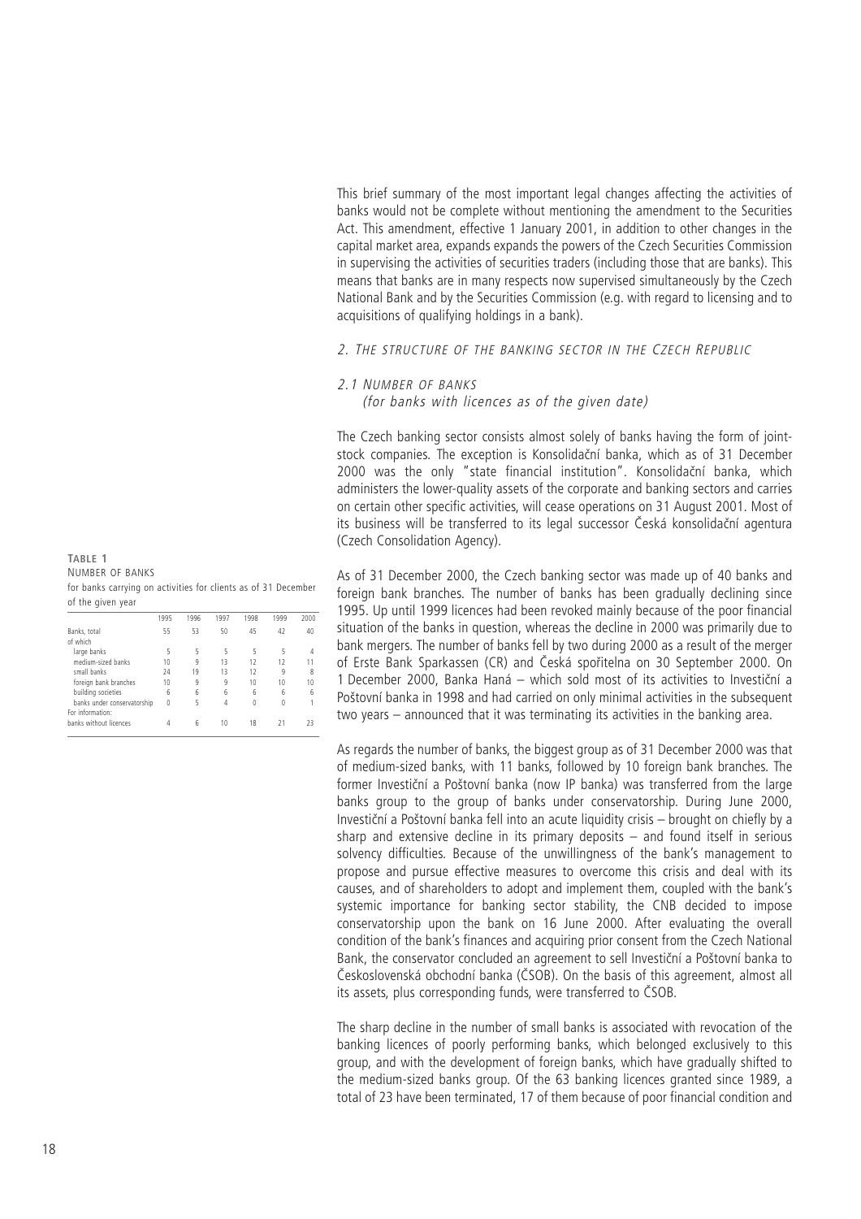This brief summary of the most important legal changes affecting the activities of banks would not be complete without mentioning the amendment to the Securities Act. This amendment, effective 1 January 2001, in addition to other changes in the capital market area, expands expands the powers of the Czech Securities Commission in supervising the activities of securities traders (including those that are banks). This means that banks are in many respects now supervised simultaneously by the Czech National Bank and by the Securities Commission (e.g. with regard to licensing and to acquisitions of qualifying holdings in a bank).

## 2. The structure of the banking sector in the Czech Republic

### 2.1 Number of banks

*(for banks with licences as of the given date)*

The Czech banking sector consists almost solely of banks having the form of joint-stock companies. The exception is Konsolidační banka, which as of 31 December 2000 was the only "state financial institution". Konsolidační banka, which administers the lower-quality assets of the corporate and banking sectors and carries on certain other specific activities, will cease operations on 31 August 2001. Most of its business will be transferred to its legal successor Česká konsolidační agentura (Czech Consolidation Agency).

**Table 1**
NUMBER OF BANKS
for banks carrying on activities for clients as of 31 December of the given year

| | 1995 | 1996 | 1997 | 1998 | 1999 | 2000 |
|---|---|---|---|---|---|---|
| Banks, total | 55 | 53 | 50 | 45 | 42 | 40 |
| of which | | | | | | |
| large banks | 5 | 5 | 5 | 5 | 5 | 4 |
| medium-sized banks | 10 | 9 | 13 | 12 | 12 | 11 |
| small banks | 24 | 19 | 13 | 12 | 9 | 8 |
| foreign bank branches | 10 | 9 | 9 | 10 | 10 | 10 |
| building societies | 6 | 6 | 6 | 6 | 6 | 6 |
| banks under conservatorship | 0 | 5 | 4 | 0 | 0 | 1 |
| For information: | | | | | | |
| banks without licences | 4 | 6 | 10 | 18 | 21 | 23 |

As of 31 December 2000, the Czech banking sector was made up of 40 banks and foreign bank branches. The number of banks has been gradually declining since 1995. Up until 1999 licences had been revoked mainly because of the poor financial situation of the banks in question, whereas the decline in 2000 was primarily due to bank mergers. The number of banks fell by two during 2000 as a result of the merger of Erste Bank Sparkassen (CR) and Česká spořitelna on 30 September 2000. On 1 December 2000, Banka Haná – which sold most of its activities to Investiční a Poštovní banka in 1998 and had carried on only minimal activities in the subsequent two years – announced that it was terminating its activities in the banking area.

As regards the number of banks, the biggest group as of 31 December 2000 was that of medium-sized banks, with 11 banks, followed by 10 foreign bank branches. The former Investiční a Poštovní banka (now IP banka) was transferred from the large banks group to the group of banks under conservatorship. During June 2000, Investiční a Poštovní banka fell into an acute liquidity crisis – brought on chiefly by a sharp and extensive decline in its primary deposits – and found itself in serious solvency difficulties. Because of the unwillingness of the bank's management to propose and pursue effective measures to overcome this crisis and deal with its causes, and of shareholders to adopt and implement them, coupled with the bank's systemic importance for banking sector stability, the CNB decided to impose conservatorship upon the bank on 16 June 2000. After evaluating the overall condition of the bank's finances and acquiring prior consent from the Czech National Bank, the conservator concluded an agreement to sell Investiční a Poštovní banka to Československá obchodní banka (ČSOB). On the basis of this agreement, almost all its assets, plus corresponding funds, were transferred to ČSOB.

The sharp decline in the number of small banks is associated with revocation of the banking licences of poorly performing banks, which belonged exclusively to this group, and with the development of foreign banks, which have gradually shifted to the medium-sized banks group. Of the 63 banking licences granted since 1989, a total of 23 have been terminated, 17 of them because of poor financial condition and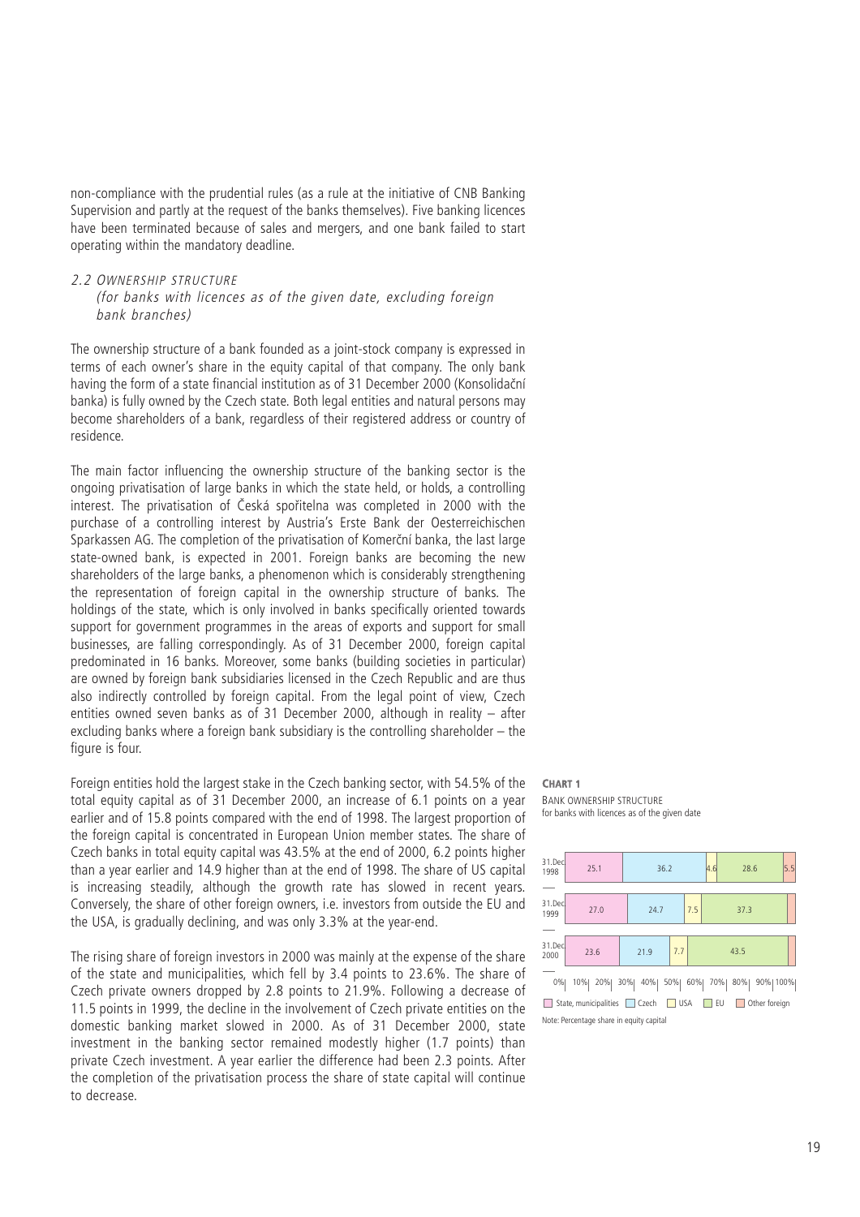non-compliance with the prudential rules (as a rule at the initiative of CNB Banking Supervision and partly at the request of the banks themselves). Five banking licences have been terminated because of sales and mergers, and one bank failed to start operating within the mandatory deadline.

## 2.2 Ownership Structure

*(for banks with licences as of the given date, excluding foreign bank branches)*

The ownership structure of a bank founded as a joint-stock company is expressed in terms of each owner's share in the equity capital of that company. The only bank having the form of a state financial institution as of 31 December 2000 (Konsolidační banka) is fully owned by the Czech state. Both legal entities and natural persons may become shareholders of a bank, regardless of their registered address or country of residence.

The main factor influencing the ownership structure of the banking sector is the ongoing privatisation of large banks in which the state held, or holds, a controlling interest. The privatisation of Česká spořitelna was completed in 2000 with the purchase of a controlling interest by Austria's Erste Bank der Oesterreichischen Sparkassen AG. The completion of the privatisation of Komerční banka, the last large state-owned bank, is expected in 2001. Foreign banks are becoming the new shareholders of the large banks, a phenomenon which is considerably strengthening the representation of foreign capital in the ownership structure of banks. The holdings of the state, which is only involved in banks specifically oriented towards support for government programmes in the areas of exports and support for small businesses, are falling correspondingly. As of 31 December 2000, foreign capital predominated in 16 banks. Moreover, some banks (building societies in particular) are owned by foreign bank subsidiaries licensed in the Czech Republic and are thus also indirectly controlled by foreign capital. From the legal point of view, Czech entities owned seven banks as of 31 December 2000, although in reality – after excluding banks where a foreign bank subsidiary is the controlling shareholder – the figure is four.

Foreign entities hold the largest stake in the Czech banking sector, with 54.5% of the total equity capital as of 31 December 2000, an increase of 6.1 points on a year earlier and of 15.8 points compared with the end of 1998. The largest proportion of the foreign capital is concentrated in European Union member states. The share of Czech banks in total equity capital was 43.5% at the end of 2000, 6.2 points higher than a year earlier and 14.9 higher than at the end of 1998. The share of US capital is increasing steadily, although the growth rate has slowed in recent years. Conversely, the share of other foreign owners, i.e. investors from outside the EU and the USA, is gradually declining, and was only 3.3% at the year-end.

The rising share of foreign investors in 2000 was mainly at the expense of the share of the state and municipalities, which fell by 3.4 points to 23.6%. The share of Czech private owners dropped by 2.8 points to 21.9%. Following a decrease of 11.5 points in 1999, the decline in the involvement of Czech private entities on the domestic banking market slowed in 2000. As of 31 December 2000, state investment in the banking sector remained modestly higher (1.7 points) than private Czech investment. A year earlier the difference had been 2.3 points. After the completion of the privatisation process the share of state capital will continue to decrease.

**CHART 1**

Bank Ownership Structure
for banks with licences as of the given date

| | State, municipalities | Czech | USA | EU | Other foreign |
|---|---|---|---|---|---|
| 31.Dec 1998 | 25.1 | 36.2 | 4.6 | 28.6 | 5.5 |
| 31.Dec 1999 | 27.0 | 24.7 | 7.5 | 37.3 | |
| 31.Dec 2000 | 23.6 | 21.9 | 7.7 | 43.5 | |

Note: Percentage share in equity capital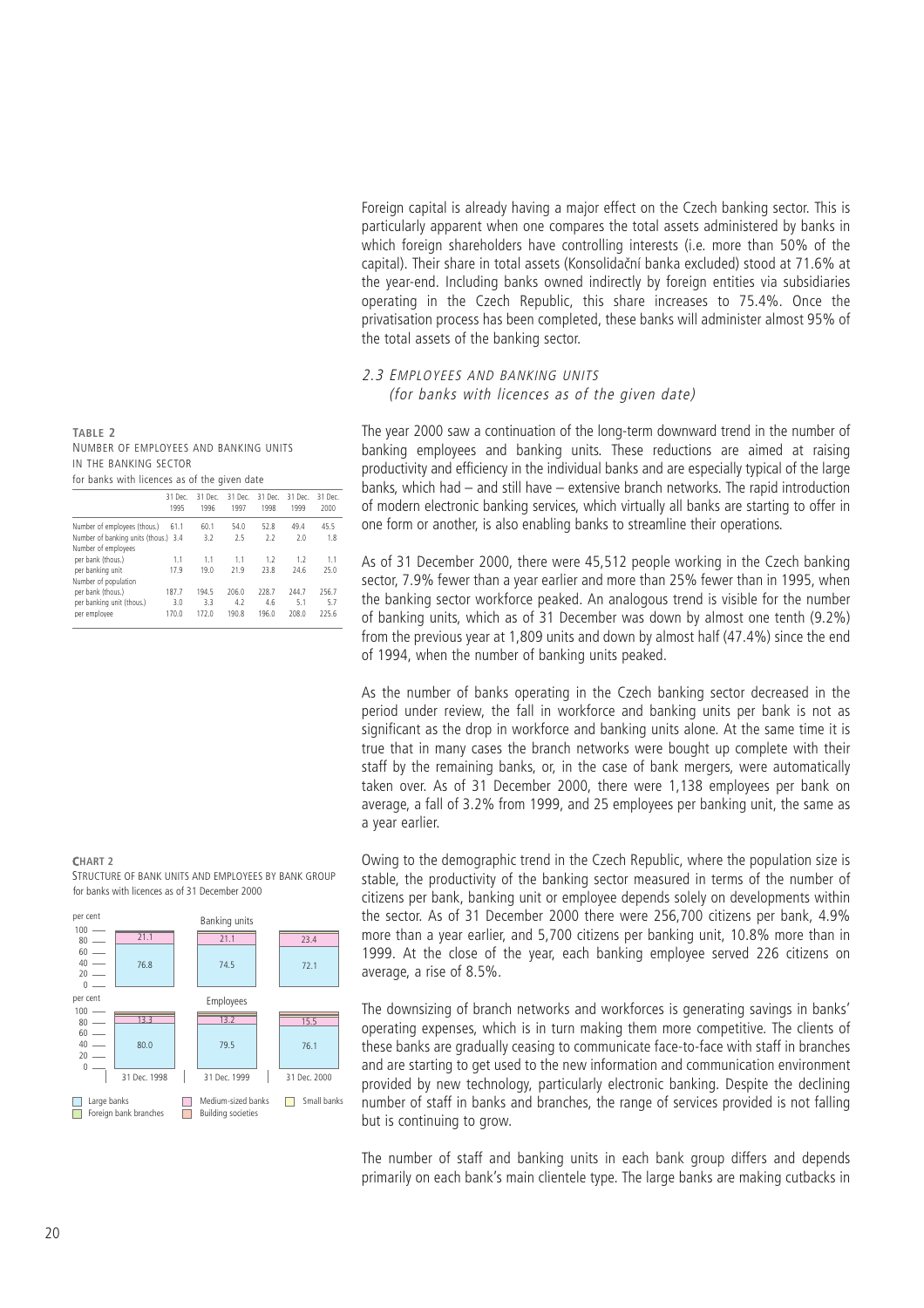Foreign capital is already having a major effect on the Czech banking sector. This is particularly apparent when one compares the total assets administered by banks in which foreign shareholders have controlling interests (i.e. more than 50% of the capital). Their share in total assets (Konsolidační banka excluded) stood at 71.6% at the year-end. Including banks owned indirectly by foreign entities via subsidiaries operating in the Czech Republic, this share increases to 75.4%. Once the privatisation process has been completed, these banks will administer almost 95% of the total assets of the banking sector.

### 2.3 *Employees and banking units*
*(for banks with licences as of the given date)*

**TABLE 2**
NUMBER OF EMPLOYEES AND BANKING UNITS IN THE BANKING SECTOR
for banks with licences as of the given date

| | 31 Dec. 1995 | 31 Dec. 1996 | 31 Dec. 1997 | 31 Dec. 1998 | 31 Dec. 1999 | 31 Dec. 2000 |
|---|---|---|---|---|---|---|
| Number of employees (thous.) | 61.1 | 60.1 | 54.0 | 52.8 | 49.4 | 45.5 |
| Number of banking units (thous.) | 3.4 | 3.2 | 2.5 | 2.2 | 2.0 | 1.8 |
| Number of employees | | | | | | |
| per bank (thous.) | 1.1 | 1.1 | 1.1 | 1.2 | 1.2 | 1.1 |
| per banking unit | 17.9 | 19.0 | 21.9 | 23.8 | 24.6 | 25.0 |
| Number of population | | | | | | |
| per bank (thous.) | 187.7 | 194.5 | 206.0 | 228.7 | 244.7 | 256.7 |
| per banking unit (thous.) | 3.0 | 3.3 | 4.2 | 4.6 | 5.1 | 5.7 |
| per employee | 170.0 | 172.0 | 190.8 | 196.0 | 208.0 | 225.6 |

The year 2000 saw a continuation of the long-term downward trend in the number of banking employees and banking units. These reductions are aimed at raising productivity and efficiency in the individual banks and are especially typical of the large banks, which had – and still have – extensive branch networks. The rapid introduction of modern electronic banking services, which virtually all banks are starting to offer in one form or another, is also enabling banks to streamline their operations.

As of 31 December 2000, there were 45,512 people working in the Czech banking sector, 7.9% fewer than a year earlier and more than 25% fewer than in 1995, when the banking sector workforce peaked. An analogous trend is visible for the number of banking units, which as of 31 December was down by almost one tenth (9.2%) from the previous year at 1,809 units and down by almost half (47.4%) since the end of 1994, when the number of banking units peaked.

As the number of banks operating in the Czech banking sector decreased in the period under review, the fall in workforce and banking units per bank is not as significant as the drop in workforce and banking units alone. At the same time it is true that in many cases the branch networks were bought up complete with their staff by the remaining banks, or, in the case of bank mergers, were automatically taken over. As of 31 December 2000, there were 1,138 employees per bank on average, a fall of 3.2% from 1999, and 25 employees per banking unit, the same as a year earlier.

**CHART 2**
STRUCTURE OF BANK UNITS AND EMPLOYEES BY BANK GROUP
for banks with licences as of 31 December 2000

| Banking units (per cent) | 31 Dec. 1998 | 31 Dec. 1999 | 31 Dec. 2000 |
|---|---|---|---|
| Large banks | 76.8 | 74.5 | 72.1 |
| Medium-sized banks | 21.1 | 21.1 | 23.4 |

| Employees (per cent) | 31 Dec. 1998 | 31 Dec. 1999 | 31 Dec. 2000 |
|---|---|---|---|
| Large banks | 80.0 | 79.5 | 76.1 |
| Medium-sized banks | 13.3 | 13.2 | 15.5 |

Large banks · Medium-sized banks · Small banks · Foreign bank branches · Building societies

Owing to the demographic trend in the Czech Republic, where the population size is stable, the productivity of the banking sector measured in terms of the number of citizens per bank, banking unit or employee depends solely on developments within the sector. As of 31 December 2000 there were 256,700 citizens per bank, 4.9% more than a year earlier, and 5,700 citizens per banking unit, 10.8% more than in 1999. At the close of the year, each banking employee served 226 citizens on average, a rise of 8.5%.

The downsizing of branch networks and workforces is generating savings in banks' operating expenses, which is in turn making them more competitive. The clients of these banks are gradually ceasing to communicate face-to-face with staff in branches and are starting to get used to the new information and communication environment provided by new technology, particularly electronic banking. Despite the declining number of staff in banks and branches, the range of services provided is not falling but is continuing to grow.

The number of staff and banking units in each bank group differs and depends primarily on each bank's main clientele type. The large banks are making cutbacks in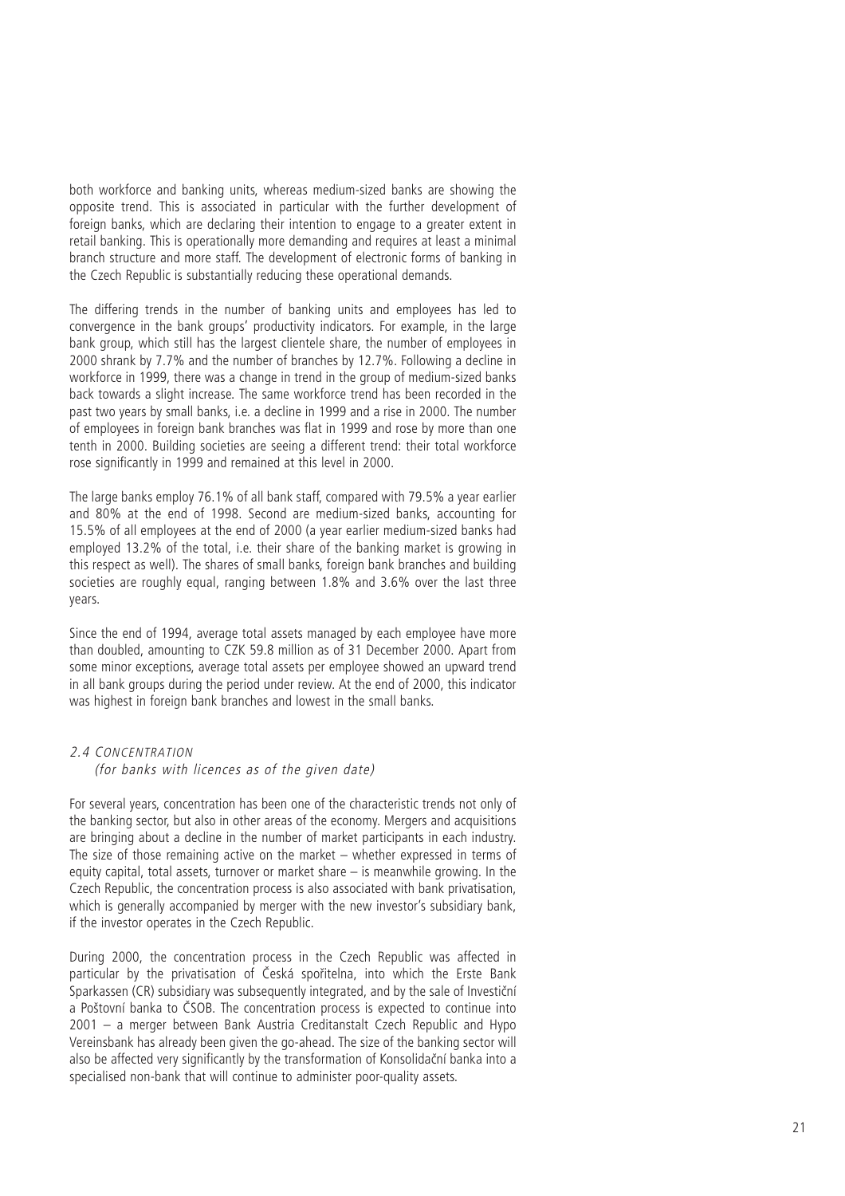both workforce and banking units, whereas medium-sized banks are showing the opposite trend. This is associated in particular with the further development of foreign banks, which are declaring their intention to engage to a greater extent in retail banking. This is operationally more demanding and requires at least a minimal branch structure and more staff. The development of electronic forms of banking in the Czech Republic is substantially reducing these operational demands.

The differing trends in the number of banking units and employees has led to convergence in the bank groups' productivity indicators. For example, in the large bank group, which still has the largest clientele share, the number of employees in 2000 shrank by 7.7% and the number of branches by 12.7%. Following a decline in workforce in 1999, there was a change in trend in the group of medium-sized banks back towards a slight increase. The same workforce trend has been recorded in the past two years by small banks, i.e. a decline in 1999 and a rise in 2000. The number of employees in foreign bank branches was flat in 1999 and rose by more than one tenth in 2000. Building societies are seeing a different trend: their total workforce rose significantly in 1999 and remained at this level in 2000.

The large banks employ 76.1% of all bank staff, compared with 79.5% a year earlier and 80% at the end of 1998. Second are medium-sized banks, accounting for 15.5% of all employees at the end of 2000 (a year earlier medium-sized banks had employed 13.2% of the total, i.e. their share of the banking market is growing in this respect as well). The shares of small banks, foreign bank branches and building societies are roughly equal, ranging between 1.8% and 3.6% over the last three years.

Since the end of 1994, average total assets managed by each employee have more than doubled, amounting to CZK 59.8 million as of 31 December 2000. Apart from some minor exceptions, average total assets per employee showed an upward trend in all bank groups during the period under review. At the end of 2000, this indicator was highest in foreign bank branches and lowest in the small banks.

### *2.4 Concentration*
*(for banks with licences as of the given date)*

For several years, concentration has been one of the characteristic trends not only of the banking sector, but also in other areas of the economy. Mergers and acquisitions are bringing about a decline in the number of market participants in each industry. The size of those remaining active on the market – whether expressed in terms of equity capital, total assets, turnover or market share – is meanwhile growing. In the Czech Republic, the concentration process is also associated with bank privatisation, which is generally accompanied by merger with the new investor's subsidiary bank, if the investor operates in the Czech Republic.

During 2000, the concentration process in the Czech Republic was affected in particular by the privatisation of Česká spořitelna, into which the Erste Bank Sparkassen (CR) subsidiary was subsequently integrated, and by the sale of Investiční a Poštovní banka to ČSOB. The concentration process is expected to continue into 2001 – a merger between Bank Austria Creditanstalt Czech Republic and Hypo Vereinsbank has already been given the go-ahead. The size of the banking sector will also be affected very significantly by the transformation of Konsolidační banka into a specialised non-bank that will continue to administer poor-quality assets.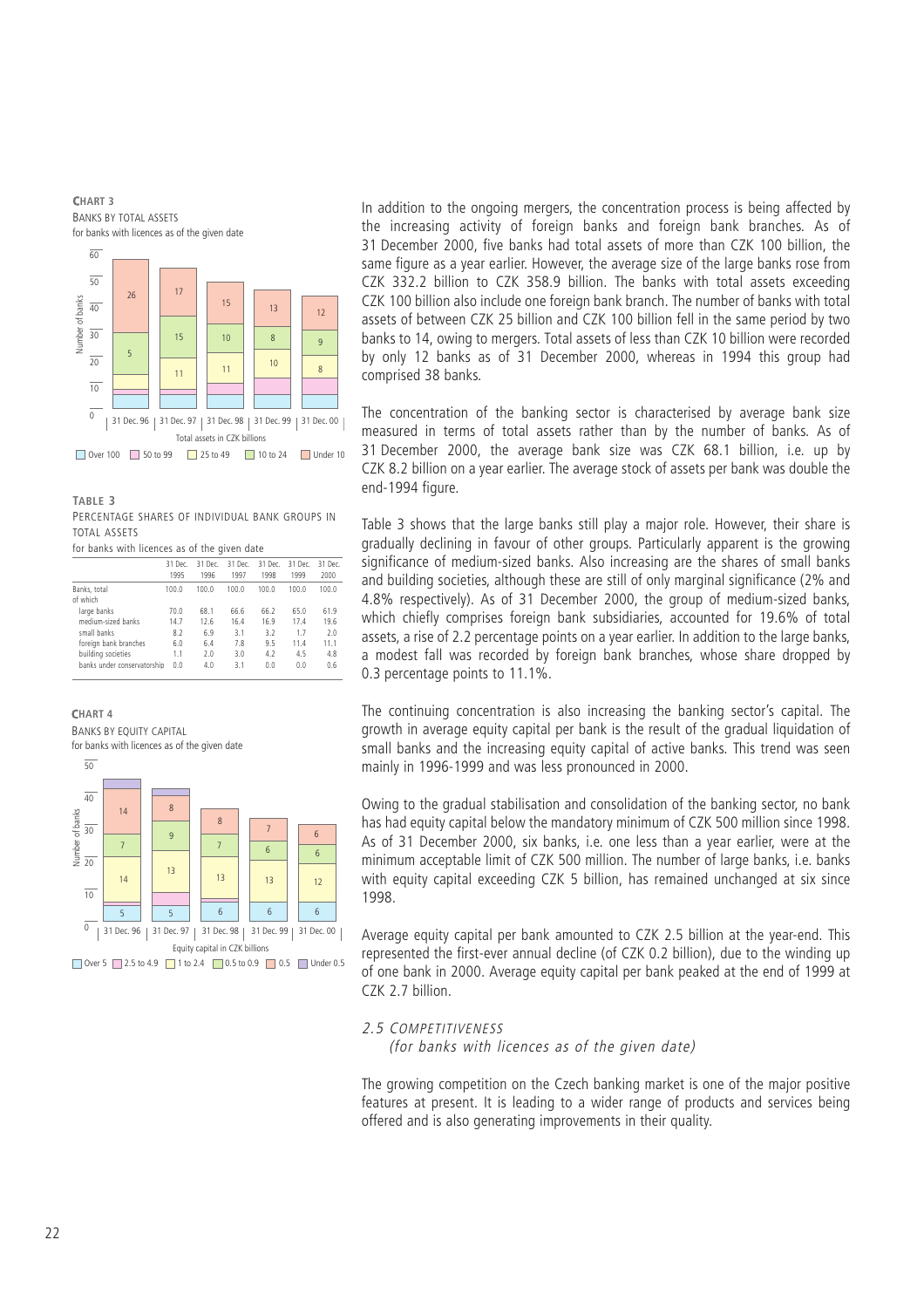**CHART 3**
BANKS BY TOTAL ASSETS
for banks with licences as of the given date

**TABLE 3**
PERCENTAGE SHARES OF INDIVIDUAL BANK GROUPS IN TOTAL ASSETS
for banks with licences as of the given date

| | 31 Dec. 1995 | 31 Dec. 1996 | 31 Dec. 1997 | 31 Dec. 1998 | 31 Dec. 1999 | 31 Dec. 2000 |
|---|---|---|---|---|---|---|
| Banks, total | 100.0 | 100.0 | 100.0 | 100.0 | 100.0 | 100.0 |
| of which | | | | | | |
| large banks | 70.0 | 68.1 | 66.6 | 66.2 | 65.0 | 61.9 |
| medium-sized banks | 14.7 | 12.6 | 16.4 | 16.9 | 17.4 | 19.6 |
| small banks | 8.2 | 6.9 | 3.1 | 3.2 | 1.7 | 2.0 |
| foreign bank branches | 6.0 | 6.4 | 7.8 | 9.5 | 11.4 | 11.1 |
| building societies | 1.1 | 2.0 | 3.0 | 4.2 | 4.5 | 4.8 |
| banks under conservatorship | 0.0 | 4.0 | 3.1 | 0.0 | 0.0 | 0.6 |

**CHART 4**
BANKS BY EQUITY CAPITAL
for banks with licences as of the given date

In addition to the ongoing mergers, the concentration process is being affected by the increasing activity of foreign banks and foreign bank branches. As of 31 December 2000, five banks had total assets of more than CZK 100 billion, the same figure as a year earlier. However, the average size of the large banks rose from CZK 332.2 billion to CZK 358.9 billion. The banks with total assets exceeding CZK 100 billion also include one foreign bank branch. The number of banks with total assets of between CZK 25 billion and CZK 100 billion fell in the same period by two banks to 14, owing to mergers. Total assets of less than CZK 10 billion were recorded by only 12 banks as of 31 December 2000, whereas in 1994 this group had comprised 38 banks.

The concentration of the banking sector is characterised by average bank size measured in terms of total assets rather than by the number of banks. As of 31 December 2000, the average bank size was CZK 68.1 billion, i.e. up by CZK 8.2 billion on a year earlier. The average stock of assets per bank was double the end-1994 figure.

Table 3 shows that the large banks still play a major role. However, their share is gradually declining in favour of other groups. Particularly apparent is the growing significance of medium-sized banks. Also increasing are the shares of small banks and building societies, although these are still of only marginal significance (2% and 4.8% respectively). As of 31 December 2000, the group of medium-sized banks, which chiefly comprises foreign bank subsidiaries, accounted for 19.6% of total assets, a rise of 2.2 percentage points on a year earlier. In addition to the large banks, a modest fall was recorded by foreign bank branches, whose share dropped by 0.3 percentage points to 11.1%.

The continuing concentration is also increasing the banking sector's capital. The growth in average equity capital per bank is the result of the gradual liquidation of small banks and the increasing equity capital of active banks. This trend was seen mainly in 1996-1999 and was less pronounced in 2000.

Owing to the gradual stabilisation and consolidation of the banking sector, no bank has had equity capital below the mandatory minimum of CZK 500 million since 1998. As of 31 December 2000, six banks, i.e. one less than a year earlier, were at the minimum acceptable limit of CZK 500 million. The number of large banks, i.e. banks with equity capital exceeding CZK 5 billion, has remained unchanged at six since 1998.

Average equity capital per bank amounted to CZK 2.5 billion at the year-end. This represented the first-ever annual decline (of CZK 0.2 billion), due to the winding up of one bank in 2000. Average equity capital per bank peaked at the end of 1999 at CZK 2.7 billion.

### *2.5 COMPETITIVENESS*
*(for banks with licences as of the given date)*

The growing competition on the Czech banking market is one of the major positive features at present. It is leading to a wider range of products and services being offered and is also generating improvements in their quality.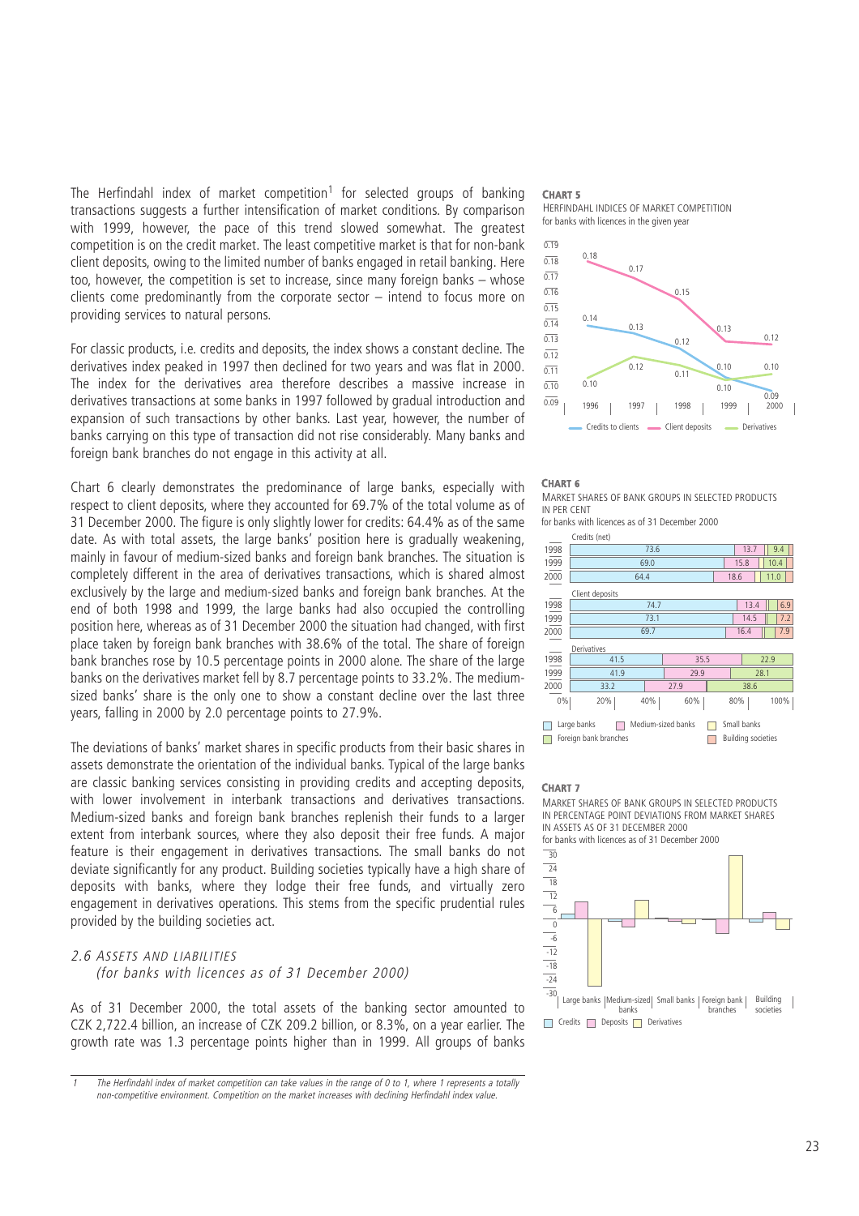The Herfindahl index of market competition[1] for selected groups of banking transactions suggests a further intensification of market conditions. By comparison with 1999, however, the pace of this trend slowed somewhat. The greatest competition is on the credit market. The least competitive market is that for non-bank client deposits, owing to the limited number of banks engaged in retail banking. Here too, however, the competition is set to increase, since many foreign banks – whose clients come predominantly from the corporate sector – intend to focus more on providing services to natural persons.

For classic products, i.e. credits and deposits, the index shows a constant decline. The derivatives index peaked in 1997 then declined for two years and was flat in 2000. The index for the derivatives area therefore describes a massive increase in derivatives transactions at some banks in 1997 followed by gradual introduction and expansion of such transactions by other banks. Last year, however, the number of banks carrying on this type of transaction did not rise considerably. Many banks and foreign bank branches do not engage in this activity at all.

Chart 6 clearly demonstrates the predominance of large banks, especially with respect to client deposits, where they accounted for 69.7% of the total volume as of 31 December 2000. The figure is only slightly lower for credits: 64.4% as of the same date. As with total assets, the large banks' position here is gradually weakening, mainly in favour of medium-sized banks and foreign bank branches. The situation is completely different in the area of derivatives transactions, which is shared almost exclusively by the large and medium-sized banks and foreign bank branches. At the end of both 1998 and 1999, the large banks had also occupied the controlling position here, whereas as of 31 December 2000 the situation had changed, with first place taken by foreign bank branches with 38.6% of the total. The share of foreign bank branches rose by 10.5 percentage points in 2000 alone. The share of the large banks on the derivatives market fell by 8.7 percentage points to 33.2%. The medium-sized banks' share is the only one to show a constant decline over the last three years, falling in 2000 by 2.0 percentage points to 27.9%.

The deviations of banks' market shares in specific products from their basic shares in assets demonstrate the orientation of the individual banks. Typical of the large banks are classic banking services consisting in providing credits and accepting deposits, with lower involvement in interbank transactions and derivatives transactions. Medium-sized banks and foreign bank branches replenish their funds to a larger extent from interbank sources, where they also deposit their free funds. A major feature is their engagement in derivatives transactions. The small banks do not deviate significantly for any product. Building societies typically have a high share of deposits with banks, where they lodge their free funds, and virtually zero engagement in derivatives operations. This stems from the specific prudential rules provided by the building societies act.

### *2.6 ASSETS AND LIABILITIES*
*(for banks with licences as of 31 December 2000)*

As of 31 December 2000, the total assets of the banking sector amounted to CZK 2,722.4 billion, an increase of CZK 209.2 billion, or 8.3%, on a year earlier. The growth rate was 1.3 percentage points higher than in 1999. All groups of banks

**CHART 5**
HERFINDAHL INDICES OF MARKET COMPETITION
for banks with licences in the given year

| | 1996 | 1997 | 1998 | 1999 | 2000 |
|---|---|---|---|---|---|
| Credits to clients | 0.14 | 0.13 | 0.12 | 0.10 | 0.09 |
| Client deposits | 0.18 | 0.17 | 0.15 | 0.13 | 0.12 |
| Derivatives | 0.10 | 0.12 | 0.11 | 0.10 | 0.10 |

**CHART 6**
MARKET SHARES OF BANK GROUPS IN SELECTED PRODUCTS IN PER CENT
for banks with licences as of 31 December 2000

| | Large banks | Medium-sized banks | Foreign bank branches |
|---|---|---|---|
| **Credits (net)** | | | |
| 1998 | 73.6 | 13.7 | 9.4 |
| 1999 | 69.0 | 15.8 | 10.4 |
| 2000 | 64.4 | 18.6 | 11.0 |
| **Client deposits** | | | |
| 1998 | 74.7 | 13.4 | 6.9 |
| 1999 | 73.1 | 14.5 | 7.2 |
| 2000 | 69.7 | 16.4 | 7.9 |
| **Derivatives** | | | |
| 1998 | 41.5 | 35.5 | 22.9 |
| 1999 | 41.9 | 29.9 | 28.1 |
| 2000 | 33.2 | 27.9 | 38.6 |

Large banks, Medium-sized banks, Small banks, Foreign bank branches, Building societies

**CHART 7**
MARKET SHARES OF BANK GROUPS IN SELECTED PRODUCTS IN PERCENTAGE POINT DEVIATIONS FROM MARKET SHARES IN ASSETS AS OF 31 DECEMBER 2000
for banks with licences as of 31 December 2000

Large banks, Medium-sized banks, Small banks, Foreign bank branches, Building societies

Credits, Deposits, Derivatives

---

[1] The Herfindahl index of market competition can take values in the range of 0 to 1, where 1 represents a totally non-competitive environment. Competition on the market increases with declining Herfindahl index value.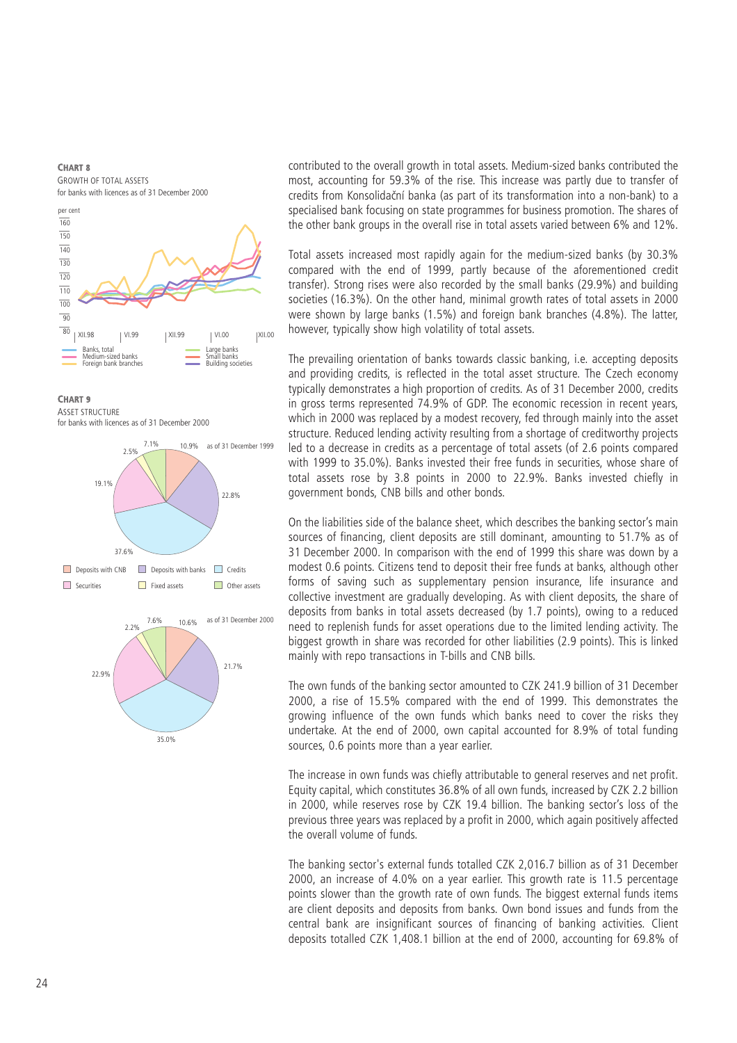**CHART 8**
GROWTH OF TOTAL ASSETS
for banks with licences as of 31 December 2000

per cent

Banks, total
Medium-sized banks
Foreign bank branches
Large banks
Small banks
Building societies

**CHART 9**
ASSET STRUCTURE
for banks with licences as of 31 December 2000

as of 31 December 1999: Deposits with CNB 10.9%, Deposits with banks 22.8%, Credits 37.6%, Securities 19.1%, Fixed assets 2.5%, Other assets 7.1%

as of 31 December 2000: Deposits with CNB 10.6%, Deposits with banks 21.7%, Credits 35.0%, Securities 22.9%, Fixed assets 2.2%, Other assets 7.6%

contributed to the overall growth in total assets. Medium-sized banks contributed the most, accounting for 59.3% of the rise. This increase was partly due to transfer of credits from Konsolidační banka (as part of its transformation into a non-bank) to a specialised bank focusing on state programmes for business promotion. The shares of the other bank groups in the overall rise in total assets varied between 6% and 12%.

Total assets increased most rapidly again for the medium-sized banks (by 30.3% compared with the end of 1999, partly because of the aforementioned credit transfer). Strong rises were also recorded by the small banks (29.9%) and building societies (16.3%). On the other hand, minimal growth rates of total assets in 2000 were shown by large banks (1.5%) and foreign bank branches (4.8%). The latter, however, typically show high volatility of total assets.

The prevailing orientation of banks towards classic banking, i.e. accepting deposits and providing credits, is reflected in the total asset structure. The Czech economy typically demonstrates a high proportion of credits. As of 31 December 2000, credits in gross terms represented 74.9% of GDP. The economic recession in recent years, which in 2000 was replaced by a modest recovery, fed through mainly into the asset structure. Reduced lending activity resulting from a shortage of creditworthy projects led to a decrease in credits as a percentage of total assets (of 2.6 points compared with 1999 to 35.0%). Banks invested their free funds in securities, whose share of total assets rose by 3.8 points in 2000 to 22.9%. Banks invested chiefly in government bonds, CNB bills and other bonds.

On the liabilities side of the balance sheet, which describes the banking sector's main sources of financing, client deposits are still dominant, amounting to 51.7% as of 31 December 2000. In comparison with the end of 1999 this share was down by a modest 0.6 points. Citizens tend to deposit their free funds at banks, although other forms of saving such as supplementary pension insurance, life insurance and collective investment are gradually developing. As with client deposits, the share of deposits from banks in total assets decreased (by 1.7 points), owing to a reduced need to replenish funds for asset operations due to the limited lending activity. The biggest growth in share was recorded for other liabilities (2.9 points). This is linked mainly with repo transactions in T-bills and CNB bills.

The own funds of the banking sector amounted to CZK 241.9 billion of 31 December 2000, a rise of 15.5% compared with the end of 1999. This demonstrates the growing influence of the own funds which banks need to cover the risks they undertake. At the end of 2000, own capital accounted for 8.9% of total funding sources, 0.6 points more than a year earlier.

The increase in own funds was chiefly attributable to general reserves and net profit. Equity capital, which constitutes 36.8% of all own funds, increased by CZK 2.2 billion in 2000, while reserves rose by CZK 19.4 billion. The banking sector's loss of the previous three years was replaced by a profit in 2000, which again positively affected the overall volume of funds.

The banking sector's external funds totalled CZK 2,016.7 billion as of 31 December 2000, an increase of 4.0% on a year earlier. This growth rate is 11.5 percentage points slower than the growth rate of own funds. The biggest external funds items are client deposits and deposits from banks. Own bond issues and funds from the central bank are insignificant sources of financing of banking activities. Client deposits totalled CZK 1,408.1 billion at the end of 2000, accounting for 69.8% of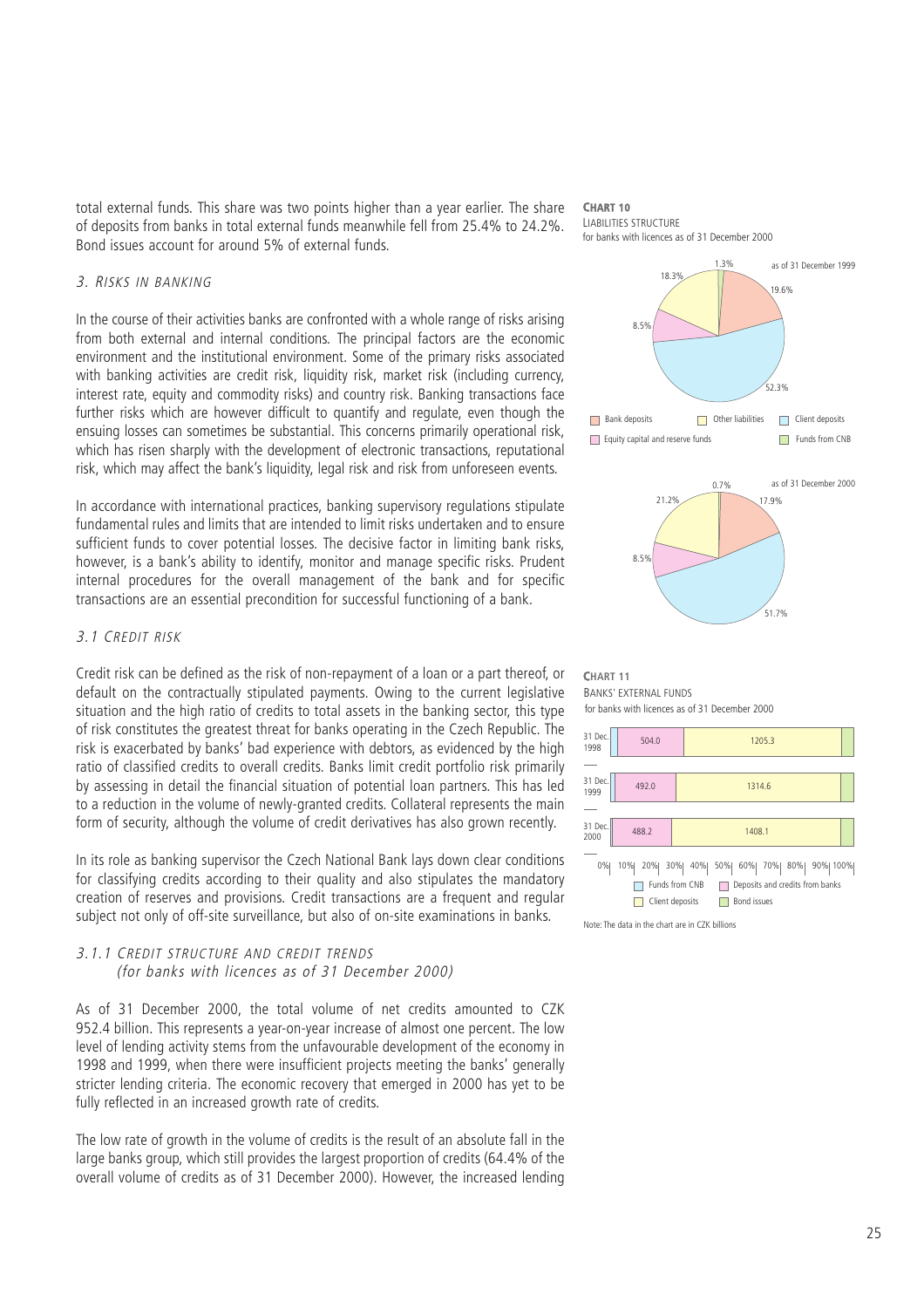total external funds. This share was two points higher than a year earlier. The share of deposits from banks in total external funds meanwhile fell from 25.4% to 24.2%. Bond issues account for around 5% of external funds.

## 3. RISKS IN BANKING

In the course of their activities banks are confronted with a whole range of risks arising from both external and internal conditions. The principal factors are the economic environment and the institutional environment. Some of the primary risks associated with banking activities are credit risk, liquidity risk, market risk (including currency, interest rate, equity and commodity risks) and country risk. Banking transactions face further risks which are however difficult to quantify and regulate, even though the ensuing losses can sometimes be substantial. This concerns primarily operational risk, which has risen sharply with the development of electronic transactions, reputational risk, which may affect the bank's liquidity, legal risk and risk from unforeseen events.

In accordance with international practices, banking supervisory regulations stipulate fundamental rules and limits that are intended to limit risks undertaken and to ensure sufficient funds to cover potential losses. The decisive factor in limiting bank risks, however, is a bank's ability to identify, monitor and manage specific risks. Prudent internal procedures for the overall management of the bank and for specific transactions are an essential precondition for successful functioning of a bank.

### 3.1 CREDIT RISK

Credit risk can be defined as the risk of non-repayment of a loan or a part thereof, or default on the contractually stipulated payments. Owing to the current legislative situation and the high ratio of credits to total assets in the banking sector, this type of risk constitutes the greatest threat for banks operating in the Czech Republic. The risk is exacerbated by banks' bad experience with debtors, as evidenced by the high ratio of classified credits to overall credits. Banks limit credit portfolio risk primarily by assessing in detail the financial situation of potential loan partners. This has led to a reduction in the volume of newly-granted credits. Collateral represents the main form of security, although the volume of credit derivatives has also grown recently.

In its role as banking supervisor the Czech National Bank lays down clear conditions for classifying credits according to their quality and also stipulates the mandatory creation of reserves and provisions. Credit transactions are a frequent and regular subject not only of off-site surveillance, but also of on-site examinations in banks.

#### 3.1.1 CREDIT STRUCTURE AND CREDIT TRENDS
*(for banks with licences as of 31 December 2000)*

As of 31 December 2000, the total volume of net credits amounted to CZK 952.4 billion. This represents a year-on-year increase of almost one percent. The low level of lending activity stems from the unfavourable development of the economy in 1998 and 1999, when there were insufficient projects meeting the banks' generally stricter lending criteria. The economic recovery that emerged in 2000 has yet to be fully reflected in an increased growth rate of credits.

The low rate of growth in the volume of credits is the result of an absolute fall in the large banks group, which still provides the largest proportion of credits (64.4% of the overall volume of credits as of 31 December 2000). However, the increased lending

**CHART 10**
LIABILITIES STRUCTURE
for banks with licences as of 31 December 2000

as of 31 December 1999: Bank deposits 19.6%; Client deposits 52.3%; Equity capital and reserve funds 8.5%; Other liabilities 18.3%; Funds from CNB 1.3%

as of 31 December 2000: Bank deposits 17.9%; Client deposits 51.7%; Equity capital and reserve funds 8.5%; Other liabilities 21.2%; Funds from CNB 0.7%

**CHART 11**
BANKS' EXTERNAL FUNDS
for banks with licences as of 31 December 2000

| | Funds from CNB | Deposits and credits from banks | Client deposits | Bond issues |
|---|---|---|---|---|
| 31 Dec. 1998 | | 504.0 | 1205.3 | |
| 31 Dec. 1999 | | 492.0 | 1314.6 | |
| 31 Dec. 2000 | | 488.2 | 1408.1 | |

Note: The data in the chart are in CZK billions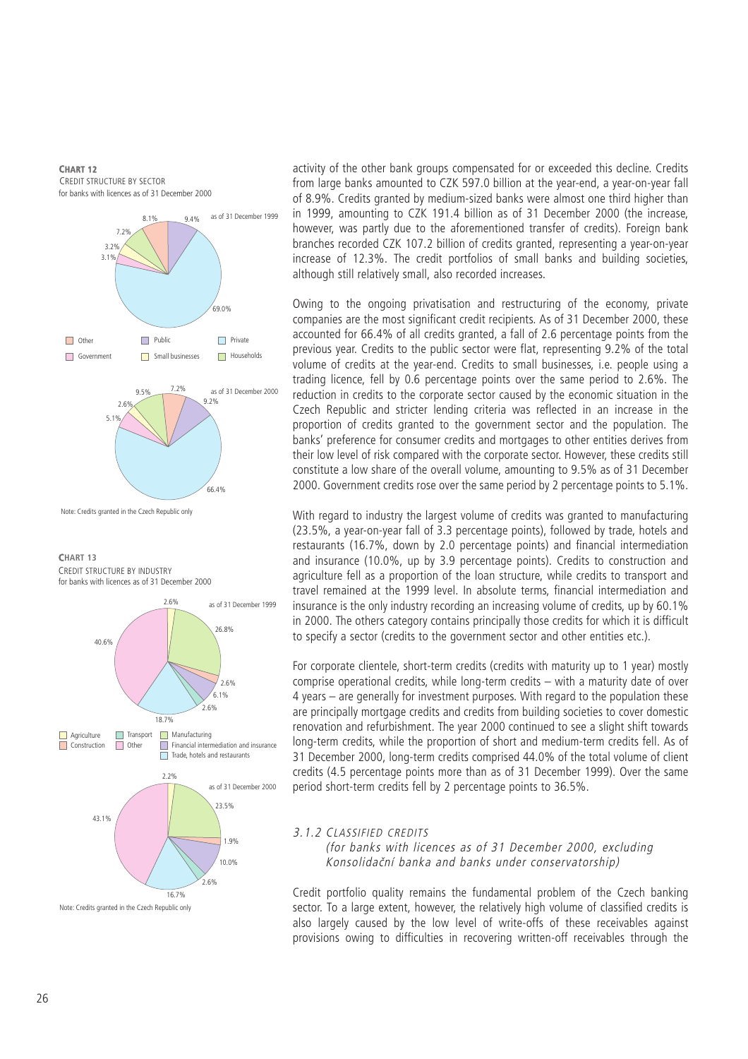**CHART 12**
CREDIT STRUCTURE BY SECTOR
for banks with licences as of 31 December 2000

as of 31 December 1999: Other 8.1%, Public 9.4%, Private 69.0%, Government 3.1%, Small businesses 3.2%, Households 7.2%

as of 31 December 2000: Other 7.2%, Public 9.2%, Private 66.4%, Government 5.1%, Small businesses 2.6%, Households 9.5%

Note: Credits granted in the Czech Republic only

**CHART 13**
CREDIT STRUCTURE BY INDUSTRY
for banks with licences as of 31 December 2000

as of 31 December 1999: Agriculture 2.6%, Manufacturing 26.8%, Construction 2.6%, Financial intermediation and insurance 6.1%, Transport 2.6%, Trade, hotels and restaurants 18.7%, Other 40.6%

as of 31 December 2000: Agriculture 2.2%, Manufacturing 23.5%, Construction 1.9%, Financial intermediation and insurance 10.0%, Transport 2.6%, Trade, hotels and restaurants 16.7%, Other 43.1%

Note: Credits granted in the Czech Republic only

activity of the other bank groups compensated for or exceeded this decline. Credits from large banks amounted to CZK 597.0 billion at the year-end, a year-on-year fall of 8.9%. Credits granted by medium-sized banks were almost one third higher than in 1999, amounting to CZK 191.4 billion as of 31 December 2000 (the increase, however, was partly due to the aforementioned transfer of credits). Foreign bank branches recorded CZK 107.2 billion of credits granted, representing a year-on-year increase of 12.3%. The credit portfolios of small banks and building societies, although still relatively small, also recorded increases.

Owing to the ongoing privatisation and restructuring of the economy, private companies are the most significant credit recipients. As of 31 December 2000, these accounted for 66.4% of all credits granted, a fall of 2.6 percentage points from the previous year. Credits to the public sector were flat, representing 9.2% of the total volume of credits at the year-end. Credits to small businesses, i.e. people using a trading licence, fell by 0.6 percentage points over the same period to 2.6%. The reduction in credits to the corporate sector caused by the economic situation in the Czech Republic and stricter lending criteria was reflected in an increase in the proportion of credits granted to the government sector and the population. The banks' preference for consumer credits and mortgages to other entities derives from their low level of risk compared with the corporate sector. However, these credits still constitute a low share of the overall volume, amounting to 9.5% as of 31 December 2000. Government credits rose over the same period by 2 percentage points to 5.1%.

With regard to industry the largest volume of credits was granted to manufacturing (23.5%, a year-on-year fall of 3.3 percentage points), followed by trade, hotels and restaurants (16.7%, down by 2.0 percentage points) and financial intermediation and insurance (10.0%, up by 3.9 percentage points). Credits to construction and agriculture fell as a proportion of the loan structure, while credits to transport and travel remained at the 1999 level. In absolute terms, financial intermediation and insurance is the only industry recording an increasing volume of credits, up by 60.1% in 2000. The others category contains principally those credits for which it is difficult to specify a sector (credits to the government sector and other entities etc.).

For corporate clientele, short-term credits (credits with maturity up to 1 year) mostly comprise operational credits, while long-term credits – with a maturity date of over 4 years – are generally for investment purposes. With regard to the population these are principally mortgage credits and credits from building societies to cover domestic renovation and refurbishment. The year 2000 continued to see a slight shift towards long-term credits, while the proportion of short and medium-term credits fell. As of 31 December 2000, long-term credits comprised 44.0% of the total volume of client credits (4.5 percentage points more than as of 31 December 1999). Over the same period short-term credits fell by 2 percentage points to 36.5%.

### *3.1.2 CLASSIFIED CREDITS*

*(for banks with licences as of 31 December 2000, excluding Konsolidační banka and banks under conservatorship)*

Credit portfolio quality remains the fundamental problem of the Czech banking sector. To a large extent, however, the relatively high volume of classified credits is also largely caused by the low level of write-offs of these receivables against provisions owing to difficulties in recovering written-off receivables through the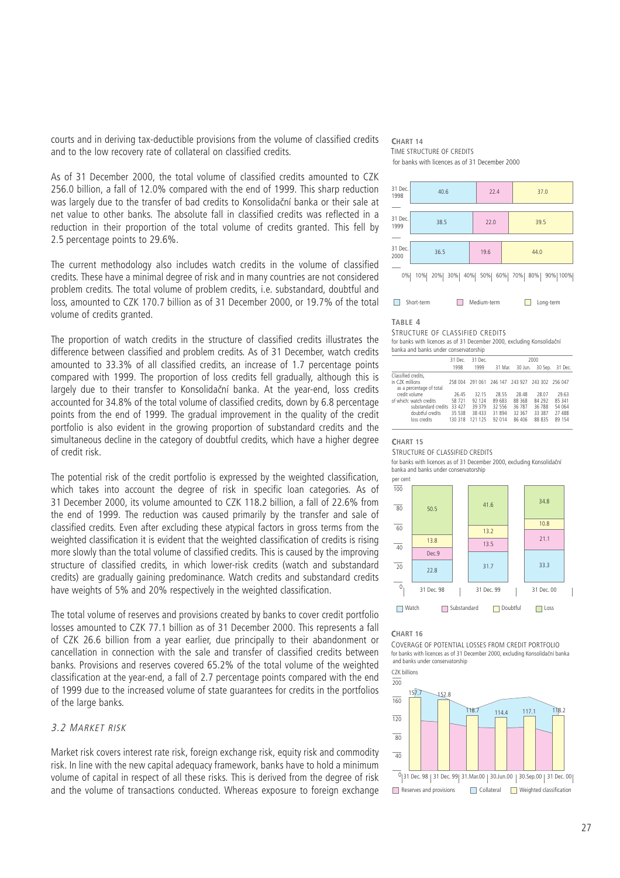courts and in deriving tax-deductible provisions from the volume of classified credits and to the low recovery rate of collateral on classified credits.

As of 31 December 2000, the total volume of classified credits amounted to CZK 256.0 billion, a fall of 12.0% compared with the end of 1999. This sharp reduction was largely due to the transfer of bad credits to Konsolidační banka or their sale at net value to other banks. The absolute fall in classified credits was reflected in a reduction in their proportion of the total volume of credits granted. This fell by 2.5 percentage points to 29.6%.

The current methodology also includes watch credits in the volume of classified credits. These have a minimal degree of risk and in many countries are not considered problem credits. The total volume of problem credits, i.e. substandard, doubtful and loss, amounted to CZK 170.7 billion as of 31 December 2000, or 19.7% of the total volume of credits granted.

The proportion of watch credits in the structure of classified credits illustrates the difference between classified and problem credits. As of 31 December, watch credits amounted to 33.3% of all classified credits, an increase of 1.7 percentage points compared with 1999. The proportion of loss credits fell gradually, although this is largely due to their transfer to Konsolidační banka. At the year-end, loss credits accounted for 34.8% of the total volume of classified credits, down by 6.8 percentage points from the end of 1999. The gradual improvement in the quality of the credit portfolio is also evident in the growing proportion of substandard credits and the simultaneous decline in the category of doubtful credits, which have a higher degree of credit risk.

The potential risk of the credit portfolio is expressed by the weighted classification, which takes into account the degree of risk in specific loan categories. As of 31 December 2000, its volume amounted to CZK 118.2 billion, a fall of 22.6% from the end of 1999. The reduction was caused primarily by the transfer and sale of classified credits. Even after excluding these atypical factors in gross terms from the weighted classification it is evident that the weighted classification of credits is rising more slowly than the total volume of classified credits. This is caused by the improving structure of classified credits, in which lower-risk credits (watch and substandard credits) are gradually gaining predominance. Watch credits and substandard credits have weights of 5% and 20% respectively in the weighted classification.

The total volume of reserves and provisions created by banks to cover credit portfolio losses amounted to CZK 77.1 billion as of 31 December 2000. This represents a fall of CZK 26.6 billion from a year earlier, due principally to their abandonment or cancellation in connection with the sale and transfer of classified credits between banks. Provisions and reserves covered 65.2% of the total volume of the weighted classification at the year-end, a fall of 2.7 percentage points compared with the end of 1999 due to the increased volume of state guarantees for credits in the portfolios of the large banks.

### *3.2 Market risk*

Market risk covers interest rate risk, foreign exchange risk, equity risk and commodity risk. In line with the new capital adequacy framework, banks have to hold a minimum volume of capital in respect of all these risks. This is derived from the degree of risk and the volume of transactions conducted. Whereas exposure to foreign exchange

**CHART 14**

TIME STRUCTURE OF CREDITS

for banks with licences as of 31 December 2000

| | Short-term | Medium-term | Long-term |
|---|---|---|---|
| 31 Dec. 1998 | 40.6 | 22.4 | 37.0 |
| 31 Dec. 1999 | 38.5 | 22.0 | 39.5 |
| 31 Dec. 2000 | 36.5 | 19.6 | 44.0 |

**TABLE 4**

STRUCTURE OF CLASSIFIED CREDITS

for banks with licences as of 31 December 2000, excluding Konsolidační banka and banks under conservatorship

| | 31 Dec. 1998 | 31 Dec. 1999 | 2000 31 Mar. | 30 Jun. | 30 Sep. | 31 Dec. |
|---|---|---|---|---|---|---|
| Classified credits, in CZK millions | 258 004 | 291 061 | 246 147 | 243 927 | 243 302 | 256 047 |
| as a percentage of total credit volume | 26.45 | 32.15 | 28.55 | 28.48 | 28.07 | 29.63 |
| of which: watch credits | 58 721 | 92 124 | 89 683 | 88 368 | 84 292 | 85 341 |
| substandard credits | 33 427 | 39 379 | 32 556 | 36 787 | 36 788 | 54 064 |
| doubtful credits | 35 538 | 38 433 | 31 894 | 32 367 | 33 387 | 27 488 |
| loss credits | 130 318 | 121 125 | 92 014 | 86 406 | 88 835 | 89 154 |

**CHART 15**

STRUCTURE OF CLASSIFIED CREDITS

for banks with licences as of 31 December 2000, excluding Konsolidační banka and banks under conservatorship

per cent

| | Watch | Substandard | Doubtful | Loss |
|---|---|---|---|---|
| 31 Dec. 98 | 22.8 | Dec.9 | 13.8 | 50.5 |
| 31 Dec. 99 | 31.7 | 13.5 | 13.2 | 41.6 |
| 31 Dec. 00 | 33.3 | 21.1 | 10.8 | 34.8 |

**CHART 16**

COVERAGE OF POTENTIAL LOSSES FROM CREDIT PORTFOLIO

for banks with licences as of 31 December 2000, excluding Konsolidační banka and banks under conservatorship

CZK billions

| | 31 Dec. 98 | 31 Dec. 99 | 31.Mar.00 | 30.Jun.00 | 30.Sep.00 | 31 Dec. 00 |
|---|---|---|---|---|---|---|
| Weighted classification | 157.7 | 152.8 | 118.7 | 114.4 | 117.1 | 118.2 |

Reserves and provisions / Collateral / Weighted classification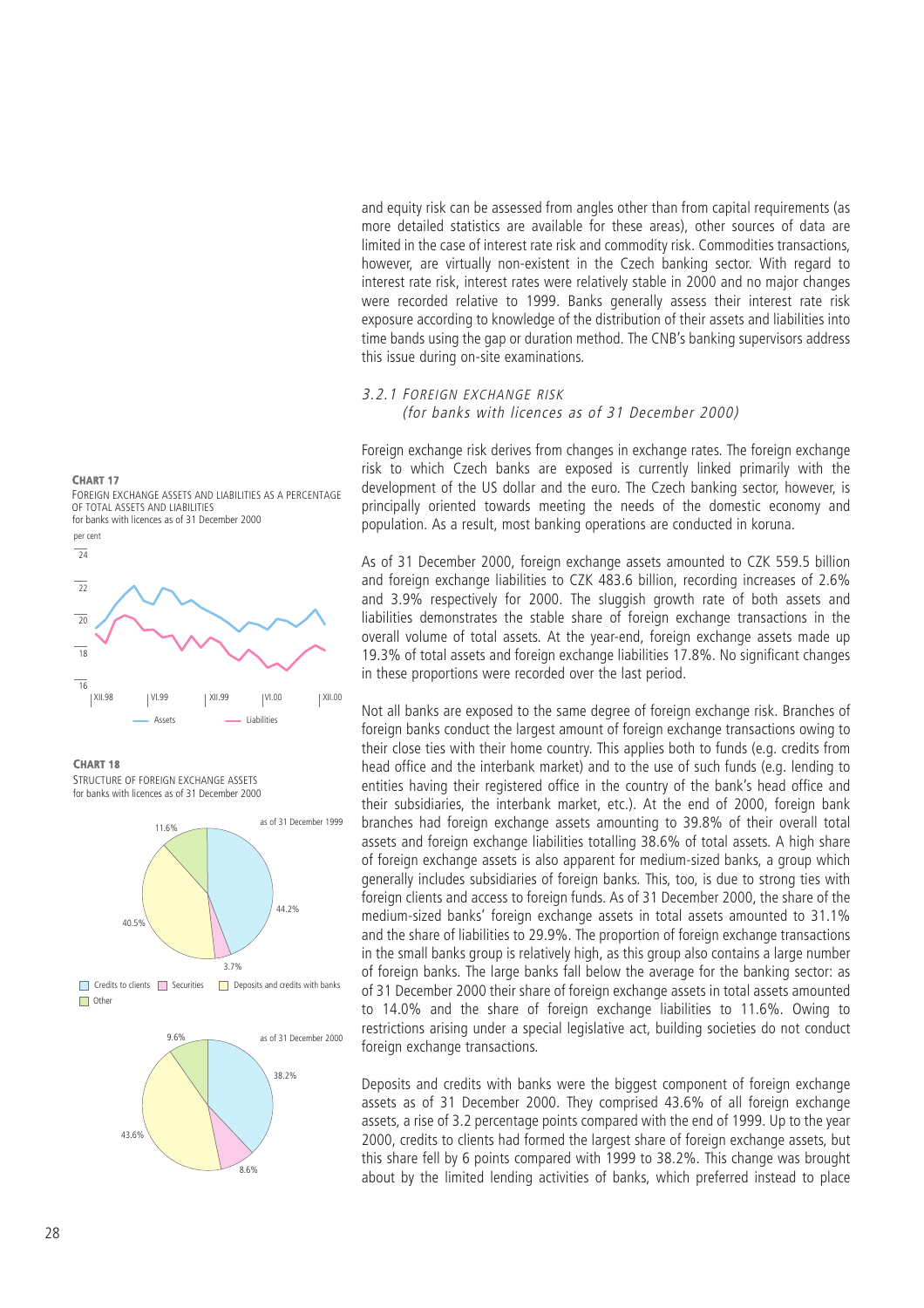and equity risk can be assessed from angles other than from capital requirements (as more detailed statistics are available for these areas), other sources of data are limited in the case of interest rate risk and commodity risk. Commodities transactions, however, are virtually non-existent in the Czech banking sector. With regard to interest rate risk, interest rates were relatively stable in 2000 and no major changes were recorded relative to 1999. Banks generally assess their interest rate risk exposure according to knowledge of the distribution of their assets and liabilities into time bands using the gap or duration method. The CNB's banking supervisors address this issue during on-site examinations.

### *3.2.1 FOREIGN EXCHANGE RISK (for banks with licences as of 31 December 2000)*

Foreign exchange risk derives from changes in exchange rates. The foreign exchange risk to which Czech banks are exposed is currently linked primarily with the development of the US dollar and the euro. The Czech banking sector, however, is principally oriented towards meeting the needs of the domestic economy and population. As a result, most banking operations are conducted in koruna.

**CHART 17**
FOREIGN EXCHANGE ASSETS AND LIABILITIES AS A PERCENTAGE OF TOTAL ASSETS AND LIABILITIES
for banks with licences as of 31 December 2000

**CHART 18**
STRUCTURE OF FOREIGN EXCHANGE ASSETS
for banks with licences as of 31 December 2000

As of 31 December 2000, foreign exchange assets amounted to CZK 559.5 billion and foreign exchange liabilities to CZK 483.6 billion, recording increases of 2.6% and 3.9% respectively for 2000. The sluggish growth rate of both assets and liabilities demonstrates the stable share of foreign exchange transactions in the overall volume of total assets. At the year-end, foreign exchange assets made up 19.3% of total assets and foreign exchange liabilities 17.8%. No significant changes in these proportions were recorded over the last period.

Not all banks are exposed to the same degree of foreign exchange risk. Branches of foreign banks conduct the largest amount of foreign exchange transactions owing to their close ties with their home country. This applies both to funds (e.g. credits from head office and the interbank market) and to the use of such funds (e.g. lending to entities having their registered office in the country of the bank's head office and their subsidiaries, the interbank market, etc.). At the end of 2000, foreign bank branches had foreign exchange assets amounting to 39.8% of their overall total assets and foreign exchange liabilities totalling 38.6% of total assets. A high share of foreign exchange assets is also apparent for medium-sized banks, a group which generally includes subsidiaries of foreign banks. This, too, is due to strong ties with foreign clients and access to foreign funds. As of 31 December 2000, the share of the medium-sized banks' foreign exchange assets in total assets amounted to 31.1% and the share of liabilities to 29.9%. The proportion of foreign exchange transactions in the small banks group is relatively high, as this group also contains a large number of foreign banks. The large banks fall below the average for the banking sector: as of 31 December 2000 their share of foreign exchange assets in total assets amounted to 14.0% and the share of foreign exchange liabilities to 11.6%. Owing to restrictions arising under a special legislative act, building societies do not conduct foreign exchange transactions.

Deposits and credits with banks were the biggest component of foreign exchange assets as of 31 December 2000. They comprised 43.6% of all foreign exchange assets, a rise of 3.2 percentage points compared with the end of 1999. Up to the year 2000, credits to clients had formed the largest share of foreign exchange assets, but this share fell by 6 points compared with 1999 to 38.2%. This change was brought about by the limited lending activities of banks, which preferred instead to place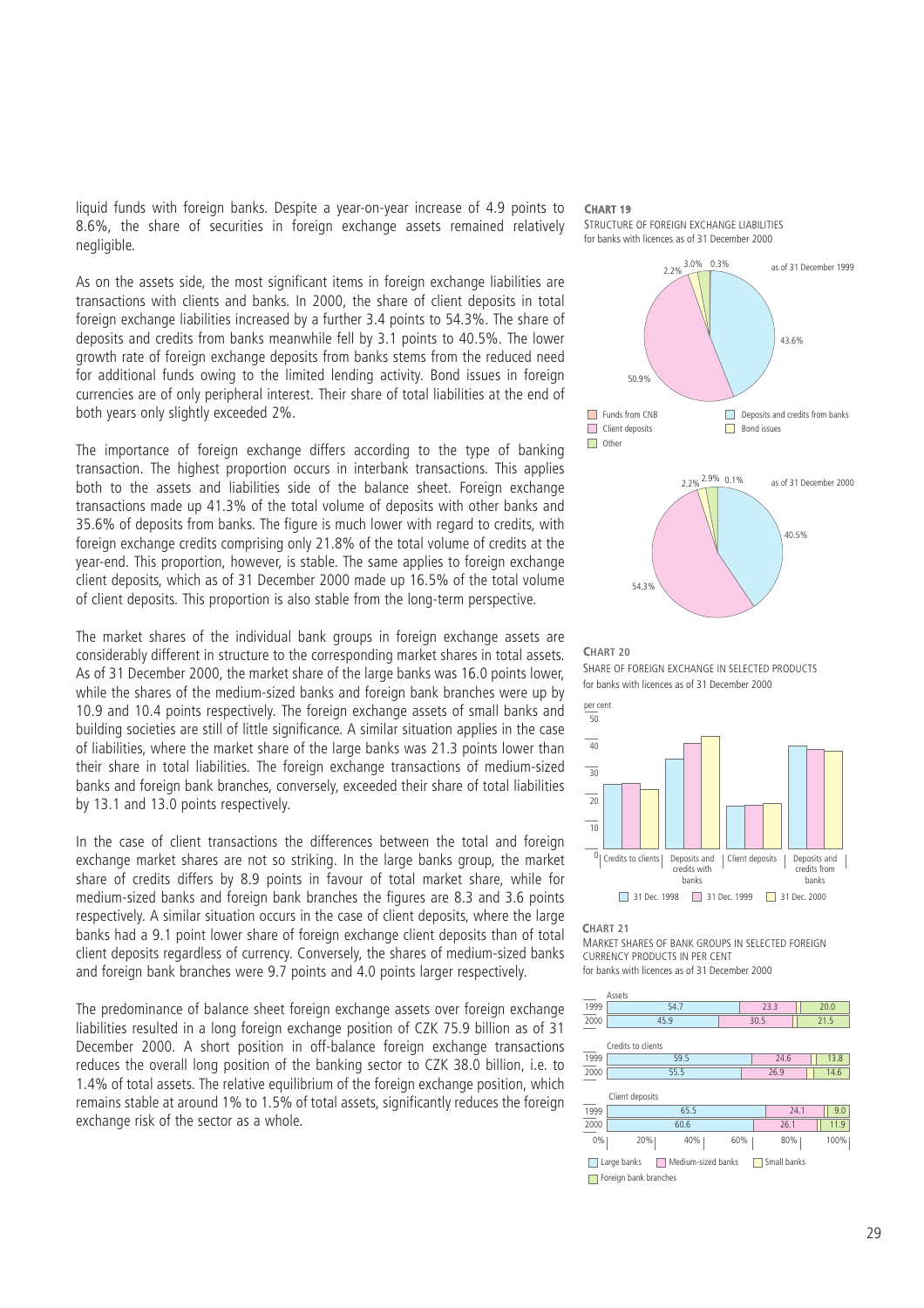liquid funds with foreign banks. Despite a year-on-year increase of 4.9 points to 8.6%, the share of securities in foreign exchange assets remained relatively negligible.

As on the assets side, the most significant items in foreign exchange liabilities are transactions with clients and banks. In 2000, the share of client deposits in total foreign exchange liabilities increased by a further 3.4 points to 54.3%. The share of deposits and credits from banks meanwhile fell by 3.1 points to 40.5%. The lower growth rate of foreign exchange deposits from banks stems from the reduced need for additional funds owing to the limited lending activity. Bond issues in foreign currencies are of only peripheral interest. Their share of total liabilities at the end of both years only slightly exceeded 2%.

The importance of foreign exchange differs according to the type of banking transaction. The highest proportion occurs in interbank transactions. This applies both to the assets and liabilities side of the balance sheet. Foreign exchange transactions made up 41.3% of the total volume of deposits with other banks and 35.6% of deposits from banks. The figure is much lower with regard to credits, with foreign exchange credits comprising only 21.8% of the total volume of credits at the year-end. This proportion, however, is stable. The same applies to foreign exchange client deposits, which as of 31 December 2000 made up 16.5% of the total volume of client deposits. This proportion is also stable from the long-term perspective.

The market shares of the individual bank groups in foreign exchange assets are considerably different in structure to the corresponding market shares in total assets. As of 31 December 2000, the market share of the large banks was 16.0 points lower, while the shares of the medium-sized banks and foreign bank branches were up by 10.9 and 10.4 points respectively. The foreign exchange assets of small banks and building societies are still of little significance. A similar situation applies in the case of liabilities, where the market share of the large banks was 21.3 points lower than their share in total liabilities. The foreign exchange transactions of medium-sized banks and foreign bank branches, conversely, exceeded their share of total liabilities by 13.1 and 13.0 points respectively.

In the case of client transactions the differences between the total and foreign exchange market shares are not so striking. In the large banks group, the market share of credits differs by 8.9 points in favour of total market share, while for medium-sized banks and foreign bank branches the figures are 8.3 and 3.6 points respectively. A similar situation occurs in the case of client deposits, where the large banks had a 9.1 point lower share of foreign exchange client deposits than of total client deposits regardless of currency. Conversely, the shares of medium-sized banks and foreign bank branches were 9.7 points and 4.0 points larger respectively.

The predominance of balance sheet foreign exchange assets over foreign exchange liabilities resulted in a long foreign exchange position of CZK 75.9 billion as of 31 December 2000. A short position in off-balance foreign exchange transactions reduces the overall long position of the banking sector to CZK 38.0 billion, i.e. to 1.4% of total assets. The relative equilibrium of the foreign exchange position, which remains stable at around 1% to 1.5% of total assets, significantly reduces the foreign exchange risk of the sector as a whole.

**CHART 19**
STRUCTURE OF FOREIGN EXCHANGE LIABILITIES
for banks with licences as of 31 December 2000

| | as of 31 December 1999 | as of 31 December 2000 |
|---|---|---|
| Funds from CNB | 0.3% | 0.1% |
| Deposits and credits from banks | 43.6% | 40.5% |
| Client deposits | 50.9% | 54.3% |
| Bond issues | 2.2% | 2.2% |
| Other | 3.0% | 2.9% |

**CHART 20**
SHARE OF FOREIGN EXCHANGE IN SELECTED PRODUCTS
for banks with licences as of 31 December 2000

per cent; categories: Credits to clients, Deposits and credits with banks, Client deposits, Deposits and credits from banks; series: 31 Dec. 1998, 31 Dec. 1999, 31 Dec. 2000

**CHART 21**
MARKET SHARES OF BANK GROUPS IN SELECTED FOREIGN CURRENCY PRODUCTS IN PER CENT
for banks with licences as of 31 December 2000

| | Year | Large banks | Medium-sized banks | Small banks | Foreign bank branches |
|---|---|---|---|---|---|
| Assets | 1999 | 54.7 | 23.3 | | 20.0 |
| | 2000 | 45.9 | 30.5 | | 21.5 |
| Credits to clients | 1999 | 59.5 | 24.6 | | 13.8 |
| | 2000 | 55.5 | 26.9 | | 14.6 |
| Client deposits | 1999 | 65.5 | 24.1 | | 9.0 |
| | 2000 | 60.6 | 26.1 | | 11.9 |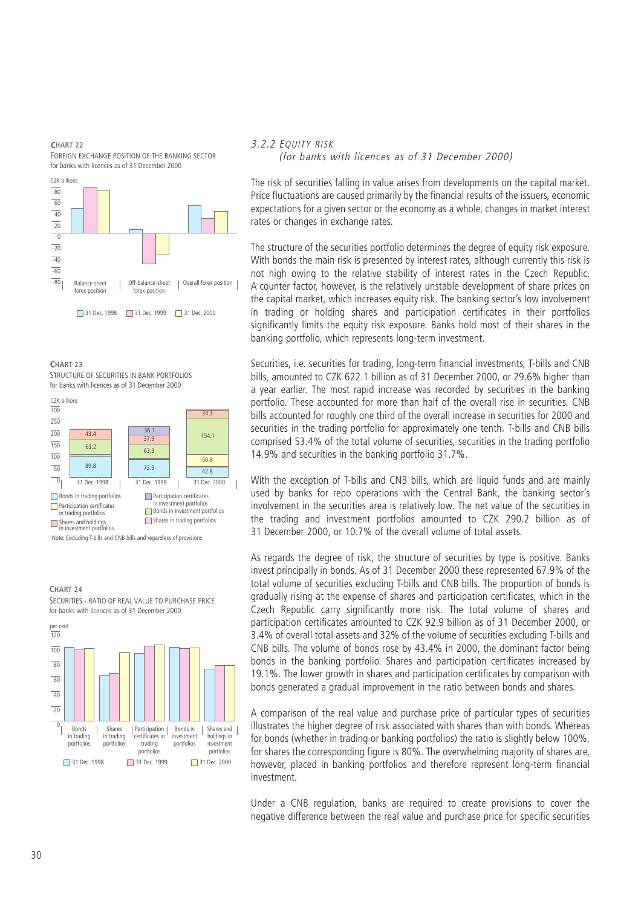**CHART 22**
FOREIGN EXCHANGE POSITION OF THE BANKING SECTOR
for banks with licences as of 31 December 2000

**CHART 23**
STRUCTURE OF SECURITIES IN BANK PORTFOLIOS
for banks with licences as of 31 December 2000

Note: Excluding T-bills and CNB bills and regardless of provisions

**CHART 24**
SECURITIES - RATIO OF REAL VALUE TO PURCHASE PRICE
for banks with licences as of 31 December 2000

### *3.2.2 EQUITY RISK*
*(for banks with licences as of 31 December 2000)*

The risk of securities falling in value arises from developments on the capital market. Price fluctuations are caused primarily by the financial results of the issuers, economic expectations for a given sector or the economy as a whole, changes in market interest rates or changes in exchange rates.

The structure of the securities portfolio determines the degree of equity risk exposure. With bonds the main risk is presented by interest rates, although currently this risk is not high owing to the relative stability of interest rates in the Czech Republic. A counter factor, however, is the relatively unstable development of share prices on the capital market, which increases equity risk. The banking sector's low involvement in trading or holding shares and participation certificates in their portfolios significantly limits the equity risk exposure. Banks hold most of their shares in the banking portfolio, which represents long-term investment.

Securities, i.e. securities for trading, long-term financial investments, T-bills and CNB bills, amounted to CZK 622.1 billion as of 31 December 2000, or 29.6% higher than a year earlier. The most rapid increase was recorded by securities in the banking portfolio. These accounted for more than half of the overall rise in securities. CNB bills accounted for roughly one third of the overall increase in securities for 2000 and securities in the trading portfolio for approximately one tenth. T-bills and CNB bills comprised 53.4% of the total volume of securities, securities in the trading portfolio 14.9% and securities in the banking portfolio 31.7%.

With the exception of T-bills and CNB bills, which are liquid funds and are mainly used by banks for repo operations with the Central Bank, the banking sector's involvement in the securities area is relatively low. The net value of the securities in the trading and investment portfolios amounted to CZK 290.2 billion as of 31 December 2000, or 10.7% of the overall volume of total assets.

As regards the degree of risk, the structure of securities by type is positive. Banks invest principally in bonds. As of 31 December 2000 these represented 67.9% of the total volume of securities excluding T-bills and CNB bills. The proportion of bonds is gradually rising at the expense of shares and participation certificates, which in the Czech Republic carry significantly more risk. The total volume of shares and participation certificates amounted to CZK 92.9 billion as of 31 December 2000, or 3.4% of overall total assets and 32% of the volume of securities excluding T-bills and CNB bills. The volume of bonds rose by 43.4% in 2000, the dominant factor being bonds in the banking portfolio. Shares and participation certificates increased by 19.1%. The lower growth in shares and participation certificates by comparison with bonds generated a gradual improvement in the ratio between bonds and shares.

A comparison of the real value and purchase price of particular types of securities illustrates the higher degree of risk associated with shares than with bonds. Whereas for bonds (whether in trading or banking portfolios) the ratio is slightly below 100%, for shares the corresponding figure is 80%. The overwhelming majority of shares are, however, placed in banking portfolios and therefore represent long-term financial investment.

Under a CNB regulation, banks are required to create provisions to cover the negative difference between the real value and purchase price for specific securities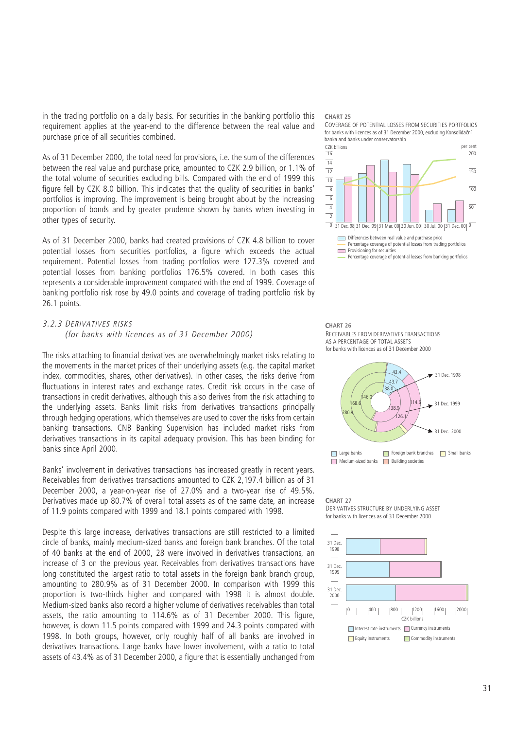in the trading portfolio on a daily basis. For securities in the banking portfolio this requirement applies at the year-end to the difference between the real value and purchase price of all securities combined.

As of 31 December 2000, the total need for provisions, i.e. the sum of the differences between the real value and purchase price, amounted to CZK 2.9 billion, or 1.1% of the total volume of securities excluding bills. Compared with the end of 1999 this figure fell by CZK 8.0 billion. This indicates that the quality of securities in banks' portfolios is improving. The improvement is being brought about by the increasing proportion of bonds and by greater prudence shown by banks when investing in other types of security.

As of 31 December 2000, banks had created provisions of CZK 4.8 billion to cover potential losses from securities portfolios, a figure which exceeds the actual requirement. Potential losses from trading portfolios were 127.3% covered and potential losses from banking portfolios 176.5% covered. In both cases this represents a considerable improvement compared with the end of 1999. Coverage of banking portfolio risk rose by 49.0 points and coverage of trading portfolio risk by 26.1 points.

**CHART 25**
COVERAGE OF POTENTIAL LOSSES FROM SECURITIES PORTFOLIOS
for banks with licences as of 31 December 2000, excluding Konsolidační banka and banks under conservatorship

### *3.2.3 Derivatives risks*
*(for banks with licences as of 31 December 2000)*

The risks attaching to financial derivatives are overwhelmingly market risks relating to the movements in the market prices of their underlying assets (e.g. the capital market index, commodities, shares, other derivatives). In other cases, the risks derive from fluctuations in interest rates and exchange rates. Credit risk occurs in the case of transactions in credit derivatives, although this also derives from the risk attaching to the underlying assets. Banks limit risks from derivatives transactions principally through hedging operations, which themselves are used to cover the risks from certain banking transactions. CNB Banking Supervision has included market risks from derivatives transactions in its capital adequacy provision. This has been binding for banks since April 2000.

Banks' involvement in derivatives transactions has increased greatly in recent years. Receivables from derivatives transactions amounted to CZK 2,197.4 billion as of 31 December 2000, a year-on-year rise of 27.0% and a two-year rise of 49.5%. Derivatives made up 80.7% of overall total assets as of the same date, an increase of 11.9 points compared with 1999 and 18.1 points compared with 1998.

**CHART 26**
RECEIVABLES FROM DERIVATIVES TRANSACTIONS AS A PERCENTAGE OF TOTAL ASSETS
for banks with licences as of 31 December 2000

Despite this large increase, derivatives transactions are still restricted to a limited circle of banks, mainly medium-sized banks and foreign bank branches. Of the total of 40 banks at the end of 2000, 28 were involved in derivatives transactions, an increase of 3 on the previous year. Receivables from derivatives transactions have long constituted the largest ratio to total assets in the foreign bank branch group, amounting to 280.9% as of 31 December 2000. In comparison with 1999 this proportion is two-thirds higher and compared with 1998 it is almost double. Medium-sized banks also record a higher volume of derivatives receivables than total assets, the ratio amounting to 114.6% as of 31 December 2000. This figure, however, is down 11.5 points compared with 1999 and 24.3 points compared with 1998. In both groups, however, only roughly half of all banks are involved in derivatives transactions. Large banks have lower involvement, with a ratio to total assets of 43.4% as of 31 December 2000, a figure that is essentially unchanged from

**CHART 27**
DERIVATIVES STRUCTURE BY UNDERLYING ASSET
for banks with licences as of 31 December 2000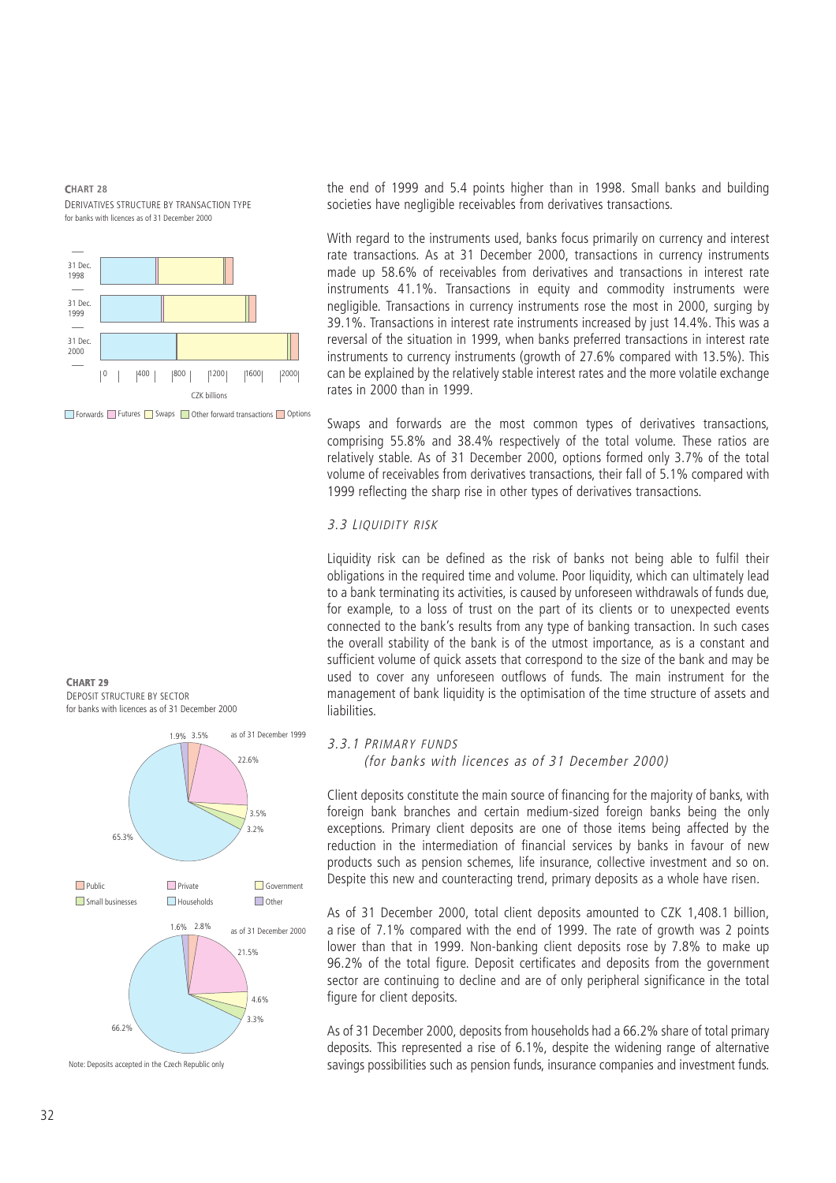**CHART 28**
DERIVATIVES STRUCTURE BY TRANSACTION TYPE
for banks with licences as of 31 December 2000

**CHART 29**
DEPOSIT STRUCTURE BY SECTOR
for banks with licences as of 31 December 2000

Note: Deposits accepted in the Czech Republic only

the end of 1999 and 5.4 points higher than in 1998. Small banks and building societies have negligible receivables from derivatives transactions.

With regard to the instruments used, banks focus primarily on currency and interest rate transactions. As at 31 December 2000, transactions in currency instruments made up 58.6% of receivables from derivatives and transactions in interest rate instruments 41.1%. Transactions in equity and commodity instruments were negligible. Transactions in currency instruments rose the most in 2000, surging by 39.1%. Transactions in interest rate instruments increased by just 14.4%. This was a reversal of the situation in 1999, when banks preferred transactions in interest rate instruments to currency instruments (growth of 27.6% compared with 13.5%). This can be explained by the relatively stable interest rates and the more volatile exchange rates in 2000 than in 1999.

Swaps and forwards are the most common types of derivatives transactions, comprising 55.8% and 38.4% respectively of the total volume. These ratios are relatively stable. As of 31 December 2000, options formed only 3.7% of the total volume of receivables from derivatives transactions, their fall of 5.1% compared with 1999 reflecting the sharp rise in other types of derivatives transactions.

### *3.3 LIQUIDITY RISK*

Liquidity risk can be defined as the risk of banks not being able to fulfil their obligations in the required time and volume. Poor liquidity, which can ultimately lead to a bank terminating its activities, is caused by unforeseen withdrawals of funds due, for example, to a loss of trust on the part of its clients or to unexpected events connected to the bank's results from any type of banking transaction. In such cases the overall stability of the bank is of the utmost importance, as is a constant and sufficient volume of quick assets that correspond to the size of the bank and may be used to cover any unforeseen outflows of funds. The main instrument for the management of bank liquidity is the optimisation of the time structure of assets and liabilities.

#### *3.3.1 PRIMARY FUNDS*
*(for banks with licences as of 31 December 2000)*

Client deposits constitute the main source of financing for the majority of banks, with foreign bank branches and certain medium-sized foreign banks being the only exceptions. Primary client deposits are one of those items being affected by the reduction in the intermediation of financial services by banks in favour of new products such as pension schemes, life insurance, collective investment and so on. Despite this new and counteracting trend, primary deposits as a whole have risen.

As of 31 December 2000, total client deposits amounted to CZK 1,408.1 billion, a rise of 7.1% compared with the end of 1999. The rate of growth was 2 points lower than that in 1999. Non-banking client deposits rose by 7.8% to make up 96.2% of the total figure. Deposit certificates and deposits from the government sector are continuing to decline and are of only peripheral significance in the total figure for client deposits.

As of 31 December 2000, deposits from households had a 66.2% share of total primary deposits. This represented a rise of 6.1%, despite the widening range of alternative savings possibilities such as pension funds, insurance companies and investment funds.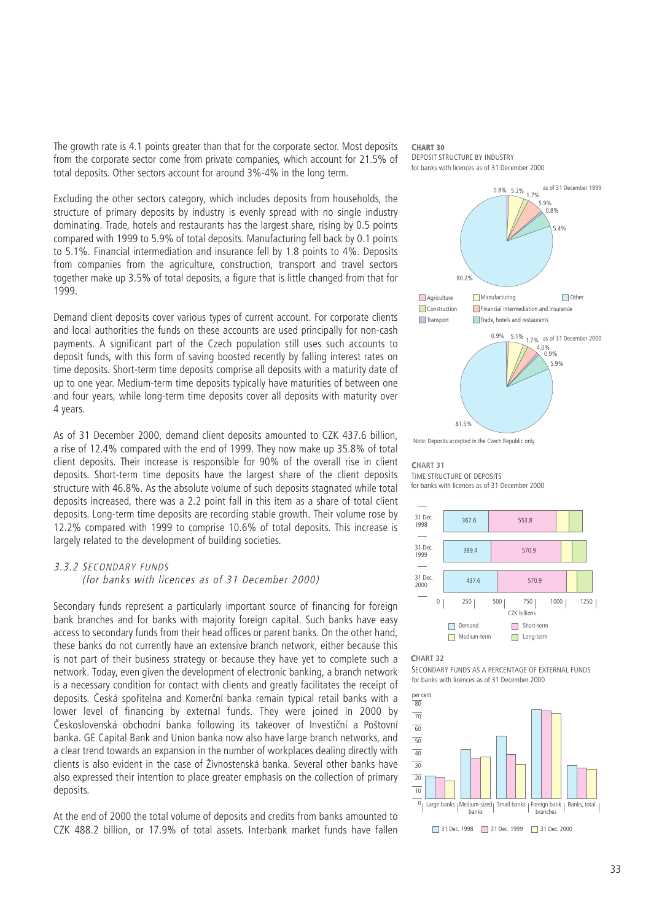The growth rate is 4.1 points greater than that for the corporate sector. Most deposits from the corporate sector come from private companies, which account for 21.5% of total deposits. Other sectors account for around 3%-4% in the long term.

Excluding the other sectors category, which includes deposits from households, the structure of primary deposits by industry is evenly spread with no single industry dominating. Trade, hotels and restaurants has the largest share, rising by 0.5 points compared with 1999 to 5.9% of total deposits. Manufacturing fell back by 0.1 points to 5.1%. Financial intermediation and insurance fell by 1.8 points to 4%. Deposits from companies from the agriculture, construction, transport and travel sectors together make up 3.5% of total deposits, a figure that is little changed from that for 1999.

Demand client deposits cover various types of current account. For corporate clients and local authorities the funds on these accounts are used principally for non-cash payments. A significant part of the Czech population still uses such accounts to deposit funds, with this form of saving boosted recently by falling interest rates on time deposits. Short-term time deposits comprise all deposits with a maturity date of up to one year. Medium-term time deposits typically have maturities of between one and four years, while long-term time deposits cover all deposits with maturity over 4 years.

As of 31 December 2000, demand client deposits amounted to CZK 437.6 billion, a rise of 12.4% compared with the end of 1999. They now make up 35.8% of total client deposits. Their increase is responsible for 90% of the overall rise in client deposits. Short-term time deposits have the largest share of the client deposits structure with 46.8%. As the absolute volume of such deposits stagnated while total deposits increased, there was a 2.2 point fall in this item as a share of total client deposits. Long-term time deposits are recording stable growth. Their volume rose by 12.2% compared with 1999 to comprise 10.6% of total deposits. This increase is largely related to the development of building societies.

### 3.3.2 Secondary funds
*(for banks with licences as of 31 December 2000)*

Secondary funds represent a particularly important source of financing for foreign bank branches and for banks with majority foreign capital. Such banks have easy access to secondary funds from their head offices or parent banks. On the other hand, these banks do not currently have an extensive branch network, either because this is not part of their business strategy or because they have yet to complete such a network. Today, even given the development of electronic banking, a branch network is a necessary condition for contact with clients and greatly facilitates the receipt of deposits. Česká spořitelna and Komerční banka remain typical retail banks with a lower level of financing by external funds. They were joined in 2000 by Československá obchodní banka following its takeover of Investiční a Poštovní banka. GE Capital Bank and Union banka now also have large branch networks, and a clear trend towards an expansion in the number of workplaces dealing directly with clients is also evident in the case of Živnostenská banka. Several other banks have also expressed their intention to place greater emphasis on the collection of primary deposits.

At the end of 2000 the total volume of deposits and credits from banks amounted to CZK 488.2 billion, or 17.9% of total assets. Interbank market funds have fallen

**CHART 30**
DEPOSIT STRUCTURE BY INDUSTRY
for banks with licences as of 31 December 2000

| Industry | as of 31 December 1999 | as of 31 December 2000 |
|---|---|---|
| Agriculture | 0.8% | 0.9% |
| Manufacturing | 5.2% | 5.1% |
| Construction | 1.7% | 1.7% |
| Financial intermediation and insurance | 5.9% | 4.0% |
| Transport | 0.8% | 0.9% |
| Trade, hotels and restaurants | 5.4% | 5.9% |
| Other | 80.2% | 81.5% |

Note: Deposits accepted in the Czech Republic only

**CHART 31**
TIME STRUCTURE OF DEPOSITS
for banks with licences as of 31 December 2000

| | Demand | Short-term |
|---|---|---|
| 31 Dec. 1998 | 367.6 | 553.8 |
| 31 Dec. 1999 | 389.4 | 570.9 |
| 31 Dec. 2000 | 437.6 | 570.9 |

CZK billions (legend: Demand, Short-term, Medium-term, Long-term)

**CHART 32**
SECONDARY FUNDS AS A PERCENTAGE OF EXTERNAL FUNDS
for banks with licences as of 31 December 2000

per cent; categories: Large banks, Medium-sized banks, Small banks, Foreign bank branches, Banks, total; legend: 31 Dec. 1998, 31 Dec. 1999, 31 Dec. 2000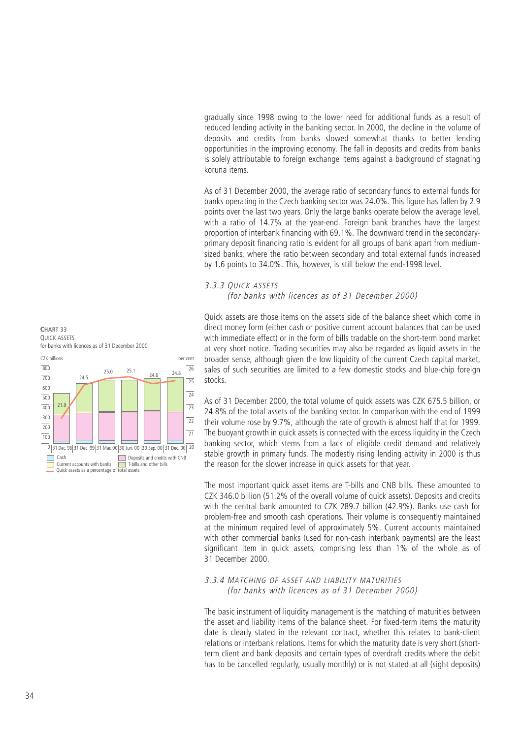gradually since 1998 owing to the lower need for additional funds as a result of reduced lending activity in the banking sector. In 2000, the decline in the volume of deposits and credits from banks slowed somewhat thanks to better lending opportunities in the improving economy. The fall in deposits and credits from banks is solely attributable to foreign exchange items against a background of stagnating koruna items.

As of 31 December 2000, the average ratio of secondary funds to external funds for banks operating in the Czech banking sector was 24.0%. This figure has fallen by 2.9 points over the last two years. Only the large banks operate below the average level, with a ratio of 14.7% at the year-end. Foreign bank branches have the largest proportion of interbank financing with 69.1%. The downward trend in the secondary-primary deposit financing ratio is evident for all groups of bank apart from medium-sized banks, where the ratio between secondary and total external funds increased by 1.6 points to 34.0%. This, however, is still below the end-1998 level.

### *3.3.3 Quick assets*
*(for banks with licences as of 31 December 2000)*

**CHART 33**
QUICK ASSETS
for banks with licences as of 31 December 2000

Quick assets are those items on the assets side of the balance sheet which come in direct money form (either cash or positive current account balances that can be used with immediate effect) or in the form of bills tradable on the short-term bond market at very short notice. Trading securities may also be regarded as liquid assets in the broader sense, although given the low liquidity of the current Czech capital market, sales of such securities are limited to a few domestic stocks and blue-chip foreign stocks.

As of 31 December 2000, the total volume of quick assets was CZK 675.5 billion, or 24.8% of the total assets of the banking sector. In comparison with the end of 1999 their volume rose by 9.7%, although the rate of growth is almost half that for 1999. The buoyant growth in quick assets is connected with the excess liquidity in the Czech banking sector, which stems from a lack of eligible credit demand and relatively stable growth in primary funds. The modestly rising lending activity in 2000 is thus the reason for the slower increase in quick assets for that year.

The most important quick asset items are T-bills and CNB bills. These amounted to CZK 346.0 billion (51.2% of the overall volume of quick assets). Deposits and credits with the central bank amounted to CZK 289.7 billion (42.9%). Banks use cash for problem-free and smooth cash operations. Their volume is consequently maintained at the minimum required level of approximately 5%. Current accounts maintained with other commercial banks (used for non-cash interbank payments) are the least significant item in quick assets, comprising less than 1% of the whole as of 31 December 2000.

### *3.3.4 Matching of asset and liability maturities*
*(for banks with licences as of 31 December 2000)*

The basic instrument of liquidity management is the matching of maturities between the asset and liability items of the balance sheet. For fixed-term items the maturity date is clearly stated in the relevant contract, whether this relates to bank-client relations or interbank relations. Items for which the maturity date is very short (short-term client and bank deposits and certain types of overdraft credits where the debit has to be cancelled regularly, usually monthly) or is not stated at all (sight deposits)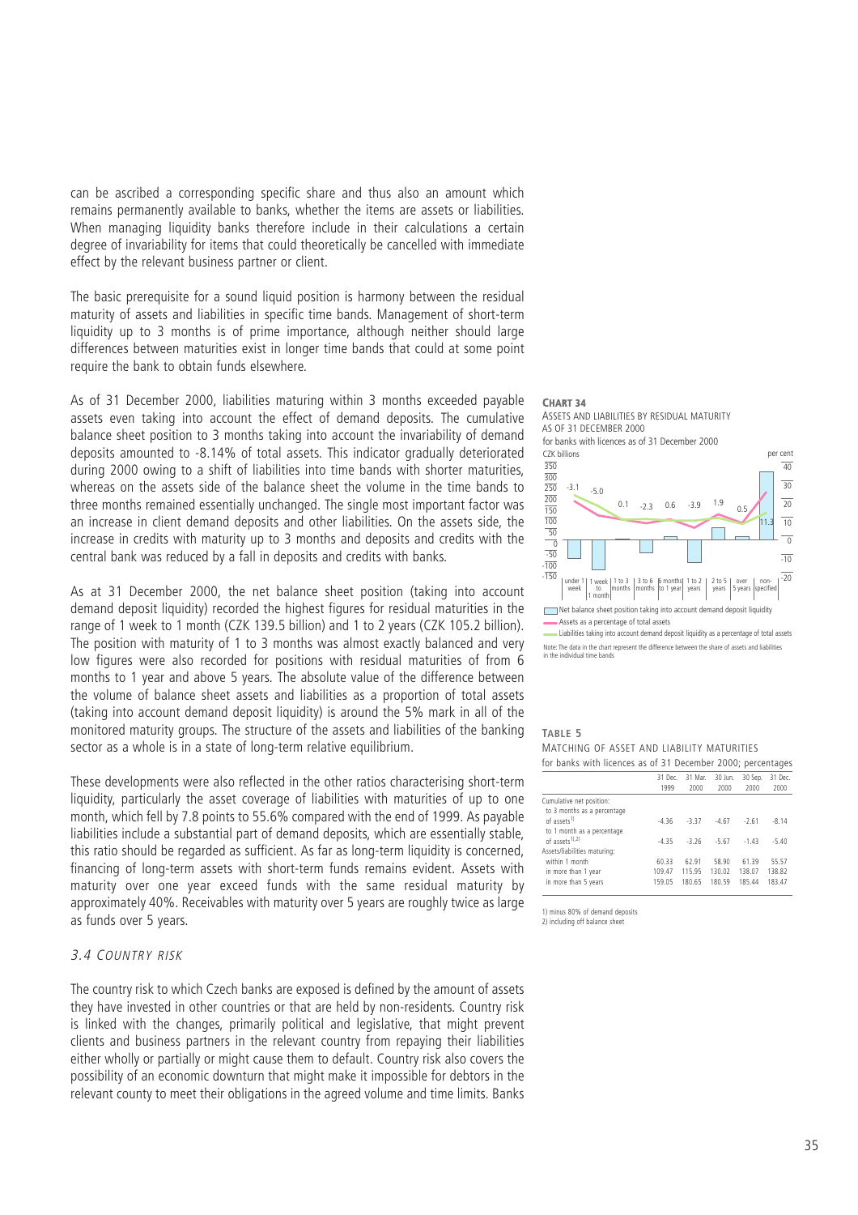can be ascribed a corresponding specific share and thus also an amount which remains permanently available to banks, whether the items are assets or liabilities. When managing liquidity banks therefore include in their calculations a certain degree of invariability for items that could theoretically be cancelled with immediate effect by the relevant business partner or client.

The basic prerequisite for a sound liquid position is harmony between the residual maturity of assets and liabilities in specific time bands. Management of short-term liquidity up to 3 months is of prime importance, although neither should large differences between maturities exist in longer time bands that could at some point require the bank to obtain funds elsewhere.

As of 31 December 2000, liabilities maturing within 3 months exceeded payable assets even taking into account the effect of demand deposits. The cumulative balance sheet position to 3 months taking into account the invariability of demand deposits amounted to -8.14% of total assets. This indicator gradually deteriorated during 2000 owing to a shift of liabilities into time bands with shorter maturities, whereas on the assets side of the balance sheet the volume in the time bands to three months remained essentially unchanged. The single most important factor was an increase in client demand deposits and other liabilities. On the assets side, the increase in credits with maturity up to 3 months and deposits and credits with the central bank was reduced by a fall in deposits and credits with banks.

As at 31 December 2000, the net balance sheet position (taking into account demand deposit liquidity) recorded the highest figures for residual maturities in the range of 1 week to 1 month (CZK 139.5 billion) and 1 to 2 years (CZK 105.2 billion). The position with maturity of 1 to 3 months was almost exactly balanced and very low figures were also recorded for positions with residual maturities of from 6 months to 1 year and above 5 years. The absolute value of the difference between the volume of balance sheet assets and liabilities as a proportion of total assets (taking into account demand deposit liquidity) is around the 5% mark in all of the monitored maturity groups. The structure of the assets and liabilities of the banking sector as a whole is in a state of long-term relative equilibrium.

These developments were also reflected in the other ratios characterising short-term liquidity, particularly the asset coverage of liabilities with maturities of up to one month, which fell by 7.8 points to 55.6% compared with the end of 1999. As payable liabilities include a substantial part of demand deposits, which are essentially stable, this ratio should be regarded as sufficient. As far as long-term liquidity is concerned, financing of long-term assets with short-term funds remains evident. Assets with maturity over one year exceed funds with the same residual maturity by approximately 40%. Receivables with maturity over 5 years are roughly twice as large as funds over 5 years.

**CHART 34**
ASSETS AND LIABILITIES BY RESIDUAL MATURITY
AS OF 31 DECEMBER 2000
for banks with licences as of 31 December 2000

Net balance sheet position taking into account demand deposit liquidity
Assets as a percentage of total assets
Liabilities taking into account demand deposit liquidity as a percentage of total assets

Note: The data in the chart represent the difference between the share of assets and liabilities in the individual time bands

**TABLE 5**
MATCHING OF ASSET AND LIABILITY MATURITIES
for banks with licences as of 31 December 2000; percentages

| | 31 Dec. 1999 | 31 Mar. 2000 | 30 Jun. 2000 | 30 Sep. 2000 | 31 Dec. 2000 |
|---|---|---|---|---|---|
| Cumulative net position: | | | | | |
| to 3 months as a percentage of assets[1] | -4.36 | -3.37 | -4.67 | -2.61 | -8.14 |
| to 1 month as a percentage of assets[1,2] | -4.35 | -3.26 | -5.67 | -1.43 | -5.40 |
| Assets/liabilities maturing: | | | | | |
| within 1 month | 60.33 | 62.91 | 58.90 | 61.39 | 55.57 |
| in more than 1 year | 109.47 | 115.95 | 130.02 | 138.07 | 138.82 |
| in more than 5 years | 159.05 | 180.65 | 180.59 | 185.44 | 183.47 |

1) minus 80% of demand deposits
2) including off balance sheet

### 3.4 COUNTRY RISK

The country risk to which Czech banks are exposed is defined by the amount of assets they have invested in other countries or that are held by non-residents. Country risk is linked with the changes, primarily political and legislative, that might prevent clients and business partners in the relevant country from repaying their liabilities either wholly or partially or might cause them to default. Country risk also covers the possibility of an economic downturn that might make it impossible for debtors in the relevant county to meet their obligations in the agreed volume and time limits. Banks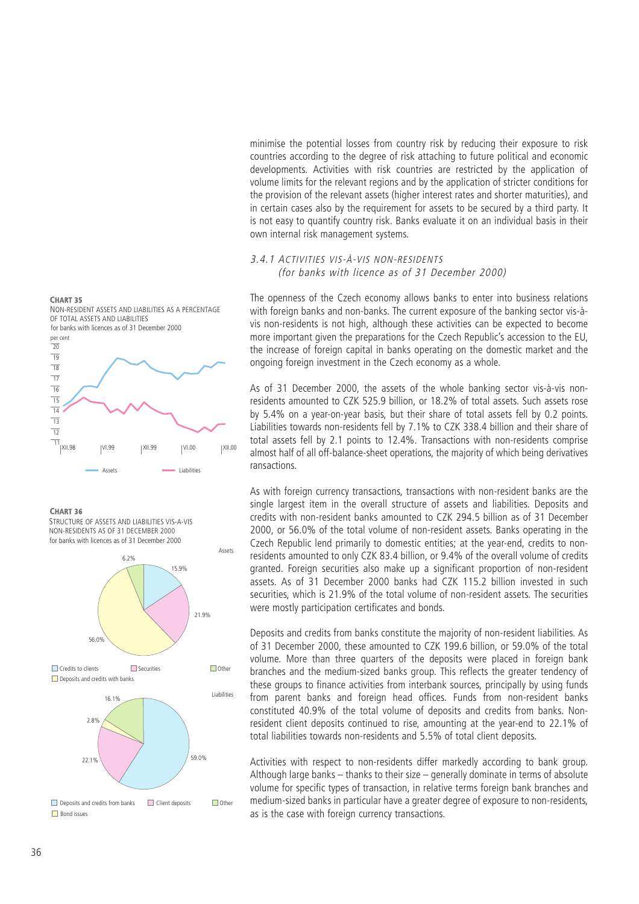minimise the potential losses from country risk by reducing their exposure to risk countries according to the degree of risk attaching to future political and economic developments. Activities with risk countries are restricted by the application of volume limits for the relevant regions and by the application of stricter conditions for the provision of the relevant assets (higher interest rates and shorter maturities), and in certain cases also by the requirement for assets to be secured by a third party. It is not easy to quantify country risk. Banks evaluate it on an individual basis in their own internal risk management systems.

### 3.4.1 ACTIVITIES VIS-À-VIS NON-RESIDENTS
*(for banks with licence as of 31 December 2000)*

The openness of the Czech economy allows banks to enter into business relations with foreign banks and non-banks. The current exposure of the banking sector vis-à-vis non-residents is not high, although these activities can be expected to become more important given the preparations for the Czech Republic's accession to the EU, the increase of foreign capital in banks operating on the domestic market and the ongoing foreign investment in the Czech economy as a whole.

As of 31 December 2000, the assets of the whole banking sector vis-à-vis non-residents amounted to CZK 525.9 billion, or 18.2% of total assets. Such assets rose by 5.4% on a year-on-year basis, but their share of total assets fell by 0.2 points. Liabilities towards non-residents fell by 7.1% to CZK 338.4 billion and their share of total assets fell by 2.1 points to 12.4%. Transactions with non-residents comprise almost half of all off-balance-sheet operations, the majority of which being derivatives ransactions.

As with foreign currency transactions, transactions with non-resident banks are the single largest item in the overall structure of assets and liabilities. Deposits and credits with non-resident banks amounted to CZK 294.5 billion as of 31 December 2000, or 56.0% of the total volume of non-resident assets. Banks operating in the Czech Republic lend primarily to domestic entities; at the year-end, credits to non-residents amounted to only CZK 83.4 billion, or 9.4% of the overall volume of credits granted. Foreign securities also make up a significant proportion of non-resident assets. As of 31 December 2000 banks had CZK 115.2 billion invested in such securities, which is 21.9% of the total volume of non-resident assets. The securities were mostly participation certificates and bonds.

Deposits and credits from banks constitute the majority of non-resident liabilities. As of 31 December 2000, these amounted to CZK 199.6 billion, or 59.0% of the total volume. More than three quarters of the deposits were placed in foreign bank branches and the medium-sized banks group. This reflects the greater tendency of these groups to finance activities from interbank sources, principally by using funds from parent banks and foreign head offices. Funds from non-resident banks constituted 40.9% of the total volume of deposits and credits from banks. Non-resident client deposits continued to rise, amounting at the year-end to 22.1% of total liabilities towards non-residents and 5.5% of total client deposits.

Activities with respect to non-residents differ markedly according to bank group. Although large banks – thanks to their size – generally dominate in terms of absolute volume for specific types of transaction, in relative terms foreign bank branches and medium-sized banks in particular have a greater degree of exposure to non-residents, as is the case with foreign currency transactions.

**CHART 35**
NON-RESIDENT ASSETS AND LIABILITIES AS A PERCENTAGE OF TOTAL ASSETS AND LIABILITIES
for banks with licences as of 31 December 2000

**CHART 36**
STRUCTURE OF ASSETS AND LIABILITIES VIS-A-VIS NON-RESIDENTS AS OF 31 DECEMBER 2000
for banks with licences as of 31 December 2000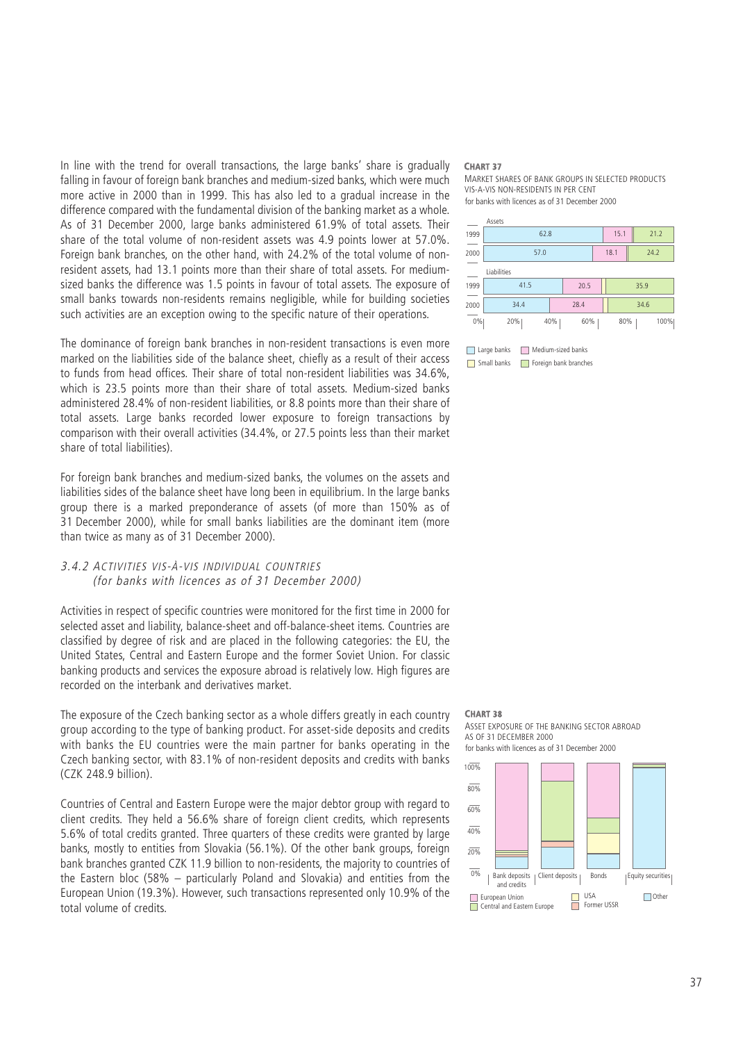In line with the trend for overall transactions, the large banks' share is gradually falling in favour of foreign bank branches and medium-sized banks, which were much more active in 2000 than in 1999. This has also led to a gradual increase in the difference compared with the fundamental division of the banking market as a whole. As of 31 December 2000, large banks administered 61.9% of total assets. Their share of the total volume of non-resident assets was 4.9 points lower at 57.0%. Foreign bank branches, on the other hand, with 24.2% of the total volume of non-resident assets, had 13.1 points more than their share of total assets. For medium-sized banks the difference was 1.5 points in favour of total assets. The exposure of small banks towards non-residents remains negligible, while for building societies such activities are an exception owing to the specific nature of their operations.

The dominance of foreign bank branches in non-resident transactions is even more marked on the liabilities side of the balance sheet, chiefly as a result of their access to funds from head offices. Their share of total non-resident liabilities was 34.6%, which is 23.5 points more than their share of total assets. Medium-sized banks administered 28.4% of non-resident liabilities, or 8.8 points more than their share of total assets. Large banks recorded lower exposure to foreign transactions by comparison with their overall activities (34.4%, or 27.5 points less than their market share of total liabilities).

For foreign bank branches and medium-sized banks, the volumes on the assets and liabilities sides of the balance sheet have long been in equilibrium. In the large banks group there is a marked preponderance of assets (of more than 150% as of 31 December 2000), while for small banks liabilities are the dominant item (more than twice as many as of 31 December 2000).

**CHART 37**

MARKET SHARES OF BANK GROUPS IN SELECTED PRODUCTS VIS-A-VIS NON-RESIDENTS IN PER CENT
for banks with licences as of 31 December 2000

| | Large banks | Medium-sized banks | Small banks | Foreign bank branches |
|---|---|---|---|---|
| **Assets** | | | | |
| 1999 | 62.8 | 15.1 | | 21.2 |
| 2000 | 57.0 | 18.1 | | 24.2 |
| **Liabilities** | | | | |
| 1999 | 41.5 | 20.5 | | 35.9 |
| 2000 | 34.4 | 28.4 | | 34.6 |

### 3.4.2 *ACTIVITIES VIS-À-VIS INDIVIDUAL COUNTRIES (for banks with licences as of 31 December 2000)*

Activities in respect of specific countries were monitored for the first time in 2000 for selected asset and liability, balance-sheet and off-balance-sheet items. Countries are classified by degree of risk and are placed in the following categories: the EU, the United States, Central and Eastern Europe and the former Soviet Union. For classic banking products and services the exposure abroad is relatively low. High figures are recorded on the interbank and derivatives market.

The exposure of the Czech banking sector as a whole differs greatly in each country group according to the type of banking product. For asset-side deposits and credits with banks the EU countries were the main partner for banks operating in the Czech banking sector, with 83.1% of non-resident deposits and credits with banks (CZK 248.9 billion).

Countries of Central and Eastern Europe were the major debtor group with regard to client credits. They held a 56.6% share of foreign client credits, which represents 5.6% of total credits granted. Three quarters of these credits were granted by large banks, mostly to entities from Slovakia (56.1%). Of the other bank groups, foreign bank branches granted CZK 11.9 billion to non-residents, the majority to countries of the Eastern bloc (58% – particularly Poland and Slovakia) and entities from the European Union (19.3%). However, such transactions represented only 10.9% of the total volume of credits.

**CHART 38**

ASSET EXPOSURE OF THE BANKING SECTOR ABROAD AS OF 31 DECEMBER 2000
for banks with licences as of 31 December 2000

Categories: Bank deposits and credits; Client deposits; Bonds; Equity securities

Legend: European Union; Central and Eastern Europe; USA; Former USSR; Other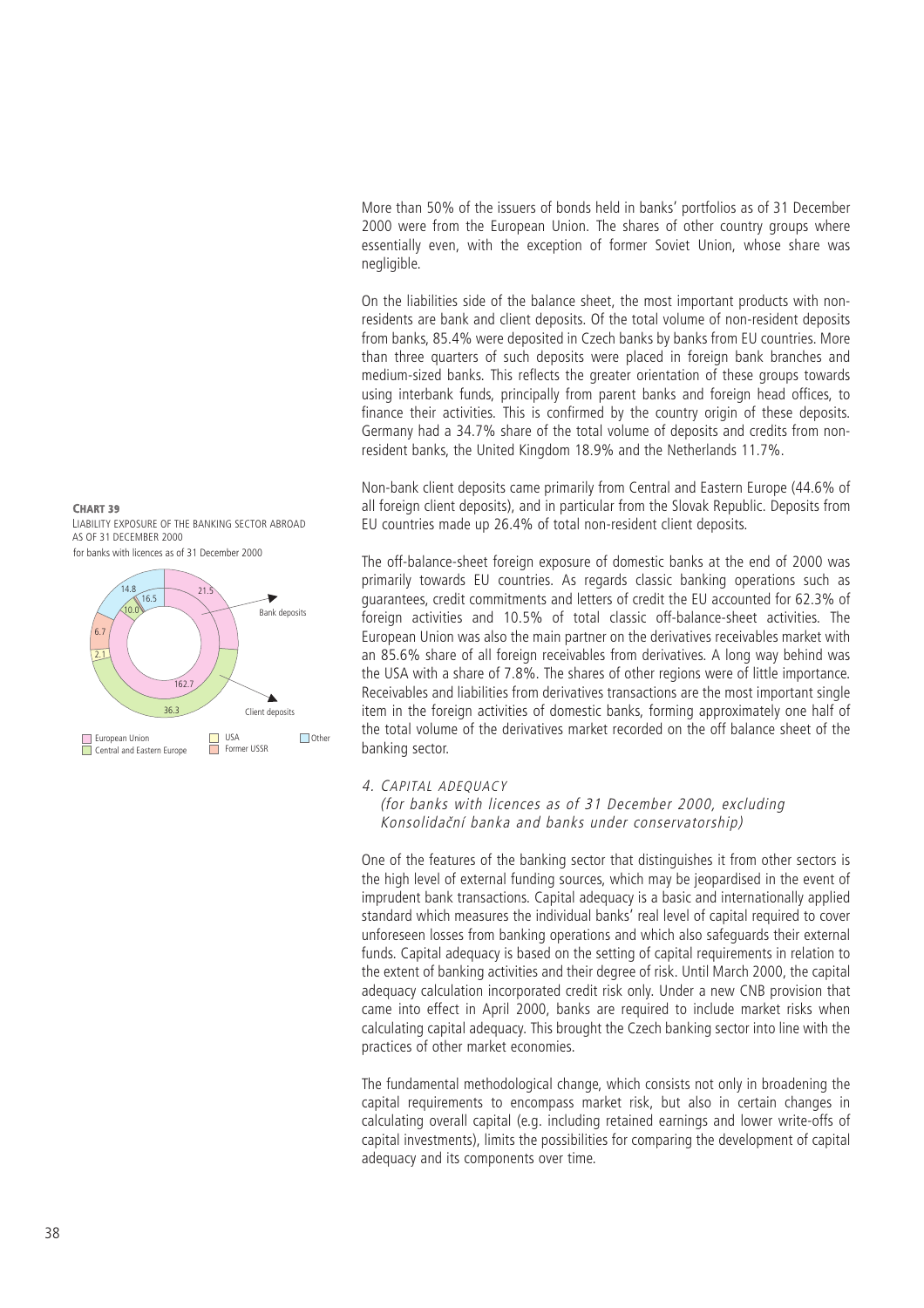More than 50% of the issuers of bonds held in banks' portfolios as of 31 December 2000 were from the European Union. The shares of other country groups where essentially even, with the exception of former Soviet Union, whose share was negligible.

On the liabilities side of the balance sheet, the most important products with non-residents are bank and client deposits. Of the total volume of non-resident deposits from banks, 85.4% were deposited in Czech banks by banks from EU countries. More than three quarters of such deposits were placed in foreign bank branches and medium-sized banks. This reflects the greater orientation of these groups towards using interbank funds, principally from parent banks and foreign head offices, to finance their activities. This is confirmed by the country origin of these deposits. Germany had a 34.7% share of the total volume of deposits and credits from non-resident banks, the United Kingdom 18.9% and the Netherlands 11.7%.

**CHART 39**
LIABILITY EXPOSURE OF THE BANKING SECTOR ABROAD AS OF 31 DECEMBER 2000
for banks with licences as of 31 December 2000

Non-bank client deposits came primarily from Central and Eastern Europe (44.6% of all foreign client deposits), and in particular from the Slovak Republic. Deposits from EU countries made up 26.4% of total non-resident client deposits.

The off-balance-sheet foreign exposure of domestic banks at the end of 2000 was primarily towards EU countries. As regards classic banking operations such as guarantees, credit commitments and letters of credit the EU accounted for 62.3% of foreign activities and 10.5% of total classic off-balance-sheet activities. The European Union was also the main partner on the derivatives receivables market with an 85.6% share of all foreign receivables from derivatives. A long way behind was the USA with a share of 7.8%. The shares of other regions were of little importance. Receivables and liabilities from derivatives transactions are the most important single item in the foreign activities of domestic banks, forming approximately one half of the total volume of the derivatives market recorded on the off balance sheet of the banking sector.

## 4. CAPITAL ADEQUACY

*(for banks with licences as of 31 December 2000, excluding Konsolidační banka and banks under conservatorship)*

One of the features of the banking sector that distinguishes it from other sectors is the high level of external funding sources, which may be jeopardised in the event of imprudent bank transactions. Capital adequacy is a basic and internationally applied standard which measures the individual banks' real level of capital required to cover unforeseen losses from banking operations and which also safeguards their external funds. Capital adequacy is based on the setting of capital requirements in relation to the extent of banking activities and their degree of risk. Until March 2000, the capital adequacy calculation incorporated credit risk only. Under a new CNB provision that came into effect in April 2000, banks are required to include market risks when calculating capital adequacy. This brought the Czech banking sector into line with the practices of other market economies.

The fundamental methodological change, which consists not only in broadening the capital requirements to encompass market risk, but also in certain changes in calculating overall capital (e.g. including retained earnings and lower write-offs of capital investments), limits the possibilities for comparing the development of capital adequacy and its components over time.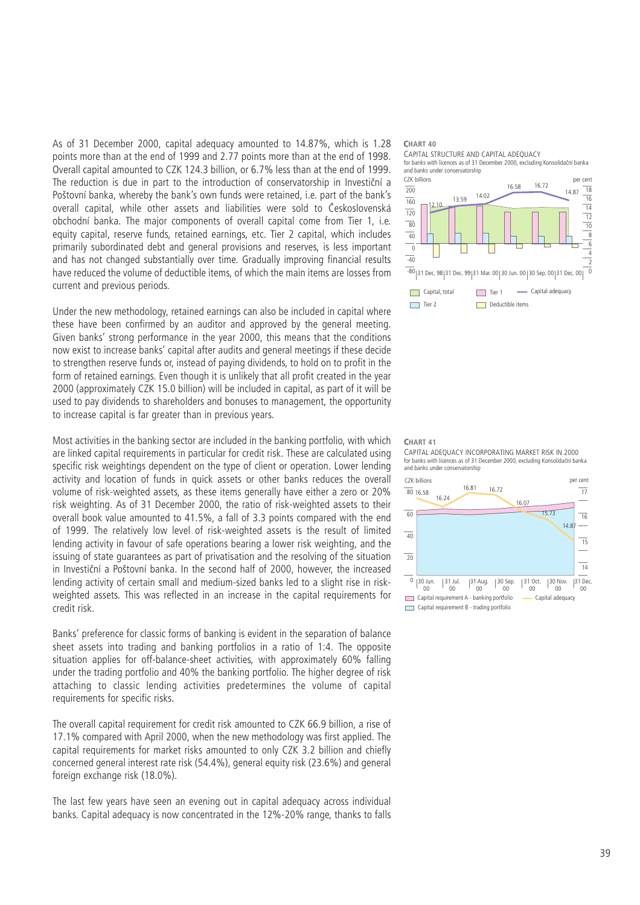As of 31 December 2000, capital adequacy amounted to 14.87%, which is 1.28 points more than at the end of 1999 and 2.77 points more than at the end of 1998. Overall capital amounted to CZK 124.3 billion, or 6.7% less than at the end of 1999. The reduction is due in part to the introduction of conservatorship in Investiční a Poštovní banka, whereby the bank's own funds were retained, i.e. part of the bank's overall capital, while other assets and liabilities were sold to Československá obchodní banka. The major components of overall capital come from Tier 1, i.e. equity capital, reserve funds, retained earnings, etc. Tier 2 capital, which includes primarily subordinated debt and general provisions and reserves, is less important and has not changed substantially over time. Gradually improving financial results have reduced the volume of deductible items, of which the main items are losses from current and previous periods.

Under the new methodology, retained earnings can also be included in capital where these have been confirmed by an auditor and approved by the general meeting. Given banks' strong performance in the year 2000, this means that the conditions now exist to increase banks' capital after audits and general meetings if these decide to strengthen reserve funds or, instead of paying dividends, to hold on to profit in the form of retained earnings. Even though it is unlikely that all profit created in the year 2000 (approximately CZK 15.0 billion) will be included in capital, as part of it will be used to pay dividends to shareholders and bonuses to management, the opportunity to increase capital is far greater than in previous years.

Most activities in the banking sector are included in the banking portfolio, with which are linked capital requirements in particular for credit risk. These are calculated using specific risk weightings dependent on the type of client or operation. Lower lending activity and location of funds in quick assets or other banks reduces the overall volume of risk-weighted assets, as these items generally have either a zero or 20% risk weighting. As of 31 December 2000, the ratio of risk-weighted assets to their overall book value amounted to 41.5%, a fall of 3.3 points compared with the end of 1999. The relatively low level of risk-weighted assets is the result of limited lending activity in favour of safe operations bearing a lower risk weighting, and the issuing of state guarantees as part of privatisation and the resolving of the situation in Investiční a Poštovní banka. In the second half of 2000, however, the increased lending activity of certain small and medium-sized banks led to a slight rise in risk-weighted assets. This was reflected in an increase in the capital requirements for credit risk.

Banks' preference for classic forms of banking is evident in the separation of balance sheet assets into trading and banking portfolios in a ratio of 1:4. The opposite situation applies for off-balance-sheet activities, with approximately 60% falling under the trading portfolio and 40% the banking portfolio. The higher degree of risk attaching to classic lending activities predetermines the volume of capital requirements for specific risks.

The overall capital requirement for credit risk amounted to CZK 66.9 billion, a rise of 17.1% compared with April 2000, when the new methodology was first applied. The capital requirements for market risks amounted to only CZK 3.2 billion and chiefly concerned general interest rate risk (54.4%), general equity risk (23.6%) and general foreign exchange risk (18.0%).

The last few years have seen an evening out in capital adequacy across individual banks. Capital adequacy is now concentrated in the 12%-20% range, thanks to falls

**CHART 40**

CAPITAL STRUCTURE AND CAPITAL ADEQUACY
for banks with licences as of 31 December 2000, excluding Konsolidační banka and banks under conservatorship

Left axis: CZK billions; right axis: per cent. Series: Capital, total; Tier 1; Tier 2; Deductible items; Capital adequacy.

| | 31 Dec. 98 | 31 Dec. 99 | 31 Mar. 00 | 30 Jun. 00 | 30 Sep. 00 | 31 Dec. 00 |
|---|---|---|---|---|---|---|
| Capital adequacy (%) | 12.10 | 13.59 | 14.02 | 16.58 | 16.72 | 14.87 |

**CHART 41**

CAPITAL ADEQUACY INCORPORATING MARKET RISK IN 2000
for banks with licences as of 31 December 2000, excluding Konsolidační banka and banks under conservatorship

Left axis: CZK billions; right axis: per cent. Series: Capital requirement A - banking portfolio; Capital requirement B - trading portfolio; Capital adequacy.

| | 30 Jun. 00 | 31 Jul. 00 | 31 Aug. 00 | 30 Sep. 00 | 31 Oct. 00 | 30 Nov. 00 | 31 Dec. 00 |
|---|---|---|---|---|---|---|---|
| Capital adequacy (%) | 16.58 | 16.24 | 16.81 | 16.72 | 16.07 | 15.73 | 14.87 |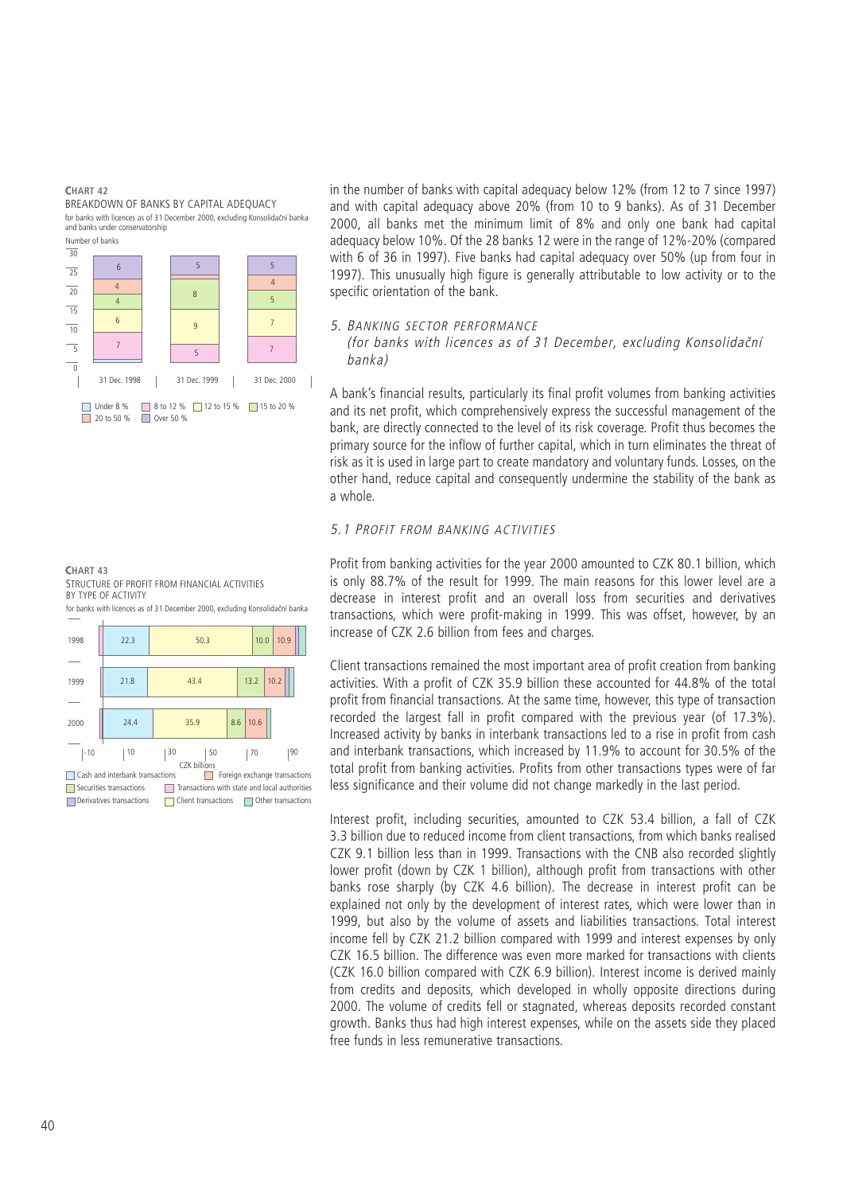**CHART 42**
BREAKDOWN OF BANKS BY CAPITAL ADEQUACY
for banks with licences as of 31 December 2000, excluding Konsolidační banka and banks under conservatorship

Number of banks

| | 31 Dec. 1998 | 31 Dec. 1999 | 31 Dec. 2000 |
|---|---|---|---|
| Under 8 % | | | |
| 8 to 12 % | 7 | 5 | 7 |
| 12 to 15 % | 6 | 9 | 7 |
| 15 to 20 % | 4 | 8 | 5 |
| 20 to 50 % | 4 | | 4 |
| Over 50 % | 6 | 5 | 5 |

**CHART 43**
STRUCTURE OF PROFIT FROM FINANCIAL ACTIVITIES BY TYPE OF ACTIVITY
for banks with licences as of 31 December 2000, excluding Konsolidační banka

CZK billions

| | Cash and interbank transactions | Client transactions | Securities transactions | Foreign exchange transactions |
|---|---|---|---|---|
| 1998 | 22.3 | 50.3 | 10.0 | 10.9 |
| 1999 | 21.8 | 43.4 | 13.2 | 10.2 |
| 2000 | 24.4 | 35.9 | 8.6 | 10.6 |

Legend: Cash and interbank transactions; Foreign exchange transactions; Securities transactions; Transactions with state and local authorities; Derivatives transactions; Client transactions; Other transactions

in the number of banks with capital adequacy below 12% (from 12 to 7 since 1997) and with capital adequacy above 20% (from 10 to 9 banks). As of 31 December 2000, all banks met the minimum limit of 8% and only one bank had capital adequacy below 10%. Of the 28 banks 12 were in the range of 12%-20% (compared with 6 of 36 in 1997). Five banks had capital adequacy over 50% (up from four in 1997). This unusually high figure is generally attributable to low activity or to the specific orientation of the bank.

## 5. BANKING SECTOR PERFORMANCE
*(for banks with licences as of 31 December, excluding Konsolidační banka)*

A bank's financial results, particularly its final profit volumes from banking activities and its net profit, which comprehensively express the successful management of the bank, are directly connected to the level of its risk coverage. Profit thus becomes the primary source for the inflow of further capital, which in turn eliminates the threat of risk as it is used in large part to create mandatory and voluntary funds. Losses, on the other hand, reduce capital and consequently undermine the stability of the bank as a whole.

### 5.1 PROFIT FROM BANKING ACTIVITIES

Profit from banking activities for the year 2000 amounted to CZK 80.1 billion, which is only 88.7% of the result for 1999. The main reasons for this lower level are a decrease in interest profit and an overall loss from securities and derivatives transactions, which were profit-making in 1999. This was offset, however, by an increase of CZK 2.6 billion from fees and charges.

Client transactions remained the most important area of profit creation from banking activities. With a profit of CZK 35.9 billion these accounted for 44.8% of the total profit from financial transactions. At the same time, however, this type of transaction recorded the largest fall in profit compared with the previous year (of 17.3%). Increased activity by banks in interbank transactions led to a rise in profit from cash and interbank transactions, which increased by 11.9% to account for 30.5% of the total profit from banking activities. Profits from other transactions types were of far less significance and their volume did not change markedly in the last period.

Interest profit, including securities, amounted to CZK 53.4 billion, a fall of CZK 3.3 billion due to reduced income from client transactions, from which banks realised CZK 9.1 billion less than in 1999. Transactions with the CNB also recorded slightly lower profit (down by CZK 1 billion), although profit from transactions with other banks rose sharply (by CZK 4.6 billion). The decrease in interest profit can be explained not only by the development of interest rates, which were lower than in 1999, but also by the volume of assets and liabilities transactions. Total interest income fell by CZK 21.2 billion compared with 1999 and interest expenses by only CZK 16.5 billion. The difference was even more marked for transactions with clients (CZK 16.0 billion compared with CZK 6.9 billion). Interest income is derived mainly from credits and deposits, which developed in wholly opposite directions during 2000. The volume of credits fell or stagnated, whereas deposits recorded constant growth. Banks thus had high interest expenses, while on the assets side they placed free funds in less remunerative transactions.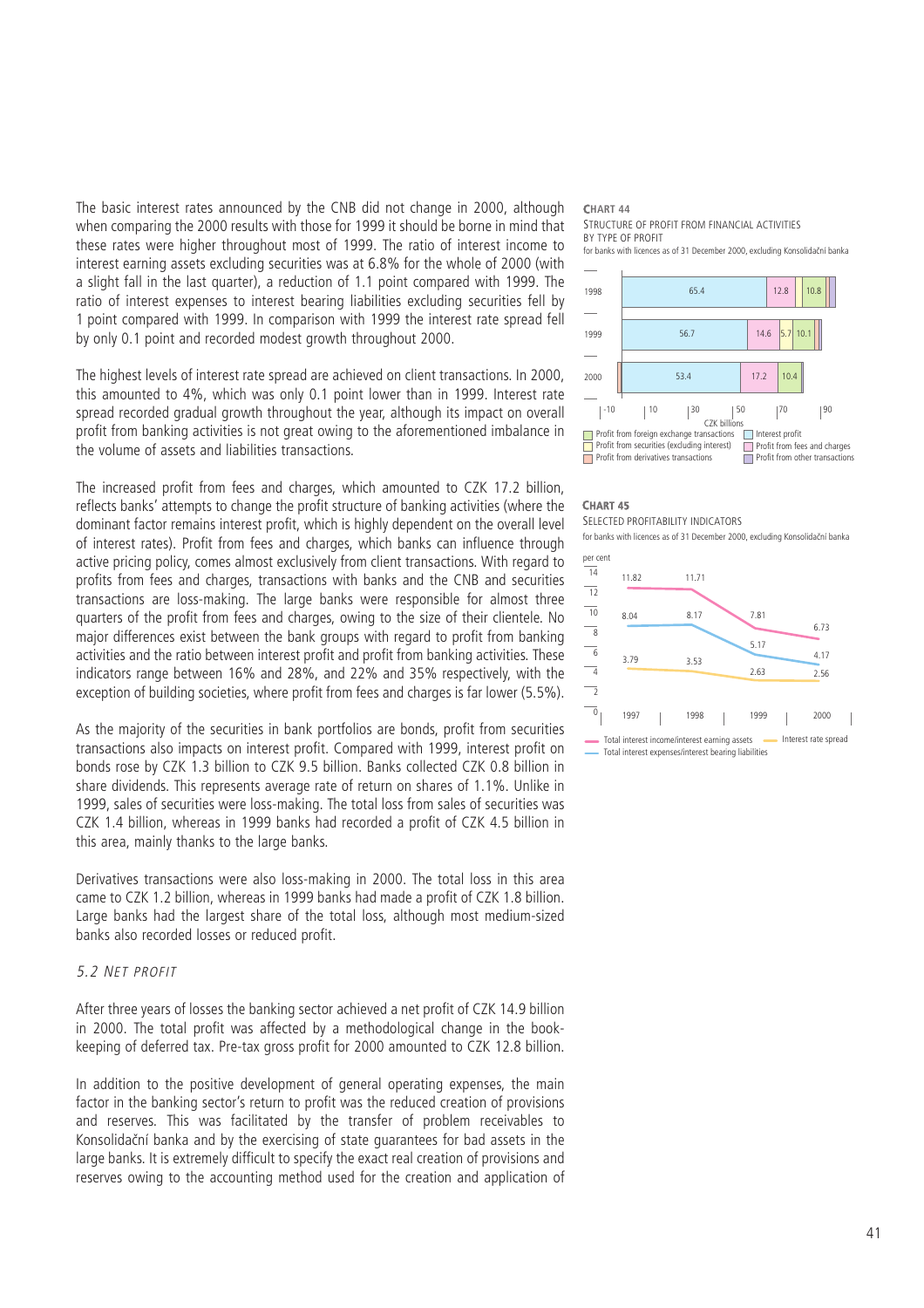The basic interest rates announced by the CNB did not change in 2000, although when comparing the 2000 results with those for 1999 it should be borne in mind that these rates were higher throughout most of 1999. The ratio of interest income to interest earning assets excluding securities was at 6.8% for the whole of 2000 (with a slight fall in the last quarter), a reduction of 1.1 point compared with 1999. The ratio of interest expenses to interest bearing liabilities excluding securities fell by 1 point compared with 1999. In comparison with 1999 the interest rate spread fell by only 0.1 point and recorded modest growth throughout 2000.

The highest levels of interest rate spread are achieved on client transactions. In 2000, this amounted to 4%, which was only 0.1 point lower than in 1999. Interest rate spread recorded gradual growth throughout the year, although its impact on overall profit from banking activities is not great owing to the aforementioned imbalance in the volume of assets and liabilities transactions.

The increased profit from fees and charges, which amounted to CZK 17.2 billion, reflects banks' attempts to change the profit structure of banking activities (where the dominant factor remains interest profit, which is highly dependent on the overall level of interest rates). Profit from fees and charges, which banks can influence through active pricing policy, comes almost exclusively from client transactions. With regard to profits from fees and charges, transactions with banks and the CNB and securities transactions are loss-making. The large banks were responsible for almost three quarters of the profit from fees and charges, owing to the size of their clientele. No major differences exist between the bank groups with regard to profit from banking activities and the ratio between interest profit and profit from banking activities. These indicators range between 16% and 28%, and 22% and 35% respectively, with the exception of building societies, where profit from fees and charges is far lower (5.5%).

As the majority of the securities in bank portfolios are bonds, profit from securities transactions also impacts on interest profit. Compared with 1999, interest profit on bonds rose by CZK 1.3 billion to CZK 9.5 billion. Banks collected CZK 0.8 billion in share dividends. This represents average rate of return on shares of 1.1%. Unlike in 1999, sales of securities were loss-making. The total loss from sales of securities was CZK 1.4 billion, whereas in 1999 banks had recorded a profit of CZK 4.5 billion in this area, mainly thanks to the large banks.

Derivatives transactions were also loss-making in 2000. The total loss in this area came to CZK 1.2 billion, whereas in 1999 banks had made a profit of CZK 1.8 billion. Large banks had the largest share of the total loss, although most medium-sized banks also recorded losses or reduced profit.

### *5.2 Net profit*

After three years of losses the banking sector achieved a net profit of CZK 14.9 billion in 2000. The total profit was affected by a methodological change in the book-keeping of deferred tax. Pre-tax gross profit for 2000 amounted to CZK 12.8 billion.

In addition to the positive development of general operating expenses, the main factor in the banking sector's return to profit was the reduced creation of provisions and reserves. This was facilitated by the transfer of problem receivables to Konsolidační banka and by the exercising of state guarantees for bad assets in the large banks. It is extremely difficult to specify the exact real creation of provisions and reserves owing to the accounting method used for the creation and application of

**CHART 44**
STRUCTURE OF PROFIT FROM FINANCIAL ACTIVITIES BY TYPE OF PROFIT
for banks with licences as of 31 December 2000, excluding Konsolidační banka

(CZK billions)

| Year | Interest profit | Profit from fees and charges | Profit from securities (excluding interest) | Profit from foreign exchange transactions |
|---|---|---|---|---|
| 1998 | 65.4 | 12.8 | | 10.8 |
| 1999 | 56.7 | 14.6 | 5.7 | 10.1 |
| 2000 | 53.4 | 17.2 | | 10.4 |

Legend: Profit from foreign exchange transactions; Profit from securities (excluding interest); Profit from derivatives transactions; Interest profit; Profit from fees and charges; Profit from other transactions

**CHART 45**
SELECTED PROFITABILITY INDICATORS
for banks with licences as of 31 December 2000, excluding Konsolidační banka

(per cent)

| | 1997 | 1998 | 1999 | 2000 |
|---|---|---|---|---|
| Total interest income/interest earning assets | 11.82 | 11.71 | 7.81 | 6.73 |
| Total interest expenses/interest bearing liabilities | 8.04 | 8.17 | 5.17 | 4.17 |
| Interest rate spread | 3.79 | 3.53 | 2.63 | 2.56 |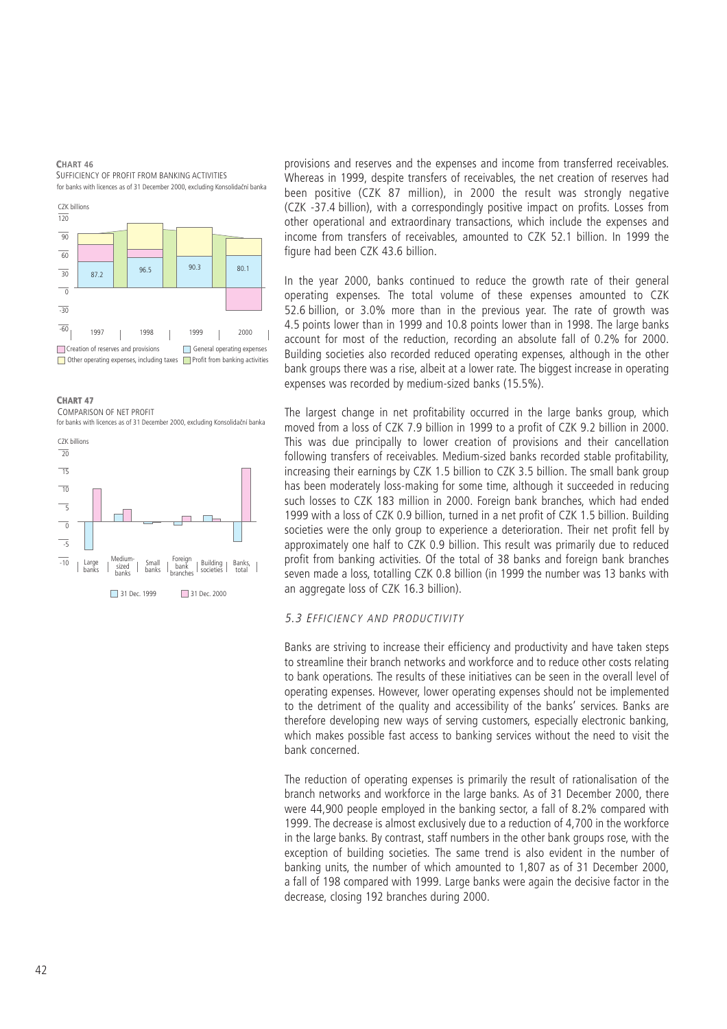**CHART 46**
SUFFICIENCY OF PROFIT FROM BANKING ACTIVITIES
for banks with licences as of 31 December 2000, excluding Konsolidační banka

**CHART 47**
COMPARISON OF NET PROFIT
for banks with licences as of 31 December 2000, excluding Konsolidační banka

provisions and reserves and the expenses and income from transferred receivables. Whereas in 1999, despite transfers of receivables, the net creation of reserves had been positive (CZK 87 million), in 2000 the result was strongly negative (CZK -37.4 billion), with a correspondingly positive impact on profits. Losses from other operational and extraordinary transactions, which include the expenses and income from transfers of receivables, amounted to CZK 52.1 billion. In 1999 the figure had been CZK 43.6 billion.

In the year 2000, banks continued to reduce the growth rate of their general operating expenses. The total volume of these expenses amounted to CZK 52.6 billion, or 3.0% more than in the previous year. The rate of growth was 4.5 points lower than in 1999 and 10.8 points lower than in 1998. The large banks account for most of the reduction, recording an absolute fall of 0.2% for 2000. Building societies also recorded reduced operating expenses, although in the other bank groups there was a rise, albeit at a lower rate. The biggest increase in operating expenses was recorded by medium-sized banks (15.5%).

The largest change in net profitability occurred in the large banks group, which moved from a loss of CZK 7.9 billion in 1999 to a profit of CZK 9.2 billion in 2000. This was due principally to lower creation of provisions and their cancellation following transfers of receivables. Medium-sized banks recorded stable profitability, increasing their earnings by CZK 1.5 billion to CZK 3.5 billion. The small bank group has been moderately loss-making for some time, although it succeeded in reducing such losses to CZK 183 million in 2000. Foreign bank branches, which had ended 1999 with a loss of CZK 0.9 billion, turned in a net profit of CZK 1.5 billion. Building societies were the only group to experience a deterioration. Their net profit fell by approximately one half to CZK 0.9 billion. This result was primarily due to reduced profit from banking activities. Of the total of 38 banks and foreign bank branches seven made a loss, totalling CZK 0.8 billion (in 1999 the number was 13 banks with an aggregate loss of CZK 16.3 billion).

### *5.3 Efficiency and Productivity*

Banks are striving to increase their efficiency and productivity and have taken steps to streamline their branch networks and workforce and to reduce other costs relating to bank operations. The results of these initiatives can be seen in the overall level of operating expenses. However, lower operating expenses should not be implemented to the detriment of the quality and accessibility of the banks' services. Banks are therefore developing new ways of serving customers, especially electronic banking, which makes possible fast access to banking services without the need to visit the bank concerned.

The reduction of operating expenses is primarily the result of rationalisation of the branch networks and workforce in the large banks. As of 31 December 2000, there were 44,900 people employed in the banking sector, a fall of 8.2% compared with 1999. The decrease is almost exclusively due to a reduction of 4,700 in the workforce in the large banks. By contrast, staff numbers in the other bank groups rose, with the exception of building societies. The same trend is also evident in the number of banking units, the number of which amounted to 1,807 as of 31 December 2000, a fall of 198 compared with 1999. Large banks were again the decisive factor in the decrease, closing 192 branches during 2000.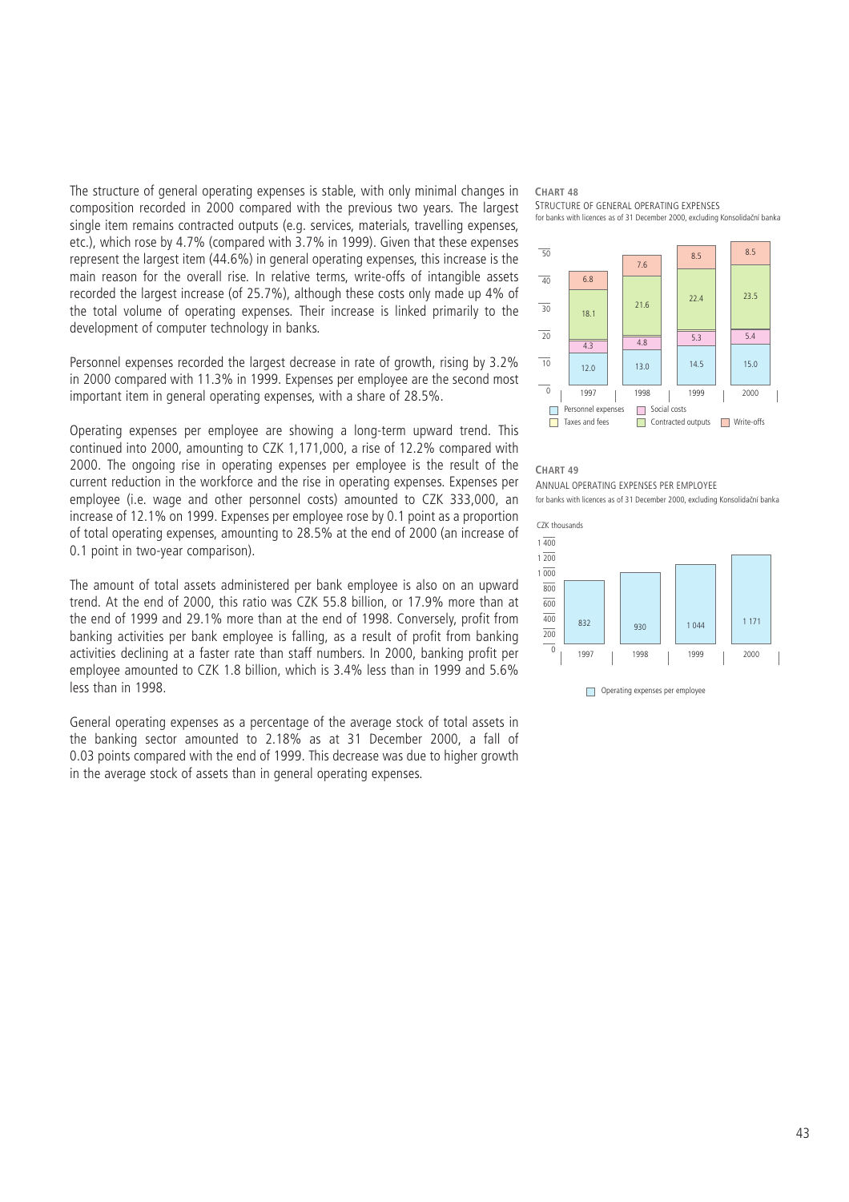The structure of general operating expenses is stable, with only minimal changes in composition recorded in 2000 compared with the previous two years. The largest single item remains contracted outputs (e.g. services, materials, travelling expenses, etc.), which rose by 4.7% (compared with 3.7% in 1999). Given that these expenses represent the largest item (44.6%) in general operating expenses, this increase is the main reason for the overall rise. In relative terms, write-offs of intangible assets recorded the largest increase (of 25.7%), although these costs only made up 4% of the total volume of operating expenses. Their increase is linked primarily to the development of computer technology in banks.

Personnel expenses recorded the largest decrease in rate of growth, rising by 3.2% in 2000 compared with 11.3% in 1999. Expenses per employee are the second most important item in general operating expenses, with a share of 28.5%.

Operating expenses per employee are showing a long-term upward trend. This continued into 2000, amounting to CZK 1,171,000, a rise of 12.2% compared with 2000. The ongoing rise in operating expenses per employee is the result of the current reduction in the workforce and the rise in operating expenses. Expenses per employee (i.e. wage and other personnel costs) amounted to CZK 333,000, an increase of 12.1% on 1999. Expenses per employee rose by 0.1 point as a proportion of total operating expenses, amounting to 28.5% at the end of 2000 (an increase of 0.1 point in two-year comparison).

The amount of total assets administered per bank employee is also on an upward trend. At the end of 2000, this ratio was CZK 55.8 billion, or 17.9% more than at the end of 1999 and 29.1% more than at the end of 1998. Conversely, profit from banking activities per bank employee is falling, as a result of profit from banking activities declining at a faster rate than staff numbers. In 2000, banking profit per employee amounted to CZK 1.8 billion, which is 3.4% less than in 1999 and 5.6% less than in 1998.

General operating expenses as a percentage of the average stock of total assets in the banking sector amounted to 2.18% as at 31 December 2000, a fall of 0.03 points compared with the end of 1999. This decrease was due to higher growth in the average stock of assets than in general operating expenses.

**CHART 48**

STRUCTURE OF GENERAL OPERATING EXPENSES

for banks with licences as of 31 December 2000, excluding Konsolidační banka

| | 1997 | 1998 | 1999 | 2000 |
|---|---|---|---|---|
| Personnel expenses | 12.0 | 13.0 | 14.5 | 15.0 |
| Social costs | 4.3 | 4.8 | 5.3 | 5.4 |
| Contracted outputs | 18.1 | 21.6 | 22.4 | 23.5 |
| Write-offs | 6.8 | 7.6 | 8.5 | 8.5 |

Legend: Personnel expenses, Social costs, Taxes and fees, Contracted outputs, Write-offs

**CHART 49**

ANNUAL OPERATING EXPENSES PER EMPLOYEE

for banks with licences as of 31 December 2000, excluding Konsolidační banka

CZK thousands

| | 1997 | 1998 | 1999 | 2000 |
|---|---|---|---|---|
| Operating expenses per employee | 832 | 930 | 1 044 | 1 171 |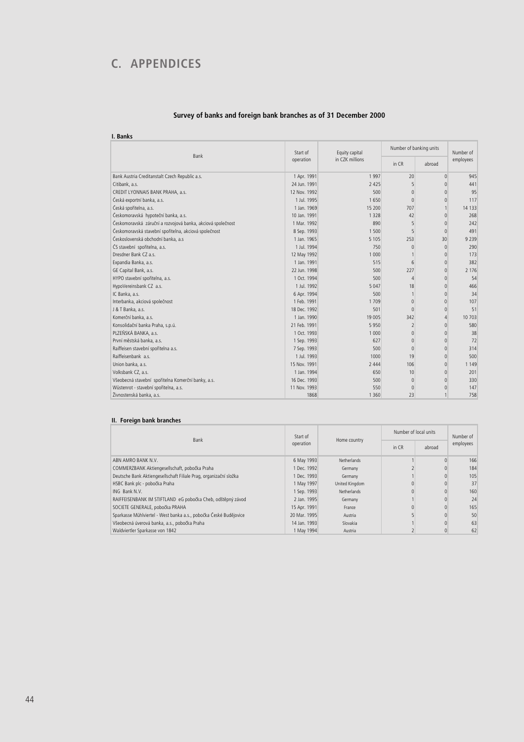# C. APPENDICES

## Survey of banks and foreign bank branches as of 31 December 2000

### I. Banks

| Bank | Start of operation | Equity capital in CZK millions | Number of banking units | | Number of employees |
|---|---|---|---|---|---|
| | | | in CR | abroad | |
| Bank Austria Creditanstalt Czech Republic a.s. | 1 Apr. 1991 | 1 997 | 20 | 0 | 945 |
| Citibank, a.s. | 24 Jun. 1991 | 2 425 | 5 | 0 | 441 |
| CREDIT LYONNAIS BANK PRAHA, a.s. | 12 Nov. 1992 | 500 | 0 | 0 | 95 |
| Česká exportní banka, a.s. | 1 Jul. 1995 | 1 650 | 0 | 0 | 117 |
| Česká spořitelna, a.s. | 1 Jan. 1969 | 15 200 | 707 | 1 | 14 133 |
| Českomoravská hypoteční banka, a.s. | 10 Jan. 1991 | 1 328 | 42 | 0 | 268 |
| Českomoravská záruční a rozvojová banka, akciová společnost | 1 Mar. 1992 | 890 | 5 | 0 | 242 |
| Českomoravská stavební spořitelna, akciová společnost | 8 Sep. 1993 | 1 500 | 5 | 0 | 491 |
| Československá obchodní banka, a.s | 1 Jan. 1965 | 5 105 | 253 | 30 | 9 239 |
| ČS stavební spořitelna, a.s. | 1 Jul. 1994 | 750 | 0 | 0 | 290 |
| Dresdner Bank CZ a.s. | 12 May 1992 | 1 000 | 1 | 0 | 173 |
| Expandia Banka, a.s. | 1 Jan. 1991 | 515 | 6 | 0 | 382 |
| GE Capital Bank, a.s. | 22 Jun. 1998 | 500 | 227 | 0 | 2 176 |
| HYPO stavební spořitelna, a.s. | 1 Oct. 1994 | 500 | 4 | 0 | 54 |
| HypoVereinsbank CZ a.s. | 1 Jul. 1992 | 5 047 | 18 | 0 | 466 |
| IC Banka, a.s. | 6 Apr. 1994 | 500 | 1 | 0 | 34 |
| Interbanka, akciová společnost | 1 Feb. 1991 | 1 709 | 0 | 0 | 107 |
| J & T Banka, a.s. | 18 Dec. 1992 | 501 | 0 | 0 | 51 |
| Komerční banka, a.s. | 1 Jan. 1990 | 19 005 | 342 | 4 | 10 703 |
| Konsolidační banka Praha, s.p.ú. | 21 Feb. 1991 | 5 950 | 2 | 0 | 580 |
| PLZEŇSKÁ BANKA, a.s. | 1 Oct. 1993 | 1 000 | 0 | 0 | 38 |
| První městská banka, a.s. | 1 Sep. 1993 | 627 | 0 | 0 | 72 |
| Raiffeisen stavební spořitelna a.s. | 7 Sep. 1993 | 500 | 0 | 0 | 314 |
| Raiffeisenbank a.s. | 1 Jul. 1993 | 1000 | 19 | 0 | 500 |
| Union banka, a.s. | 15 Nov. 1991 | 2 444 | 106 | 0 | 1 149 |
| Volksbank CZ, a.s. | 1 Jan. 1994 | 650 | 10 | 0 | 201 |
| Všeobecná stavební spořitelna Komerční banky, a.s. | 16 Dec. 1993 | 500 | 0 | 0 | 330 |
| Wüstenrot - stavební spořitelna, a.s. | 11 Nov. 1993 | 550 | 0 | 0 | 147 |
| Živnostenská banka, a.s. | 1868 | 1 360 | 23 | 1 | 758 |

### II. Foreign bank branches

| Bank | Start of operation | Home country | Number of local units | | Number of employees |
|---|---|---|---|---|---|
| | | | in CR | abroad | |
| ABN AMRO BANK N.V. | 6 May 1993 | Netherlands | 1 | 0 | 166 |
| COMMERZBANK Aktiengesellschaft, pobočka Praha | 1 Dec. 1992 | Germany | 2 | 0 | 184 |
| Deutsche Bank Aktiengesellschaft Filiale Prag, organizační složka | 1 Dec. 1993 | Germany | 1 | 0 | 105 |
| HSBC Bank plc - pobočka Praha | 1 May 1997 | United Kingdom | 0 | 0 | 37 |
| ING Bank N.V. | 1 Sep. 1993 | Netherlands | 0 | 0 | 160 |
| RAIFFEISENBANK IM STIFTLAND eG pobočka Cheb, odštěpný závod | 2 Jan. 1995 | Germany | 1 | 0 | 24 |
| SOCIETE GENERALE, pobočka PRAHA | 15 Apr. 1991 | France | 0 | 0 | 165 |
| Sparkasse Mühlviertel - West banka a.s., pobočka České Budějovice | 20 Mar. 1995 | Austria | 5 | 0 | 50 |
| Všeobecná úverová banka, a.s., pobočka Praha | 14 Jan. 1993 | Slovakia | 1 | 0 | 63 |
| Waldviertler Sparkasse von 1842 | 1 May 1994 | Austria | 2 | 0 | 62 |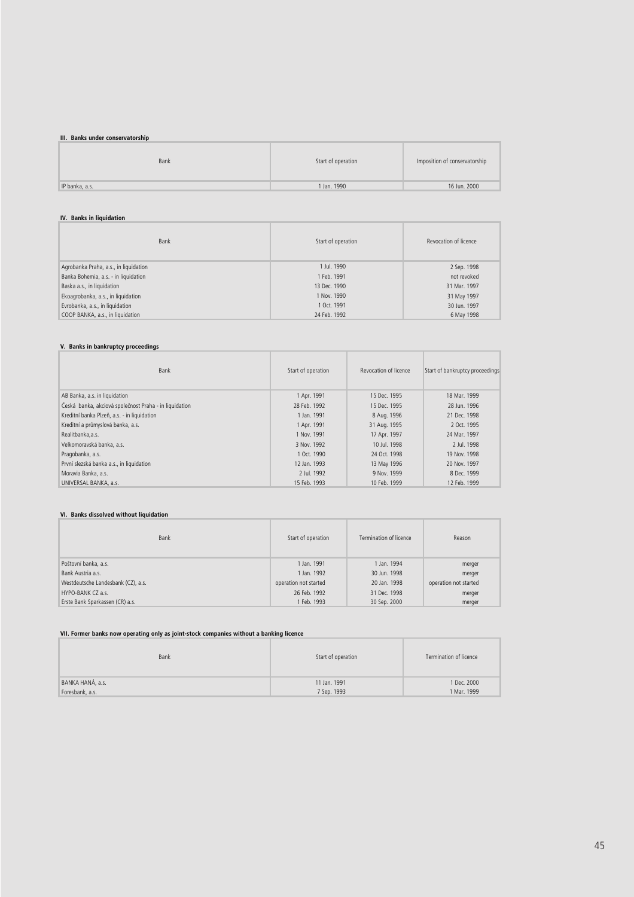#### III. Banks under conservatorship

| Bank | Start of operation | Imposition of conservatorship |
|---|---|---|
| IP banka, a.s. | 1 Jan. 1990 | 16 Jun. 2000 |

#### IV. Banks in liquidation

| Bank | Start of operation | Revocation of licence |
|---|---|---|
| Agrobanka Praha, a.s., in liquidation | 1 Jul. 1990 | 2 Sep. 1998 |
| Banka Bohemia, a.s. - in liquidation | 1 Feb. 1991 | not revoked |
| Baska a.s., in liquidation | 13 Dec. 1990 | 31 Mar. 1997 |
| Ekoagrobanka, a.s., in liquidation | 1 Nov. 1990 | 31 May 1997 |
| Evrobanka, a.s., in liquidation | 1 Oct. 1991 | 30 Jun. 1997 |
| COOP BANKA, a.s., in liquidation | 24 Feb. 1992 | 6 May 1998 |

#### V. Banks in bankruptcy proceedings

| Bank | Start of operation | Revocation of licence | Start of bankruptcy proceedings |
|---|---|---|---|
| AB Banka, a.s. in liquidation | 1 Apr. 1991 | 15 Dec. 1995 | 18 Mar. 1999 |
| Česká banka, akciová společnost Praha - in liquidation | 28 Feb. 1992 | 15 Dec. 1995 | 28 Jun. 1996 |
| Kreditní banka Plzeň, a.s. - in liquidation | 1 Jan. 1991 | 8 Aug. 1996 | 21 Dec. 1998 |
| Kreditní a průmyslová banka, a.s. | 1 Apr. 1991 | 31 Aug. 1995 | 2 Oct. 1995 |
| Realitbanka,a.s. | 1 Nov. 1991 | 17 Apr. 1997 | 24 Mar. 1997 |
| Velkomoravská banka, a.s. | 3 Nov. 1992 | 10 Jul. 1998 | 2 Jul. 1998 |
| Pragobanka, a.s. | 1 Oct. 1990 | 24 Oct. 1998 | 19 Nov. 1998 |
| První slezská banka a.s., in liquidation | 12 Jan. 1993 | 13 May 1996 | 20 Nov. 1997 |
| Moravia Banka, a.s. | 2 Jul. 1992 | 9 Nov. 1999 | 8 Dec. 1999 |
| UNIVERSAL BANKA, a.s. | 15 Feb. 1993 | 10 Feb. 1999 | 12 Feb. 1999 |

#### VI. Banks dissolved without liquidation

| Bank | Start of operation | Termination of licence | Reason |
|---|---|---|---|
| Poštovní banka, a.s. | 1 Jan. 1991 | 1 Jan. 1994 | merger |
| Bank Austria a.s. | 1 Jan. 1992 | 30 Jun. 1998 | merger |
| Westdeutsche Landesbank (CZ), a.s. | operation not started | 20 Jan. 1998 | operation not started |
| HYPO-BANK CZ a.s. | 26 Feb. 1992 | 31 Dec. 1998 | merger |
| Erste Bank Sparkassen (CR) a.s. | 1 Feb. 1993 | 30 Sep. 2000 | merger |

#### VII. Former banks now operating only as joint-stock companies without a banking licence

| Bank | Start of operation | Termination of licence |
|---|---|---|
| BANKA HANÁ, a.s. | 11 Jan. 1991 | 1 Dec. 2000 |
| Foresbank, a.s. | 7 Sep. 1993 | 1 Mar. 1999 |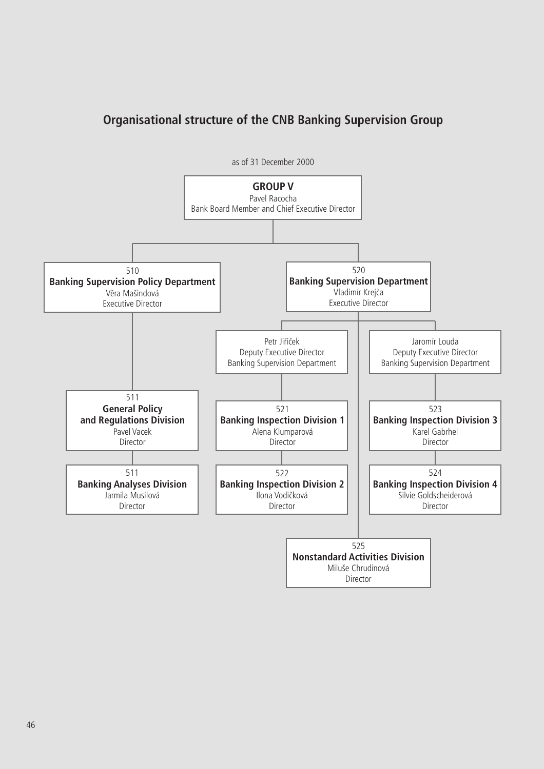## Organisational structure of the CNB Banking Supervision Group

as of 31 December 2000

**GROUP V**
Pavel Racocha
Bank Board Member and Chief Executive Director

510
**Banking Supervision Policy Department**
Věra Mašindová
Executive Director

511
**General Policy and Regulations Division**
Pavel Vacek
Director

511
**Banking Analyses Division**
Jarmila Musilová
Director

520
**Banking Supervision Department**
Vladimír Krejča
Executive Director

Petr Jiříček
Deputy Executive Director
Banking Supervision Department

521
**Banking Inspection Division 1**
Alena Klumparová
Director

522
**Banking Inspection Division 2**
Ilona Vodičková
Director

Jaromír Louda
Deputy Executive Director
Banking Supervision Department

523
**Banking Inspection Division 3**
Karel Gabrhel
Director

524
**Banking Inspection Division 4**
Silvie Goldscheiderová
Director

525
**Nonstandard Activities Division**
Miluše Chrudinová
Director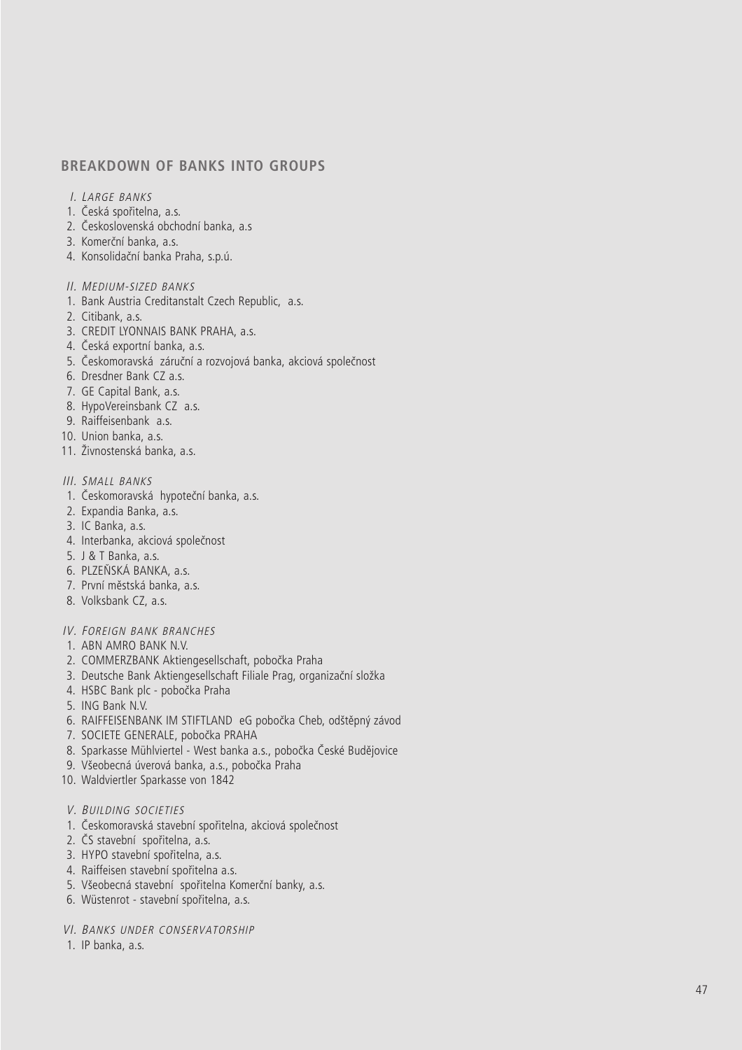## BREAKDOWN OF BANKS INTO GROUPS

*I. Large banks*

1. Česká spořitelna, a.s.
2. Československá obchodní banka, a.s
3. Komerční banka, a.s.
4. Konsolidační banka Praha, s.p.ú.

*II. Medium-sized banks*

1. Bank Austria Creditanstalt Czech Republic, a.s.
2. Citibank, a.s.
3. CREDIT LYONNAIS BANK PRAHA, a.s.
4. Česká exportní banka, a.s.
5. Českomoravská záruční a rozvojová banka, akciová společnost
6. Dresdner Bank CZ a.s.
7. GE Capital Bank, a.s.
8. HypoVereinsbank CZ a.s.
9. Raiffeisenbank a.s.
10. Union banka, a.s.
11. Živnostenská banka, a.s.

*III. Small banks*

1. Českomoravská hypoteční banka, a.s.
2. Expandia Banka, a.s.
3. IC Banka, a.s.
4. Interbanka, akciová společnost
5. J & T Banka, a.s.
6. PLZEŇSKÁ BANKA, a.s.
7. První městská banka, a.s.
8. Volksbank CZ, a.s.

*IV. Foreign bank branches*

1. ABN AMRO BANK N.V.
2. COMMERZBANK Aktiengesellschaft, pobočka Praha
3. Deutsche Bank Aktiengesellschaft Filiale Prag, organizační složka
4. HSBC Bank plc - pobočka Praha
5. ING Bank N.V.
6. RAIFFEISENBANK IM STIFTLAND eG pobočka Cheb, odštěpný závod
7. SOCIETE GENERALE, pobočka PRAHA
8. Sparkasse Mühlviertel - West banka a.s., pobočka České Budějovice
9. Všeobecná úverová banka, a.s., pobočka Praha
10. Waldviertler Sparkasse von 1842

*V. Building societies*

1. Českomoravská stavební spořitelna, akciová společnost
2. ČS stavební spořitelna, a.s.
3. HYPO stavební spořitelna, a.s.
4. Raiffeisen stavební spořitelna a.s.
5. Všeobecná stavební spořitelna Komerční banky, a.s.
6. Wüstenrot - stavební spořitelna, a.s.

*VI. Banks under conservatorship*

1. IP banka, a.s.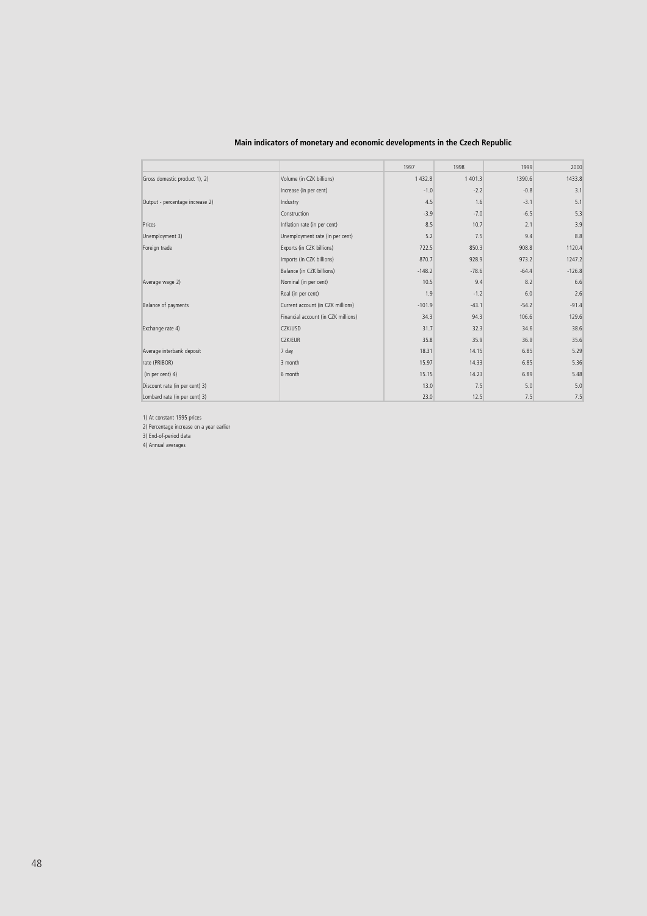**Main indicators of monetary and economic developments in the Czech Republic**

| | | 1997 | 1998 | 1999 | 2000 |
|---|---|---|---|---|---|
| Gross domestic product 1), 2) | Volume (in CZK billions) | 1 432.8 | 1 401.3 | 1390.6 | 1433.8 |
| | Increase (in per cent) | -1.0 | -2.2 | -0.8 | 3.1 |
| Output - percentage increase 2) | Industry | 4.5 | 1.6 | -3.1 | 5.1 |
| | Construction | -3.9 | -7.0 | -6.5 | 5.3 |
| Prices | Inflation rate (in per cent) | 8.5 | 10.7 | 2.1 | 3.9 |
| Unemployment 3) | Unemployment rate (in per cent) | 5.2 | 7.5 | 9.4 | 8.8 |
| Foreign trade | Exports (in CZK billions) | 722.5 | 850.3 | 908.8 | 1120.4 |
| | Imports (in CZK billions) | 870.7 | 928.9 | 973.2 | 1247.2 |
| | Balance (in CZK billions) | -148.2 | -78.6 | -64.4 | -126.8 |
| Average wage 2) | Nominal (in per cent) | 10.5 | 9.4 | 8.2 | 6.6 |
| | Real (in per cent) | 1.9 | -1.2 | 6.0 | 2.6 |
| Balance of payments | Current account (in CZK millions) | -101.9 | -43.1 | -54.2 | -91.4 |
| | Financial account (in CZK millions) | 34.3 | 94.3 | 106.6 | 129.6 |
| Exchange rate 4) | CZK/USD | 31.7 | 32.3 | 34.6 | 38.6 |
| | CZK/EUR | 35.8 | 35.9 | 36.9 | 35.6 |
| Average interbank deposit | 7 day | 18.31 | 14.15 | 6.85 | 5.29 |
| rate (PRIBOR) | 3 month | 15.97 | 14.33 | 6.85 | 5.36 |
| (in per cent) 4) | 6 month | 15.15 | 14.23 | 6.89 | 5.48 |
| Discount rate (in per cent) 3) | | 13.0 | 7.5 | 5.0 | 5.0 |
| Lombard rate (in per cent) 3) | | 23.0 | 12.5 | 7.5 | 7.5 |

1) At constant 1995 prices
2) Percentage increase on a year earlier
3) End-of-period data
4) Annual averages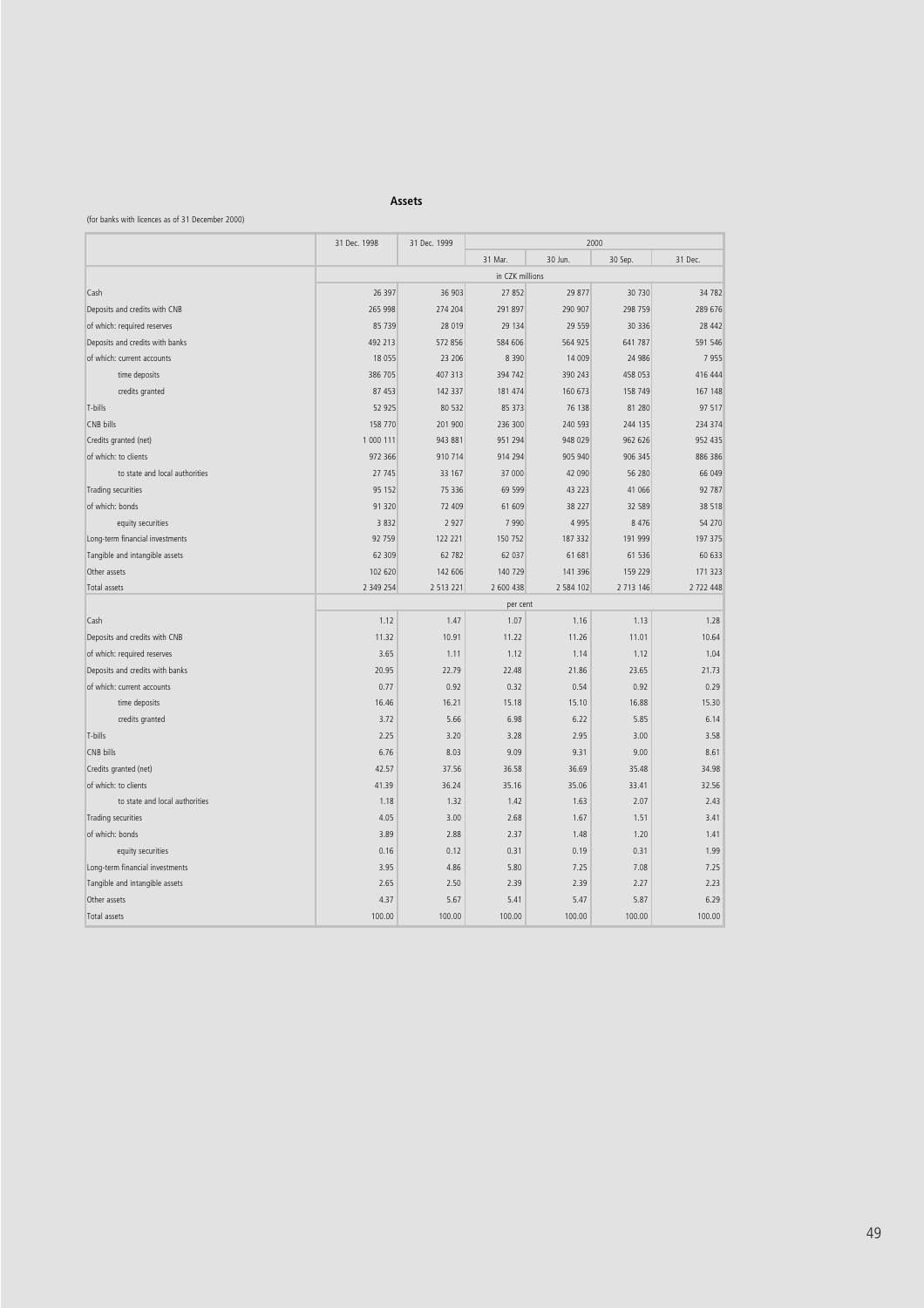## Assets

(for banks with licences as of 31 December 2000)

| | 31 Dec. 1998 | 31 Dec. 1999 | 2000 | | | |
|---|---|---|---|---|---|---|
| | | | 31 Mar. | 30 Jun. | 30 Sep. | 31 Dec. |
| | in CZK millions | | | | | |
| Cash | 26 397 | 36 903 | 27 852 | 29 877 | 30 730 | 34 782 |
| Deposits and credits with CNB | 265 998 | 274 204 | 291 897 | 290 907 | 298 759 | 289 676 |
| of which: required reserves | 85 739 | 28 019 | 29 134 | 29 559 | 30 336 | 28 442 |
| Deposits and credits with banks | 492 213 | 572 856 | 584 606 | 564 925 | 641 787 | 591 546 |
| of which: current accounts | 18 055 | 23 206 | 8 390 | 14 009 | 24 986 | 7 955 |
| time deposits | 386 705 | 407 313 | 394 742 | 390 243 | 458 053 | 416 444 |
| credits granted | 87 453 | 142 337 | 181 474 | 160 673 | 158 749 | 167 148 |
| T-bills | 52 925 | 80 532 | 85 373 | 76 138 | 81 280 | 97 517 |
| CNB bills | 158 770 | 201 900 | 236 300 | 240 593 | 244 135 | 234 374 |
| Credits granted (net) | 1 000 111 | 943 881 | 951 294 | 948 029 | 962 626 | 952 435 |
| of which: to clients | 972 366 | 910 714 | 914 294 | 905 940 | 906 345 | 886 386 |
| to state and local authorities | 27 745 | 33 167 | 37 000 | 42 090 | 56 280 | 66 049 |
| Trading securities | 95 152 | 75 336 | 69 599 | 43 223 | 41 066 | 92 787 |
| of which: bonds | 91 320 | 72 409 | 61 609 | 38 227 | 32 589 | 38 518 |
| equity securities | 3 832 | 2 927 | 7 990 | 4 995 | 8 476 | 54 270 |
| Long-term financial investments | 92 759 | 122 221 | 150 752 | 187 332 | 191 999 | 197 375 |
| Tangible and intangible assets | 62 309 | 62 782 | 62 037 | 61 681 | 61 536 | 60 633 |
| Other assets | 102 620 | 142 606 | 140 729 | 141 396 | 159 229 | 171 323 |
| Total assets | 2 349 254 | 2 513 221 | 2 600 438 | 2 584 102 | 2 713 146 | 2 722 448 |
| | per cent | | | | | |
| Cash | 1.12 | 1.47 | 1.07 | 1.16 | 1.13 | 1.28 |
| Deposits and credits with CNB | 11.32 | 10.91 | 11.22 | 11.26 | 11.01 | 10.64 |
| of which: required reserves | 3.65 | 1.11 | 1.12 | 1.14 | 1.12 | 1.04 |
| Deposits and credits with banks | 20.95 | 22.79 | 22.48 | 21.86 | 23.65 | 21.73 |
| of which: current accounts | 0.77 | 0.92 | 0.32 | 0.54 | 0.92 | 0.29 |
| time deposits | 16.46 | 16.21 | 15.18 | 15.10 | 16.88 | 15.30 |
| credits granted | 3.72 | 5.66 | 6.98 | 6.22 | 5.85 | 6.14 |
| T-bills | 2.25 | 3.20 | 3.28 | 2.95 | 3.00 | 3.58 |
| CNB bills | 6.76 | 8.03 | 9.09 | 9.31 | 9.00 | 8.61 |
| Credits granted (net) | 42.57 | 37.56 | 36.58 | 36.69 | 35.48 | 34.98 |
| of which: to clients | 41.39 | 36.24 | 35.16 | 35.06 | 33.41 | 32.56 |
| to state and local authorities | 1.18 | 1.32 | 1.42 | 1.63 | 2.07 | 2.43 |
| Trading securities | 4.05 | 3.00 | 2.68 | 1.67 | 1.51 | 3.41 |
| of which: bonds | 3.89 | 2.88 | 2.37 | 1.48 | 1.20 | 1.41 |
| equity securities | 0.16 | 0.12 | 0.31 | 0.19 | 0.31 | 1.99 |
| Long-term financial investments | 3.95 | 4.86 | 5.80 | 7.25 | 7.08 | 7.25 |
| Tangible and intangible assets | 2.65 | 2.50 | 2.39 | 2.39 | 2.27 | 2.23 |
| Other assets | 4.37 | 5.67 | 5.41 | 5.47 | 5.87 | 6.29 |
| Total assets | 100.00 | 100.00 | 100.00 | 100.00 | 100.00 | 100.00 |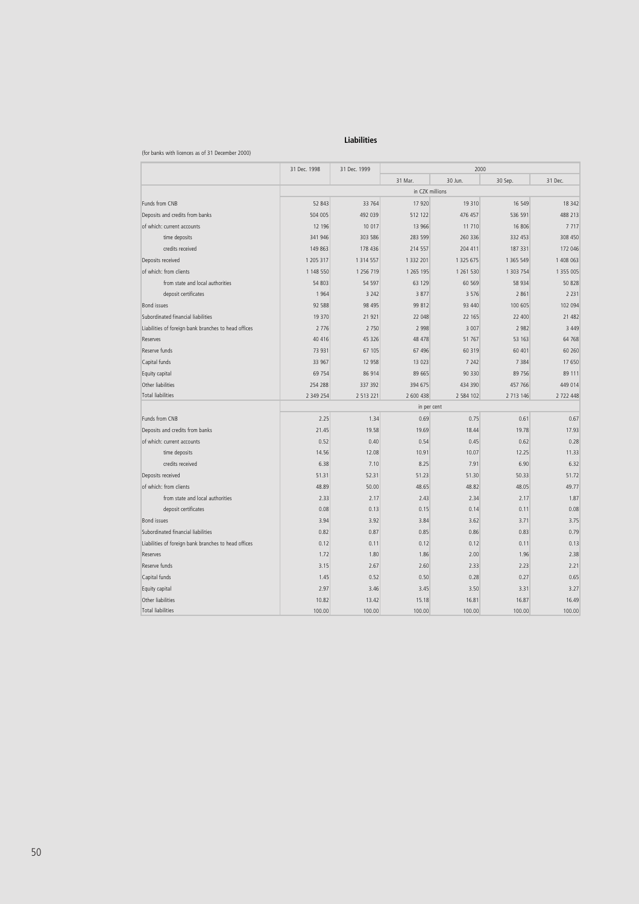## Liabilities

(for banks with licences as of 31 December 2000)

| | 31 Dec. 1998 | 31 Dec. 1999 | 2000 | | | |
|---|---|---|---|---|---|---|
| | | | 31 Mar. | 30 Jun. | 30 Sep. | 31 Dec. |
| | in CZK millions | | | | | |
| Funds from CNB | 52 843 | 33 764 | 17 920 | 19 310 | 16 549 | 18 342 |
| Deposits and credits from banks | 504 005 | 492 039 | 512 122 | 476 457 | 536 591 | 488 213 |
| of which: current accounts | 12 196 | 10 017 | 13 966 | 11 710 | 16 806 | 7 717 |
| time deposits | 341 946 | 303 586 | 283 599 | 260 336 | 332 453 | 308 450 |
| credits received | 149 863 | 178 436 | 214 557 | 204 411 | 187 331 | 172 046 |
| Deposits received | 1 205 317 | 1 314 557 | 1 332 201 | 1 325 675 | 1 365 549 | 1 408 063 |
| of which: from clients | 1 148 550 | 1 256 719 | 1 265 195 | 1 261 530 | 1 303 754 | 1 355 005 |
| from state and local authorities | 54 803 | 54 597 | 63 129 | 60 569 | 58 934 | 50 828 |
| deposit certificates | 1 964 | 3 242 | 3 877 | 3 576 | 2 861 | 2 231 |
| Bond issues | 92 588 | 98 495 | 99 812 | 93 440 | 100 605 | 102 094 |
| Subordinated financial liabilities | 19 370 | 21 921 | 22 048 | 22 165 | 22 400 | 21 482 |
| Liabilities of foreign bank branches to head offices | 2 776 | 2 750 | 2 998 | 3 007 | 2 982 | 3 449 |
| Reserves | 40 416 | 45 326 | 48 478 | 51 767 | 53 163 | 64 768 |
| Reserve funds | 73 931 | 67 105 | 67 496 | 60 319 | 60 401 | 60 260 |
| Capital funds | 33 967 | 12 958 | 13 023 | 7 242 | 7 384 | 17 650 |
| Equity capital | 69 754 | 86 914 | 89 665 | 90 330 | 89 756 | 89 111 |
| Other liabilities | 254 288 | 337 392 | 394 675 | 434 390 | 457 766 | 449 014 |
| Total liabilities | 2 349 254 | 2 513 221 | 2 600 438 | 2 584 102 | 2 713 146 | 2 722 448 |
| | in per cent | | | | | |
| Funds from CNB | 2.25 | 1.34 | 0.69 | 0.75 | 0.61 | 0.67 |
| Deposits and credits from banks | 21.45 | 19.58 | 19.69 | 18.44 | 19.78 | 17.93 |
| of which: current accounts | 0.52 | 0.40 | 0.54 | 0.45 | 0.62 | 0.28 |
| time deposits | 14.56 | 12.08 | 10.91 | 10.07 | 12.25 | 11.33 |
| credits received | 6.38 | 7.10 | 8.25 | 7.91 | 6.90 | 6.32 |
| Deposits received | 51.31 | 52.31 | 51.23 | 51.30 | 50.33 | 51.72 |
| of which: from clients | 48.89 | 50.00 | 48.65 | 48.82 | 48.05 | 49.77 |
| from state and local authorities | 2.33 | 2.17 | 2.43 | 2.34 | 2.17 | 1.87 |
| deposit certificates | 0.08 | 0.13 | 0.15 | 0.14 | 0.11 | 0.08 |
| Bond issues | 3.94 | 3.92 | 3.84 | 3.62 | 3.71 | 3.75 |
| Subordinated financial liabilities | 0.82 | 0.87 | 0.85 | 0.86 | 0.83 | 0.79 |
| Liabilities of foreign bank branches to head offices | 0.12 | 0.11 | 0.12 | 0.12 | 0.11 | 0.13 |
| Reserves | 1.72 | 1.80 | 1.86 | 2.00 | 1.96 | 2.38 |
| Reserve funds | 3.15 | 2.67 | 2.60 | 2.33 | 2.23 | 2.21 |
| Capital funds | 1.45 | 0.52 | 0.50 | 0.28 | 0.27 | 0.65 |
| Equity capital | 2.97 | 3.46 | 3.45 | 3.50 | 3.31 | 3.27 |
| Other liabilities | 10.82 | 13.42 | 15.18 | 16.81 | 16.87 | 16.49 |
| Total liabilities | 100.00 | 100.00 | 100.00 | 100.00 | 100.00 | 100.00 |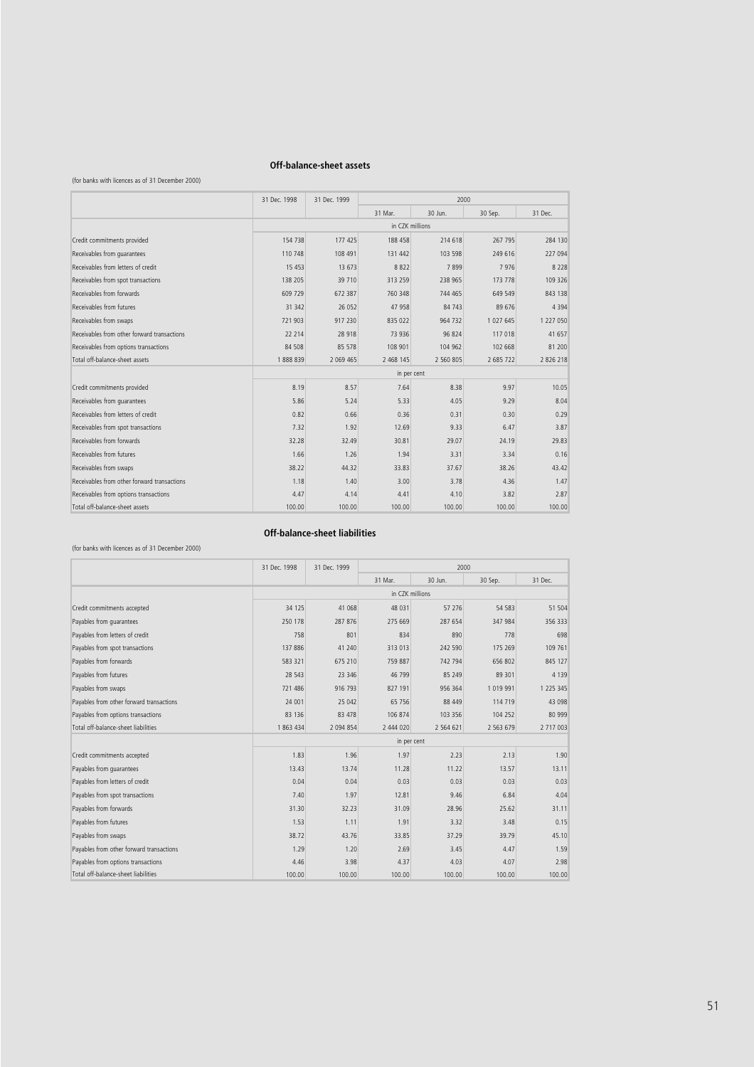## Off-balance-sheet assets

(for banks with licences as of 31 December 2000)

| | 31 Dec. 1998 | 31 Dec. 1999 | 2000 | | | |
|---|---|---|---|---|---|---|
| | | | 31 Mar. | 30 Jun. | 30 Sep. | 31 Dec. |
| | in CZK millions | | | | | |
| Credit commitments provided | 154 738 | 177 425 | 188 458 | 214 618 | 267 795 | 284 130 |
| Receivables from guarantees | 110 748 | 108 491 | 131 442 | 103 598 | 249 616 | 227 094 |
| Receivables from letters of credit | 15 453 | 13 673 | 8 822 | 7 899 | 7 976 | 8 228 |
| Receivables from spot transactions | 138 205 | 39 710 | 313 259 | 238 965 | 173 778 | 109 326 |
| Receivables from forwards | 609 729 | 672 387 | 760 348 | 744 465 | 649 549 | 843 138 |
| Receivables from futures | 31 342 | 26 052 | 47 958 | 84 743 | 89 676 | 4 394 |
| Receivables from swaps | 721 903 | 917 230 | 835 022 | 964 732 | 1 027 645 | 1 227 050 |
| Receivables from other forward transactions | 22 214 | 28 918 | 73 936 | 96 824 | 117 018 | 41 657 |
| Receivables from options transactions | 84 508 | 85 578 | 108 901 | 104 962 | 102 668 | 81 200 |
| Total off-balance-sheet assets | 1 888 839 | 2 069 465 | 2 468 145 | 2 560 805 | 2 685 722 | 2 826 218 |
| | in per cent | | | | | |
| Credit commitments provided | 8.19 | 8.57 | 7.64 | 8.38 | 9.97 | 10.05 |
| Receivables from guarantees | 5.86 | 5.24 | 5.33 | 4.05 | 9.29 | 8.04 |
| Receivables from letters of credit | 0.82 | 0.66 | 0.36 | 0.31 | 0.30 | 0.29 |
| Receivables from spot transactions | 7.32 | 1.92 | 12.69 | 9.33 | 6.47 | 3.87 |
| Receivables from forwards | 32.28 | 32.49 | 30.81 | 29.07 | 24.19 | 29.83 |
| Receivables from futures | 1.66 | 1.26 | 1.94 | 3.31 | 3.34 | 0.16 |
| Receivables from swaps | 38.22 | 44.32 | 33.83 | 37.67 | 38.26 | 43.42 |
| Receivables from other forward transactions | 1.18 | 1.40 | 3.00 | 3.78 | 4.36 | 1.47 |
| Receivables from options transactions | 4.47 | 4.14 | 4.41 | 4.10 | 3.82 | 2.87 |
| Total off-balance-sheet assets | 100.00 | 100.00 | 100.00 | 100.00 | 100.00 | 100.00 |

## Off-balance-sheet liabilities

(for banks with licences as of 31 December 2000)

| | 31 Dec. 1998 | 31 Dec. 1999 | 2000 | | | |
|---|---|---|---|---|---|---|
| | | | 31 Mar. | 30 Jun. | 30 Sep. | 31 Dec. |
| | in CZK millions | | | | | |
| Credit commitments accepted | 34 125 | 41 068 | 48 031 | 57 276 | 54 583 | 51 504 |
| Payables from guarantees | 250 178 | 287 876 | 275 669 | 287 654 | 347 984 | 356 333 |
| Payables from letters of credit | 758 | 801 | 834 | 890 | 778 | 698 |
| Payables from spot transactions | 137 886 | 41 240 | 313 013 | 242 590 | 175 269 | 109 761 |
| Payables from forwards | 583 321 | 675 210 | 759 887 | 742 794 | 656 802 | 845 127 |
| Payables from futures | 28 543 | 23 346 | 46 799 | 85 249 | 89 301 | 4 139 |
| Payables from swaps | 721 486 | 916 793 | 827 191 | 956 364 | 1 019 991 | 1 225 345 |
| Payables from other forward transactions | 24 001 | 25 042 | 65 756 | 88 449 | 114 719 | 43 098 |
| Payables from options transactions | 83 136 | 83 478 | 106 874 | 103 356 | 104 252 | 80 999 |
| Total off-balance-sheet liabilities | 1 863 434 | 2 094 854 | 2 444 020 | 2 564 621 | 2 563 679 | 2 717 003 |
| | in per cent | | | | | |
| Credit commitments accepted | 1.83 | 1.96 | 1.97 | 2.23 | 2.13 | 1.90 |
| Payables from guarantees | 13.43 | 13.74 | 11.28 | 11.22 | 13.57 | 13.11 |
| Payables from letters of credit | 0.04 | 0.04 | 0.03 | 0.03 | 0.03 | 0.03 |
| Payables from spot transactions | 7.40 | 1.97 | 12.81 | 9.46 | 6.84 | 4.04 |
| Payables from forwards | 31.30 | 32.23 | 31.09 | 28.96 | 25.62 | 31.11 |
| Payables from futures | 1.53 | 1.11 | 1.91 | 3.32 | 3.48 | 0.15 |
| Payables from swaps | 38.72 | 43.76 | 33.85 | 37.29 | 39.79 | 45.10 |
| Payables from other forward transactions | 1.29 | 1.20 | 2.69 | 3.45 | 4.47 | 1.59 |
| Payables from options transactions | 4.46 | 3.98 | 4.37 | 4.03 | 4.07 | 2.98 |
| Total off-balance-sheet liabilities | 100.00 | 100.00 | 100.00 | 100.00 | 100.00 | 100.00 |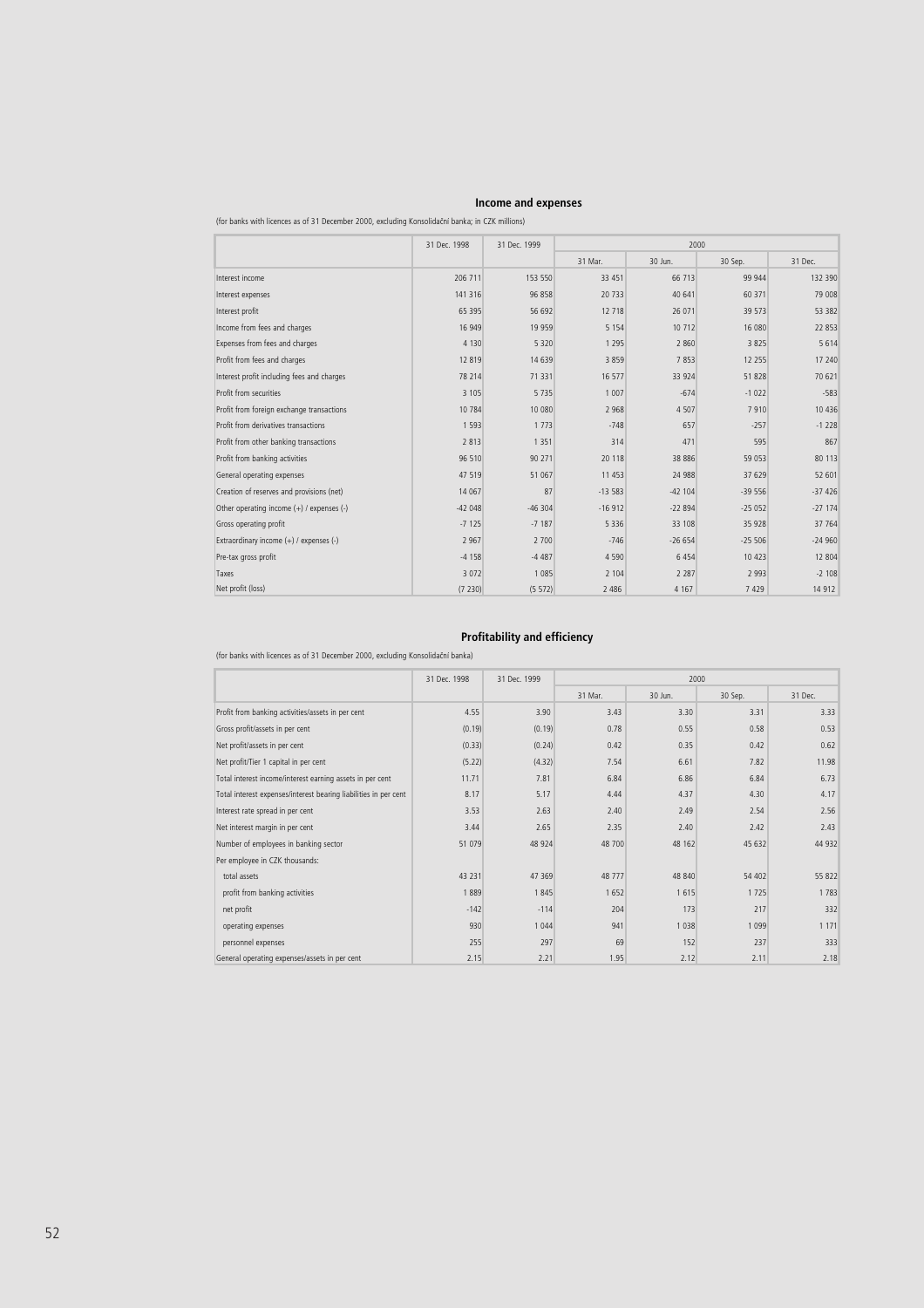## Income and expenses

(for banks with licences as of 31 December 2000, excluding Konsolidační banka; in CZK millions)

| | 31 Dec. 1998 | 31 Dec. 1999 | 2000 | | | |
|---|---|---|---|---|---|---|
| | | | 31 Mar. | 30 Jun. | 30 Sep. | 31 Dec. |
| Interest income | 206 711 | 153 550 | 33 451 | 66 713 | 99 944 | 132 390 |
| Interest expenses | 141 316 | 96 858 | 20 733 | 40 641 | 60 371 | 79 008 |
| Interest profit | 65 395 | 56 692 | 12 718 | 26 071 | 39 573 | 53 382 |
| Income from fees and charges | 16 949 | 19 959 | 5 154 | 10 712 | 16 080 | 22 853 |
| Expenses from fees and charges | 4 130 | 5 320 | 1 295 | 2 860 | 3 825 | 5 614 |
| Profit from fees and charges | 12 819 | 14 639 | 3 859 | 7 853 | 12 255 | 17 240 |
| Interest profit including fees and charges | 78 214 | 71 331 | 16 577 | 33 924 | 51 828 | 70 621 |
| Profit from securities | 3 105 | 5 735 | 1 007 | -674 | -1 022 | -583 |
| Profit from foreign exchange transactions | 10 784 | 10 080 | 2 968 | 4 507 | 7 910 | 10 436 |
| Profit from derivatives transactions | 1 593 | 1 773 | -748 | 657 | -257 | -1 228 |
| Profit from other banking transactions | 2 813 | 1 351 | 314 | 471 | 595 | 867 |
| Profit from banking activities | 96 510 | 90 271 | 20 118 | 38 886 | 59 053 | 80 113 |
| General operating expenses | 47 519 | 51 067 | 11 453 | 24 988 | 37 629 | 52 601 |
| Creation of reserves and provisions (net) | 14 067 | 87 | -13 583 | -42 104 | -39 556 | -37 426 |
| Other operating income (+) / expenses (-) | -42 048 | -46 304 | -16 912 | -22 894 | -25 052 | -27 174 |
| Gross operating profit | -7 125 | -7 187 | 5 336 | 33 108 | 35 928 | 37 764 |
| Extraordinary income (+) / expenses (-) | 2 967 | 2 700 | -746 | -26 654 | -25 506 | -24 960 |
| Pre-tax gross profit | -4 158 | -4 487 | 4 590 | 6 454 | 10 423 | 12 804 |
| Taxes | 3 072 | 1 085 | 2 104 | 2 287 | 2 993 | -2 108 |
| Net profit (loss) | (7 230) | (5 572) | 2 486 | 4 167 | 7 429 | 14 912 |

## Profitability and efficiency

(for banks with licences as of 31 December 2000, excluding Konsolidační banka)

| | 31 Dec. 1998 | 31 Dec. 1999 | 2000 | | | |
|---|---|---|---|---|---|---|
| | | | 31 Mar. | 30 Jun. | 30 Sep. | 31 Dec. |
| Profit from banking activities/assets in per cent | 4.55 | 3.90 | 3.43 | 3.30 | 3.31 | 3.33 |
| Gross profit/assets in per cent | (0.19) | (0.19) | 0.78 | 0.55 | 0.58 | 0.53 |
| Net profit/assets in per cent | (0.33) | (0.24) | 0.42 | 0.35 | 0.42 | 0.62 |
| Net profit/Tier 1 capital in per cent | (5.22) | (4.32) | 7.54 | 6.61 | 7.82 | 11.98 |
| Total interest income/interest earning assets in per cent | 11.71 | 7.81 | 6.84 | 6.86 | 6.84 | 6.73 |
| Total interest expenses/interest bearing liabilities in per cent | 8.17 | 5.17 | 4.44 | 4.37 | 4.30 | 4.17 |
| Interest rate spread in per cent | 3.53 | 2.63 | 2.40 | 2.49 | 2.54 | 2.56 |
| Net interest margin in per cent | 3.44 | 2.65 | 2.35 | 2.40 | 2.42 | 2.43 |
| Number of employees in banking sector | 51 079 | 48 924 | 48 700 | 48 162 | 45 632 | 44 932 |
| Per employee in CZK thousands: | | | | | | |
| total assets | 43 231 | 47 369 | 48 777 | 48 840 | 54 402 | 55 822 |
| profit from banking activities | 1 889 | 1 845 | 1 652 | 1 615 | 1 725 | 1 783 |
| net profit | -142 | -114 | 204 | 173 | 217 | 332 |
| operating expenses | 930 | 1 044 | 941 | 1 038 | 1 099 | 1 171 |
| personnel expenses | 255 | 297 | 69 | 152 | 237 | 333 |
| General operating expenses/assets in per cent | 2.15 | 2.21 | 1.95 | 2.12 | 2.11 | 2.18 |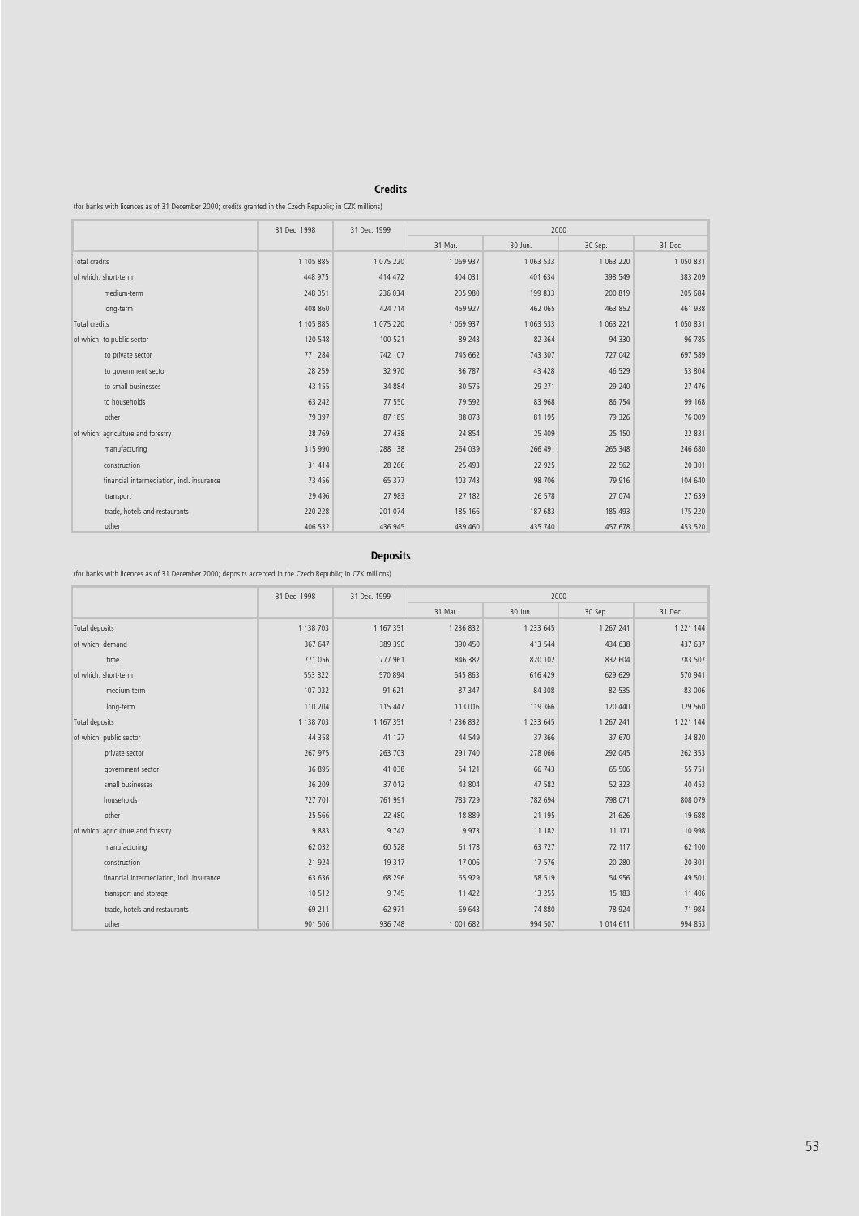## Credits

(for banks with licences as of 31 December 2000; credits granted in the Czech Republic; in CZK millions)

| | 31 Dec. 1998 | 31 Dec. 1999 | 2000 | | | |
|---|---|---|---|---|---|---|
| | | | 31 Mar. | 30 Jun. | 30 Sep. | 31 Dec. |
| Total credits | 1 105 885 | 1 075 220 | 1 069 937 | 1 063 533 | 1 063 220 | 1 050 831 |
| of which: short-term | 448 975 | 414 472 | 404 031 | 401 634 | 398 549 | 383 209 |
| medium-term | 248 051 | 236 034 | 205 980 | 199 833 | 200 819 | 205 684 |
| long-term | 408 860 | 424 714 | 459 927 | 462 065 | 463 852 | 461 938 |
| Total credits | 1 105 885 | 1 075 220 | 1 069 937 | 1 063 533 | 1 063 221 | 1 050 831 |
| of which: to public sector | 120 548 | 100 521 | 89 243 | 82 364 | 94 330 | 96 785 |
| to private sector | 771 284 | 742 107 | 745 662 | 743 307 | 727 042 | 697 589 |
| to government sector | 28 259 | 32 970 | 36 787 | 43 428 | 46 529 | 53 804 |
| to small businesses | 43 155 | 34 884 | 30 575 | 29 271 | 29 240 | 27 476 |
| to households | 63 242 | 77 550 | 79 592 | 83 968 | 86 754 | 99 168 |
| other | 79 397 | 87 189 | 88 078 | 81 195 | 79 326 | 76 009 |
| of which: agriculture and forestry | 28 769 | 27 438 | 24 854 | 25 409 | 25 150 | 22 831 |
| manufacturing | 315 990 | 288 138 | 264 039 | 266 491 | 265 348 | 246 680 |
| construction | 31 414 | 28 266 | 25 493 | 22 925 | 22 562 | 20 301 |
| financial intermediation, incl. insurance | 73 456 | 65 377 | 103 743 | 98 706 | 79 916 | 104 640 |
| transport | 29 496 | 27 983 | 27 182 | 26 578 | 27 074 | 27 639 |
| trade, hotels and restaurants | 220 228 | 201 074 | 185 166 | 187 683 | 185 493 | 175 220 |
| other | 406 532 | 436 945 | 439 460 | 435 740 | 457 678 | 453 520 |

## Deposits

(for banks with licences as of 31 December 2000; deposits accepted in the Czech Republic; in CZK millions)

| | 31 Dec. 1998 | 31 Dec. 1999 | 2000 | | | |
|---|---|---|---|---|---|---|
| | | | 31 Mar. | 30 Jun. | 30 Sep. | 31 Dec. |
| Total deposits | 1 138 703 | 1 167 351 | 1 236 832 | 1 233 645 | 1 267 241 | 1 221 144 |
| of which: demand | 367 647 | 389 390 | 390 450 | 413 544 | 434 638 | 437 637 |
| time | 771 056 | 777 961 | 846 382 | 820 102 | 832 604 | 783 507 |
| of which: short-term | 553 822 | 570 894 | 645 863 | 616 429 | 629 629 | 570 941 |
| medium-term | 107 032 | 91 621 | 87 347 | 84 308 | 82 535 | 83 006 |
| long-term | 110 204 | 115 447 | 113 016 | 119 366 | 120 440 | 129 560 |
| Total deposits | 1 138 703 | 1 167 351 | 1 236 832 | 1 233 645 | 1 267 241 | 1 221 144 |
| of which: public sector | 44 358 | 41 127 | 44 549 | 37 366 | 37 670 | 34 820 |
| private sector | 267 975 | 263 703 | 291 740 | 278 066 | 292 045 | 262 353 |
| government sector | 36 895 | 41 038 | 54 121 | 66 743 | 65 506 | 55 751 |
| small businesses | 36 209 | 37 012 | 43 804 | 47 582 | 52 323 | 40 453 |
| households | 727 701 | 761 991 | 783 729 | 782 694 | 798 071 | 808 079 |
| other | 25 566 | 22 480 | 18 889 | 21 195 | 21 626 | 19 688 |
| of which: agriculture and forestry | 9 883 | 9 747 | 9 973 | 11 182 | 11 171 | 10 998 |
| manufacturing | 62 032 | 60 528 | 61 178 | 63 727 | 72 117 | 62 100 |
| construction | 21 924 | 19 317 | 17 006 | 17 576 | 20 280 | 20 301 |
| financial intermediation, incl. insurance | 63 636 | 68 296 | 65 929 | 58 519 | 54 956 | 49 501 |
| transport and storage | 10 512 | 9 745 | 11 422 | 13 255 | 15 183 | 11 406 |
| trade, hotels and restaurants | 69 211 | 62 971 | 69 643 | 74 880 | 78 924 | 71 984 |
| other | 901 506 | 936 748 | 1 001 682 | 994 507 | 1 014 611 | 994 853 |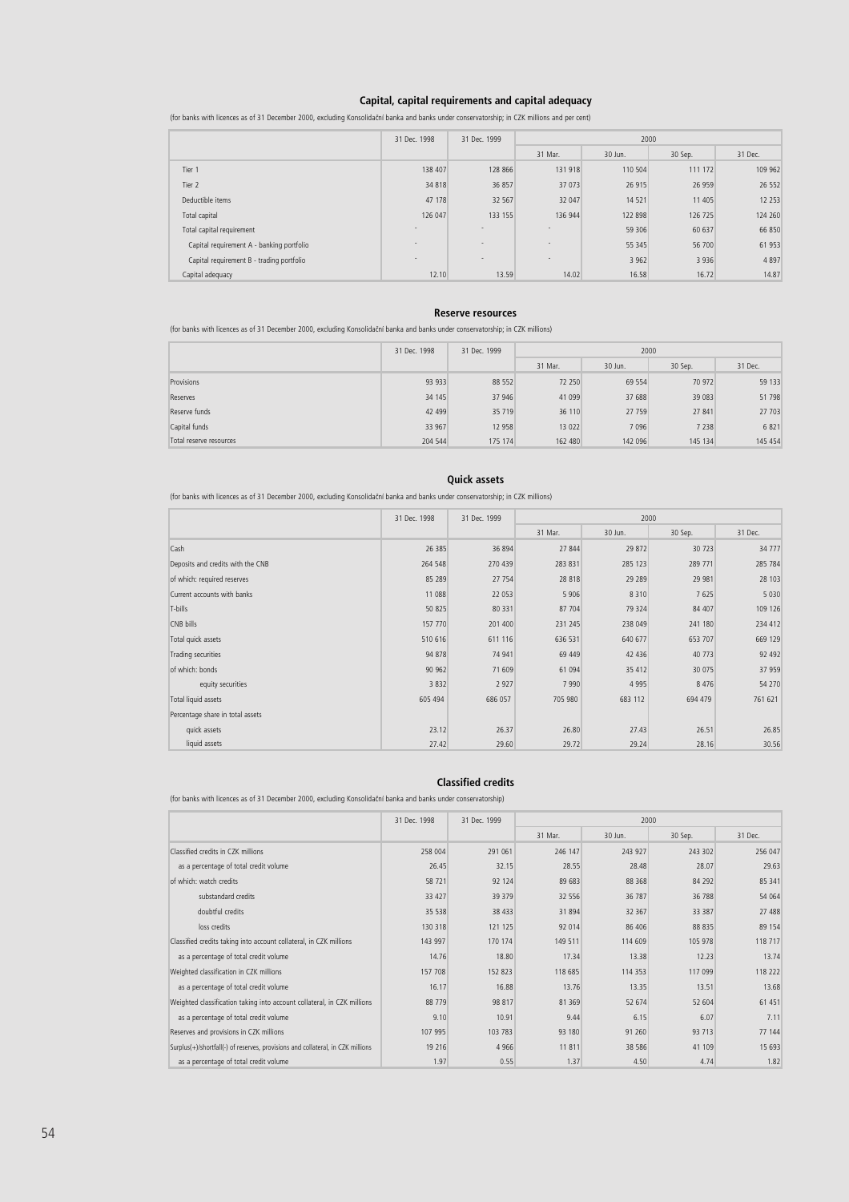## Capital, capital requirements and capital adequacy

(for banks with licences as of 31 December 2000, excluding Konsolidační banka and banks under conservatorship; in CZK millions and per cent)

| | 31 Dec. 1998 | 31 Dec. 1999 | 2000 | | | |
|---|---|---|---|---|---|---|
| | | | 31 Mar. | 30 Jun. | 30 Sep. | 31 Dec. |
| Tier 1 | 138 407 | 128 866 | 131 918 | 110 504 | 111 172 | 109 962 |
| Tier 2 | 34 818 | 36 857 | 37 073 | 26 915 | 26 959 | 26 552 |
| Deductible items | 47 178 | 32 567 | 32 047 | 14 521 | 11 405 | 12 253 |
| Total capital | 126 047 | 133 155 | 136 944 | 122 898 | 126 725 | 124 260 |
| Total capital requirement | - | - | - | 59 306 | 60 637 | 66 850 |
| Capital requirement A - banking portfolio | - | - | - | 55 345 | 56 700 | 61 953 |
| Capital requirement B - trading portfolio | - | - | - | 3 962 | 3 936 | 4 897 |
| Capital adequacy | 12.10 | 13.59 | 14.02 | 16.58 | 16.72 | 14.87 |

## Reserve resources

(for banks with licences as of 31 December 2000, excluding Konsolidační banka and banks under conservatorship; in CZK millions)

| | 31 Dec. 1998 | 31 Dec. 1999 | 2000 | | | |
|---|---|---|---|---|---|---|
| | | | 31 Mar. | 30 Jun. | 30 Sep. | 31 Dec. |
| Provisions | 93 933 | 88 552 | 72 250 | 69 554 | 70 972 | 59 133 |
| Reserves | 34 145 | 37 946 | 41 099 | 37 688 | 39 083 | 51 798 |
| Reserve funds | 42 499 | 35 719 | 36 110 | 27 759 | 27 841 | 27 703 |
| Capital funds | 33 967 | 12 958 | 13 022 | 7 096 | 7 238 | 6 821 |
| Total reserve resources | 204 544 | 175 174 | 162 480 | 142 096 | 145 134 | 145 454 |

## Quick assets

(for banks with licences as of 31 December 2000, excluding Konsolidační banka and banks under conservatorship; in CZK millions)

| | 31 Dec. 1998 | 31 Dec. 1999 | 2000 | | | |
|---|---|---|---|---|---|---|
| | | | 31 Mar. | 30 Jun. | 30 Sep. | 31 Dec. |
| Cash | 26 385 | 36 894 | 27 844 | 29 872 | 30 723 | 34 777 |
| Deposits and credits with the CNB | 264 548 | 270 439 | 283 831 | 285 123 | 289 771 | 285 784 |
| of which: required reserves | 85 289 | 27 754 | 28 818 | 29 289 | 29 981 | 28 103 |
| Current accounts with banks | 11 088 | 22 053 | 5 906 | 8 310 | 7 625 | 5 030 |
| T-bills | 50 825 | 80 331 | 87 704 | 79 324 | 84 407 | 109 126 |
| CNB bills | 157 770 | 201 400 | 231 245 | 238 049 | 241 180 | 234 412 |
| Total quick assets | 510 616 | 611 116 | 636 531 | 640 677 | 653 707 | 669 129 |
| Trading securities | 94 878 | 74 941 | 69 449 | 42 436 | 40 773 | 92 492 |
| of which: bonds | 90 962 | 71 609 | 61 094 | 35 412 | 30 075 | 37 959 |
| equity securities | 3 832 | 2 927 | 7 990 | 4 995 | 8 476 | 54 270 |
| Total liquid assets | 605 494 | 686 057 | 705 980 | 683 112 | 694 479 | 761 621 |
| Percentage share in total assets | | | | | | |
| quick assets | 23.12 | 26.37 | 26.80 | 27.43 | 26.51 | 26.85 |
| liquid assets | 27.42 | 29.60 | 29.72 | 29.24 | 28.16 | 30.56 |

## Classified credits

(for banks with licences as of 31 December 2000, excluding Konsolidační banka and banks under conservatorship)

| | 31 Dec. 1998 | 31 Dec. 1999 | 2000 | | | |
|---|---|---|---|---|---|---|
| | | | 31 Mar. | 30 Jun. | 30 Sep. | 31 Dec. |
| Classified credits in CZK millions | 258 004 | 291 061 | 246 147 | 243 927 | 243 302 | 256 047 |
| as a percentage of total credit volume | 26.45 | 32.15 | 28.55 | 28.48 | 28.07 | 29.63 |
| of which: watch credits | 58 721 | 92 124 | 89 683 | 88 368 | 84 292 | 85 341 |
| substandard credits | 33 427 | 39 379 | 32 556 | 36 787 | 36 788 | 54 064 |
| doubtful credits | 35 538 | 38 433 | 31 894 | 32 367 | 33 387 | 27 488 |
| loss credits | 130 318 | 121 125 | 92 014 | 86 406 | 88 835 | 89 154 |
| Classified credits taking into account collateral, in CZK millions | 143 997 | 170 174 | 149 511 | 114 609 | 105 978 | 118 717 |
| as a percentage of total credit volume | 14.76 | 18.80 | 17.34 | 13.38 | 12.23 | 13.74 |
| Weighted classification in CZK millions | 157 708 | 152 823 | 118 685 | 114 353 | 117 099 | 118 222 |
| as a percentage of total credit volume | 16.17 | 16.88 | 13.76 | 13.35 | 13.51 | 13.68 |
| Weighted classification taking into account collateral, in CZK millions | 88 779 | 98 817 | 81 369 | 52 674 | 52 604 | 61 451 |
| as a percentage of total credit volume | 9.10 | 10.91 | 9.44 | 6.15 | 6.07 | 7.11 |
| Reserves and provisions in CZK millions | 107 995 | 103 783 | 93 180 | 91 260 | 93 713 | 77 144 |
| Surplus(+)/shortfall(-) of reserves, provisions and collateral, in CZK millions | 19 216 | 4 966 | 11 811 | 38 586 | 41 109 | 15 693 |
| as a percentage of total credit volume | 1.97 | 0.55 | 1.37 | 4.50 | 4.74 | 1.82 |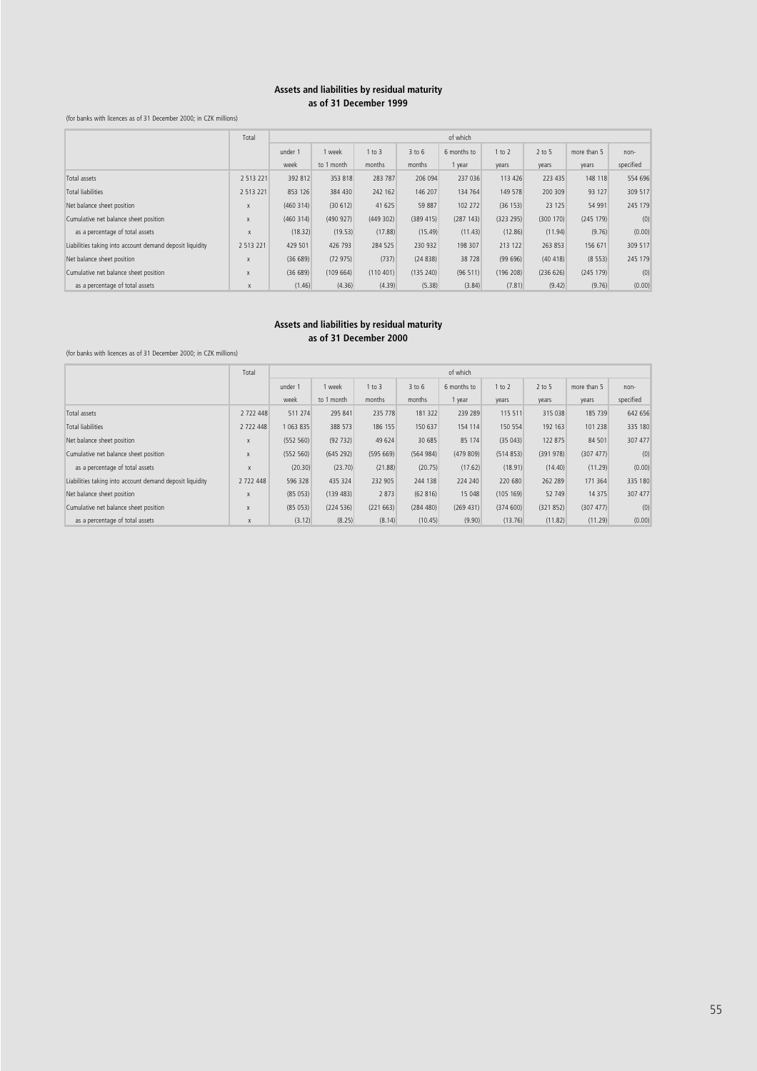**Assets and liabilities by residual maturity**
**as of 31 December 1999**

(for banks with licences as of 31 December 2000; in CZK millions)

| | Total | of which | | | | | | | | |
|---|---|---|---|---|---|---|---|---|---|---|
| | | under 1 week | 1 week to 1 month | 1 to 3 months | 3 to 6 months | 6 months to 1 year | 1 to 2 years | 2 to 5 years | more than 5 years | non-specified |
| Total assets | 2 513 221 | 392 812 | 353 818 | 283 787 | 206 094 | 237 036 | 113 426 | 223 435 | 148 118 | 554 696 |
| Total liabilities | 2 513 221 | 853 126 | 384 430 | 242 162 | 146 207 | 134 764 | 149 578 | 200 309 | 93 127 | 309 517 |
| Net balance sheet position | x | (460 314) | (30 612) | 41 625 | 59 887 | 102 272 | (36 153) | 23 125 | 54 991 | 245 179 |
| Cumulative net balance sheet position | x | (460 314) | (490 927) | (449 302) | (389 415) | (287 143) | (323 295) | (300 170) | (245 179) | (0) |
| as a percentage of total assets | x | (18.32) | (19.53) | (17.88) | (15.49) | (11.43) | (12.86) | (11.94) | (9.76) | (0.00) |
| Liabilities taking into account demand deposit liquidity | 2 513 221 | 429 501 | 426 793 | 284 525 | 230 932 | 198 307 | 213 122 | 263 853 | 156 671 | 309 517 |
| Net balance sheet position | x | (36 689) | (72 975) | (737) | (24 838) | 38 728 | (99 696) | (40 418) | (8 553) | 245 179 |
| Cumulative net balance sheet position | x | (36 689) | (109 664) | (110 401) | (135 240) | (96 511) | (196 208) | (236 626) | (245 179) | (0) |
| as a percentage of total assets | x | (1.46) | (4.36) | (4.39) | (5.38) | (3.84) | (7.81) | (9.42) | (9.76) | (0.00) |

**Assets and liabilities by residual maturity**
**as of 31 December 2000**

(for banks with licences as of 31 December 2000; in CZK millions)

| | Total | of which | | | | | | | | |
|---|---|---|---|---|---|---|---|---|---|---|
| | | under 1 week | 1 week to 1 month | 1 to 3 months | 3 to 6 months | 6 months to 1 year | 1 to 2 years | 2 to 5 years | more than 5 years | non-specified |
| Total assets | 2 722 448 | 511 274 | 295 841 | 235 778 | 181 322 | 239 289 | 115 511 | 315 038 | 185 739 | 642 656 |
| Total liabilities | 2 722 448 | 1 063 835 | 388 573 | 186 155 | 150 637 | 154 114 | 150 554 | 192 163 | 101 238 | 335 180 |
| Net balance sheet position | x | (552 560) | (92 732) | 49 624 | 30 685 | 85 174 | (35 043) | 122 875 | 84 501 | 307 477 |
| Cumulative net balance sheet position | x | (552 560) | (645 292) | (595 669) | (564 984) | (479 809) | (514 853) | (391 978) | (307 477) | (0) |
| as a percentage of total assets | x | (20.30) | (23.70) | (21.88) | (20.75) | (17.62) | (18.91) | (14.40) | (11.29) | (0.00) |
| Liabilities taking into account demand deposit liquidity | 2 722 448 | 596 328 | 435 324 | 232 905 | 244 138 | 224 240 | 220 680 | 262 289 | 171 364 | 335 180 |
| Net balance sheet position | x | (85 053) | (139 483) | 2 873 | (62 816) | 15 048 | (105 169) | 52 749 | 14 375 | 307 477 |
| Cumulative net balance sheet position | x | (85 053) | (224 536) | (221 663) | (284 480) | (269 431) | (374 600) | (321 852) | (307 477) | (0) |
| as a percentage of total assets | x | (3.12) | (8.25) | (8.14) | (10.45) | (9.90) | (13.76) | (11.82) | (11.29) | (0.00) |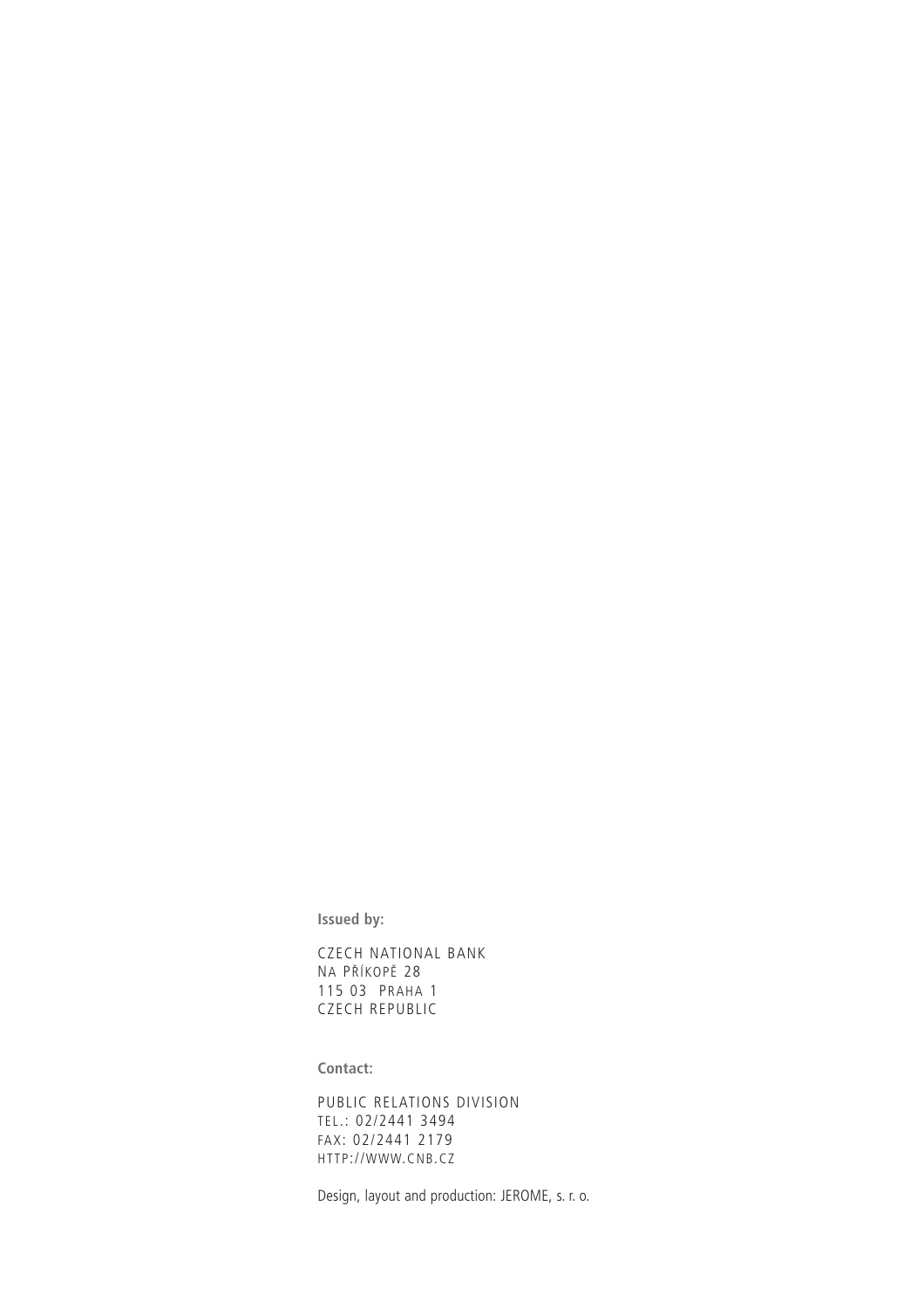**Issued by:**

CZECH NATIONAL BANK
NA PŘÍKOPĚ 28
115 03 PRAHA 1
CZECH REPUBLIC

**Contact:**

PUBLIC RELATIONS DIVISION
TEL.: 02/2441 3494
FAX: 02/2441 2179
HTTP://WWW.CNB.CZ

Design, layout and production: JEROME, s. r. o.